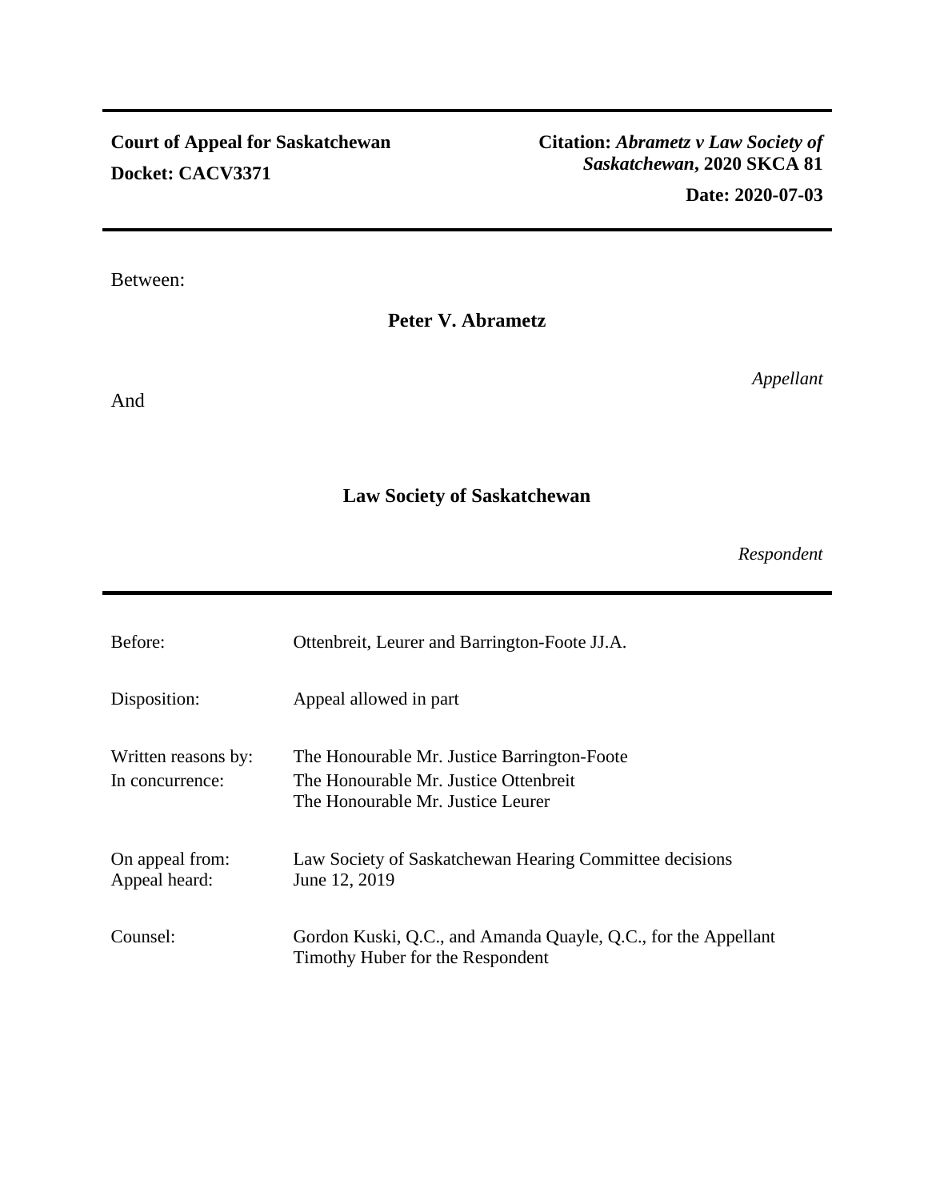**Court of Appeal for Saskatchewan**

**Docket: CACV3371**

**Citation:** ***Abrametz v Law Society of Saskatchewan*****, 2020 SKCA 81**

**Date: 2020-07-03**

Between:

**Peter V. Abrametz**

*Appellant*

And

**Law Society of Saskatchewan**

*Respondent*

| | |
|---|---|
| Before: | Ottenbreit, Leurer and Barrington-Foote JJ.A. |
| Disposition: | Appeal allowed in part |
| Written reasons by: | The Honourable Mr. Justice Barrington-Foote |
| In concurrence: | The Honourable Mr. Justice Ottenbreit<br>The Honourable Mr. Justice Leurer |
| On appeal from: | Law Society of Saskatchewan Hearing Committee decisions |
| Appeal heard: | June 12, 2019 |
| Counsel: | Gordon Kuski, Q.C., and Amanda Quayle, Q.C., for the Appellant<br>Timothy Huber for the Respondent |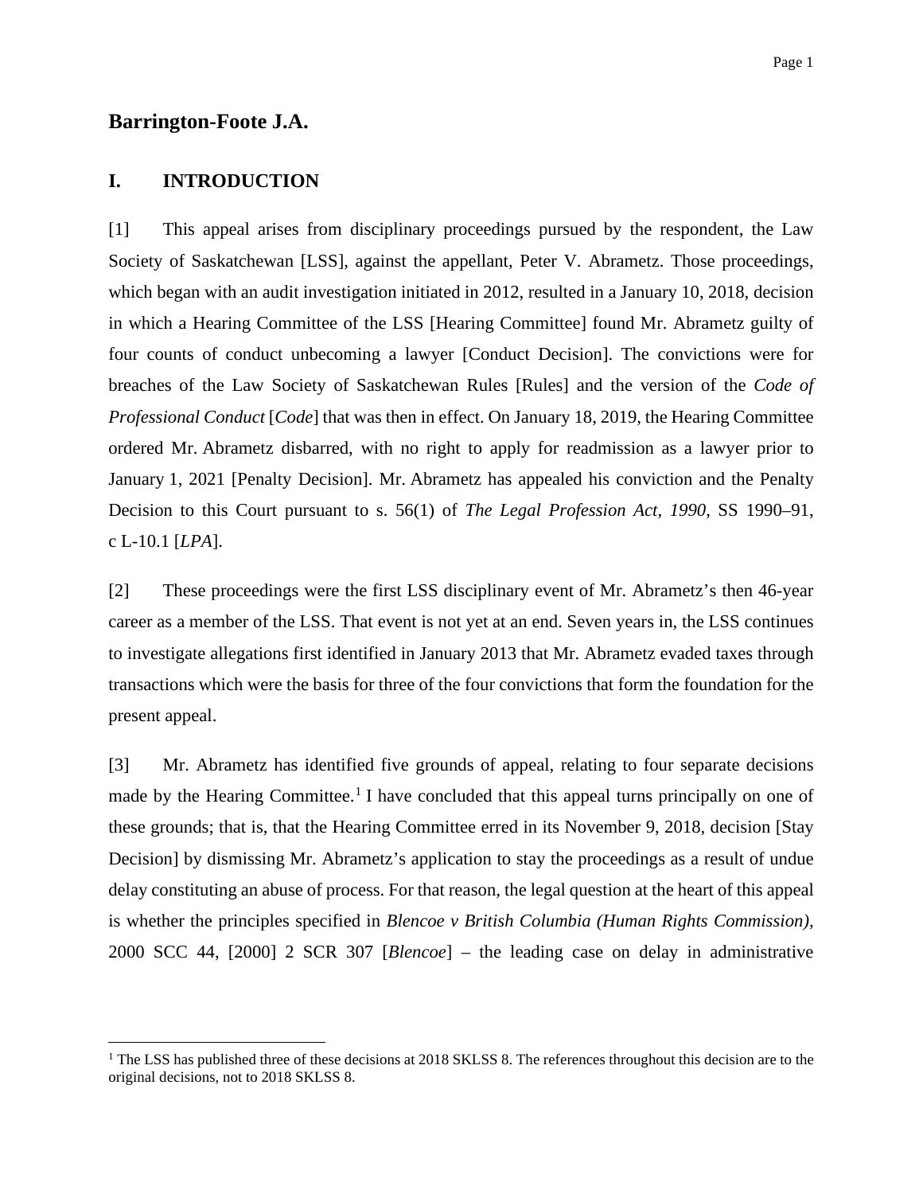## Barrington-Foote J.A.

## I. INTRODUCTION

[1] This appeal arises from disciplinary proceedings pursued by the respondent, the Law Society of Saskatchewan [LSS], against the appellant, Peter V. Abrametz. Those proceedings, which began with an audit investigation initiated in 2012, resulted in a January 10, 2018, decision in which a Hearing Committee of the LSS [Hearing Committee] found Mr. Abrametz guilty of four counts of conduct unbecoming a lawyer [Conduct Decision]. The convictions were for breaches of the Law Society of Saskatchewan Rules [Rules] and the version of the *Code of Professional Conduct* [*Code*] that was then in effect. On January 18, 2019, the Hearing Committee ordered Mr. Abrametz disbarred, with no right to apply for readmission as a lawyer prior to January 1, 2021 [Penalty Decision]. Mr. Abrametz has appealed his conviction and the Penalty Decision to this Court pursuant to s. 56(1) of *The Legal Profession Act, 1990*, SS 1990–91, c L-10.1 [*LPA*].

[2] These proceedings were the first LSS disciplinary event of Mr. Abrametz's then 46-year career as a member of the LSS. That event is not yet at an end. Seven years in, the LSS continues to investigate allegations first identified in January 2013 that Mr. Abrametz evaded taxes through transactions which were the basis for three of the four convictions that form the foundation for the present appeal.

[3] Mr. Abrametz has identified five grounds of appeal, relating to four separate decisions made by the Hearing Committee.[1] I have concluded that this appeal turns principally on one of these grounds; that is, that the Hearing Committee erred in its November 9, 2018, decision [Stay Decision] by dismissing Mr. Abrametz's application to stay the proceedings as a result of undue delay constituting an abuse of process. For that reason, the legal question at the heart of this appeal is whether the principles specified in *Blencoe v British Columbia (Human Rights Commission)*, 2000 SCC 44, [2000] 2 SCR 307 [*Blencoe*] – the leading case on delay in administrative

[1] The LSS has published three of these decisions at 2018 SKLSS 8. The references throughout this decision are to the original decisions, not to 2018 SKLSS 8.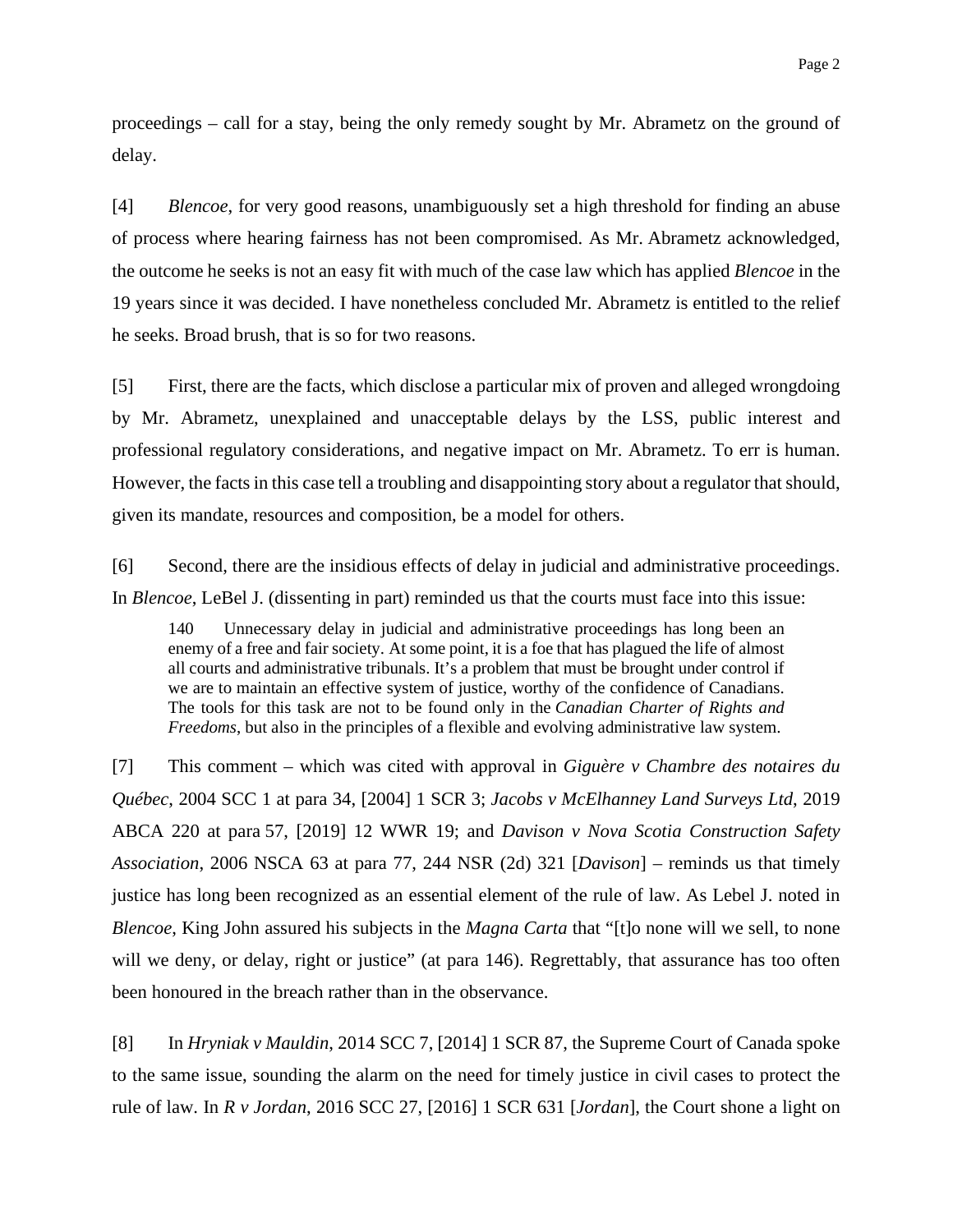proceedings – call for a stay, being the only remedy sought by Mr. Abrametz on the ground of delay.

[4] *Blencoe*, for very good reasons, unambiguously set a high threshold for finding an abuse of process where hearing fairness has not been compromised. As Mr. Abrametz acknowledged, the outcome he seeks is not an easy fit with much of the case law which has applied *Blencoe* in the 19 years since it was decided. I have nonetheless concluded Mr. Abrametz is entitled to the relief he seeks. Broad brush, that is so for two reasons.

[5] First, there are the facts, which disclose a particular mix of proven and alleged wrongdoing by Mr. Abrametz, unexplained and unacceptable delays by the LSS, public interest and professional regulatory considerations, and negative impact on Mr. Abrametz. To err is human. However, the facts in this case tell a troubling and disappointing story about a regulator that should, given its mandate, resources and composition, be a model for others.

[6] Second, there are the insidious effects of delay in judicial and administrative proceedings. In *Blencoe*, LeBel J. (dissenting in part) reminded us that the courts must face into this issue:

> 140 Unnecessary delay in judicial and administrative proceedings has long been an enemy of a free and fair society. At some point, it is a foe that has plagued the life of almost all courts and administrative tribunals. It's a problem that must be brought under control if we are to maintain an effective system of justice, worthy of the confidence of Canadians. The tools for this task are not to be found only in the *Canadian Charter of Rights and Freedoms*, but also in the principles of a flexible and evolving administrative law system.

[7] This comment – which was cited with approval in *Giguère v Chambre des notaires du Québec*, 2004 SCC 1 at para 34, [2004] 1 SCR 3; *Jacobs v McElhanney Land Surveys Ltd*, 2019 ABCA 220 at para 57, [2019] 12 WWR 19; and *Davison v Nova Scotia Construction Safety Association*, 2006 NSCA 63 at para 77, 244 NSR (2d) 321 [*Davison*] – reminds us that timely justice has long been recognized as an essential element of the rule of law. As Lebel J. noted in *Blencoe*, King John assured his subjects in the *Magna Carta* that "[t]o none will we sell, to none will we deny, or delay, right or justice" (at para 146). Regrettably, that assurance has too often been honoured in the breach rather than in the observance.

[8] In *Hryniak v Mauldin*, 2014 SCC 7, [2014] 1 SCR 87, the Supreme Court of Canada spoke to the same issue, sounding the alarm on the need for timely justice in civil cases to protect the rule of law. In *R v Jordan*, 2016 SCC 27, [2016] 1 SCR 631 [*Jordan*], the Court shone a light on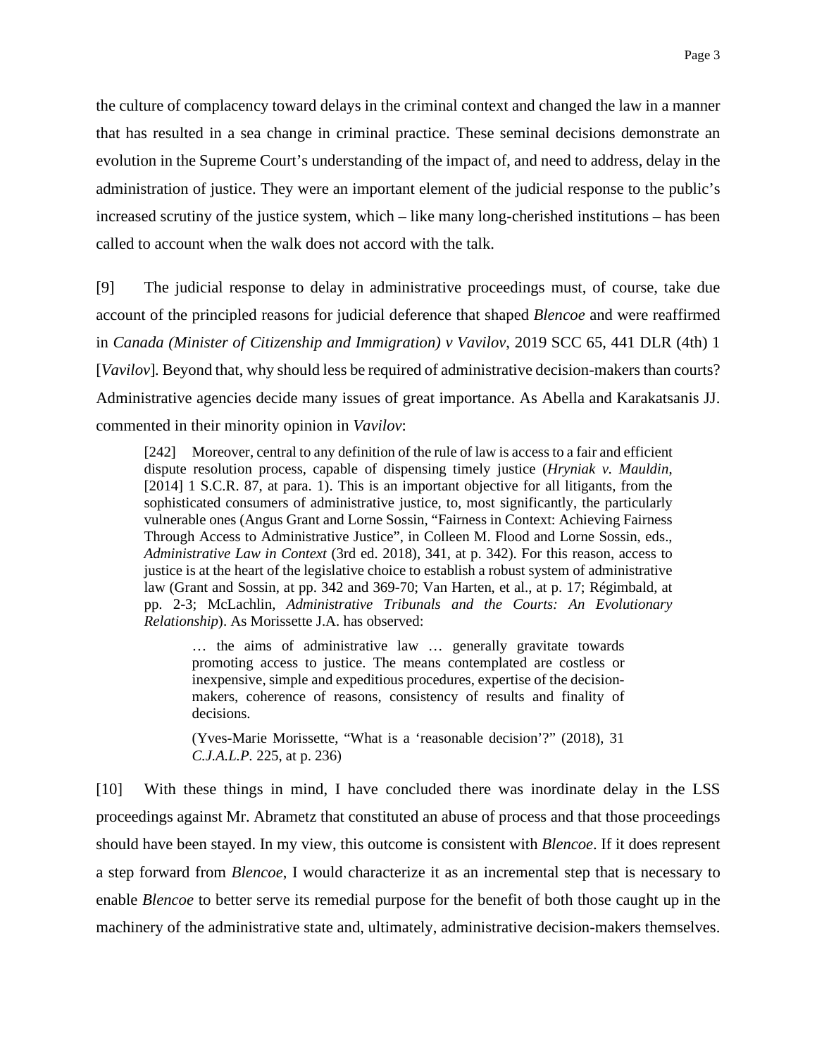the culture of complacency toward delays in the criminal context and changed the law in a manner that has resulted in a sea change in criminal practice. These seminal decisions demonstrate an evolution in the Supreme Court's understanding of the impact of, and need to address, delay in the administration of justice. They were an important element of the judicial response to the public's increased scrutiny of the justice system, which – like many long-cherished institutions – has been called to account when the walk does not accord with the talk.

[9] The judicial response to delay in administrative proceedings must, of course, take due account of the principled reasons for judicial deference that shaped *Blencoe* and were reaffirmed in *Canada (Minister of Citizenship and Immigration) v Vavilov*, 2019 SCC 65, 441 DLR (4th) 1 [*Vavilov*]. Beyond that, why should less be required of administrative decision-makers than courts? Administrative agencies decide many issues of great importance. As Abella and Karakatsanis JJ. commented in their minority opinion in *Vavilov*:

> [242] Moreover, central to any definition of the rule of law is access to a fair and efficient dispute resolution process, capable of dispensing timely justice (*Hryniak v. Mauldin*, [2014] 1 S.C.R. 87, at para. 1). This is an important objective for all litigants, from the sophisticated consumers of administrative justice, to, most significantly, the particularly vulnerable ones (Angus Grant and Lorne Sossin, "Fairness in Context: Achieving Fairness Through Access to Administrative Justice", in Colleen M. Flood and Lorne Sossin, eds., *Administrative Law in Context* (3rd ed. 2018), 341, at p. 342). For this reason, access to justice is at the heart of the legislative choice to establish a robust system of administrative law (Grant and Sossin, at pp. 342 and 369-70; Van Harten, et al., at p. 17; Régimbald, at pp. 2-3; McLachlin, *Administrative Tribunals and the Courts: An Evolutionary Relationship*). As Morissette J.A. has observed:
>
> > … the aims of administrative law … generally gravitate towards promoting access to justice. The means contemplated are costless or inexpensive, simple and expeditious procedures, expertise of the decision-makers, coherence of reasons, consistency of results and finality of decisions.
> >
> > (Yves-Marie Morissette, "What is a 'reasonable decision'?" (2018), 31 *C.J.A.L.P.* 225, at p. 236)

[10] With these things in mind, I have concluded there was inordinate delay in the LSS proceedings against Mr. Abrametz that constituted an abuse of process and that those proceedings should have been stayed. In my view, this outcome is consistent with *Blencoe*. If it does represent a step forward from *Blencoe*, I would characterize it as an incremental step that is necessary to enable *Blencoe* to better serve its remedial purpose for the benefit of both those caught up in the machinery of the administrative state and, ultimately, administrative decision-makers themselves.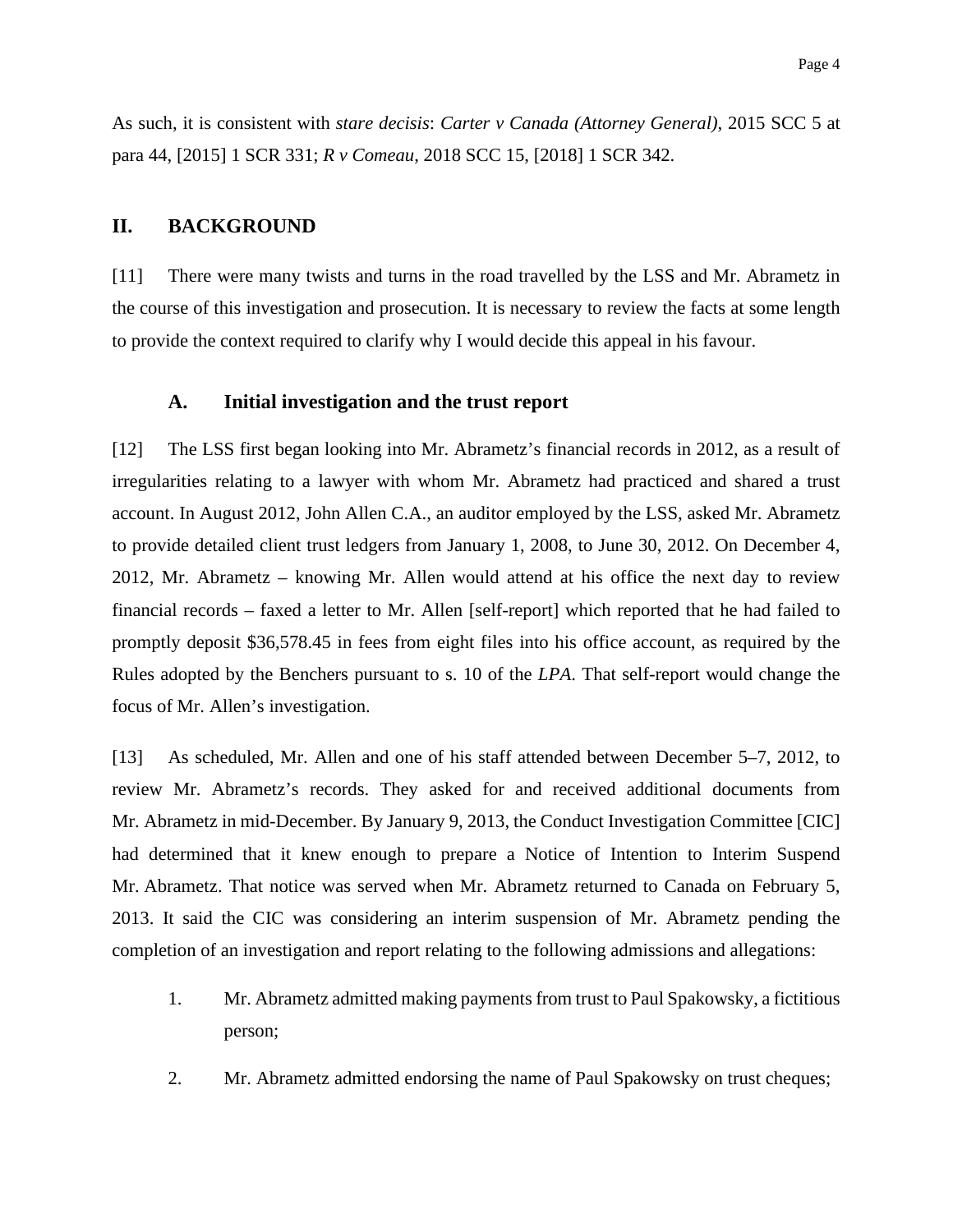As such, it is consistent with *stare decisis*: *Carter v Canada (Attorney General)*, 2015 SCC 5 at para 44, [2015] 1 SCR 331; *R v Comeau*, 2018 SCC 15, [2018] 1 SCR 342.

## II. BACKGROUND

[11] There were many twists and turns in the road travelled by the LSS and Mr. Abrametz in the course of this investigation and prosecution. It is necessary to review the facts at some length to provide the context required to clarify why I would decide this appeal in his favour.

### A. Initial investigation and the trust report

[12] The LSS first began looking into Mr. Abrametz's financial records in 2012, as a result of irregularities relating to a lawyer with whom Mr. Abrametz had practiced and shared a trust account. In August 2012, John Allen C.A., an auditor employed by the LSS, asked Mr. Abrametz to provide detailed client trust ledgers from January 1, 2008, to June 30, 2012. On December 4, 2012, Mr. Abrametz – knowing Mr. Allen would attend at his office the next day to review financial records – faxed a letter to Mr. Allen [self-report] which reported that he had failed to promptly deposit $36,578.45 in fees from eight files into his office account, as required by the Rules adopted by the Benchers pursuant to s. 10 of the *LPA*. That self-report would change the focus of Mr. Allen's investigation.

[13] As scheduled, Mr. Allen and one of his staff attended between December 5–7, 2012, to review Mr. Abrametz's records. They asked for and received additional documents from Mr. Abrametz in mid-December. By January 9, 2013, the Conduct Investigation Committee [CIC] had determined that it knew enough to prepare a Notice of Intention to Interim Suspend Mr. Abrametz. That notice was served when Mr. Abrametz returned to Canada on February 5, 2013. It said the CIC was considering an interim suspension of Mr. Abrametz pending the completion of an investigation and report relating to the following admissions and allegations:

1. Mr. Abrametz admitted making payments from trust to Paul Spakowsky, a fictitious person;

2. Mr. Abrametz admitted endorsing the name of Paul Spakowsky on trust cheques;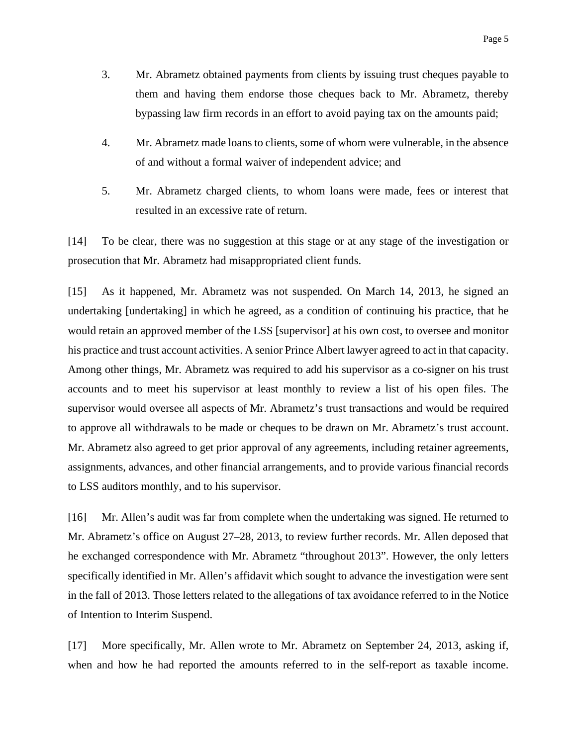3. Mr. Abrametz obtained payments from clients by issuing trust cheques payable to them and having them endorse those cheques back to Mr. Abrametz, thereby bypassing law firm records in an effort to avoid paying tax on the amounts paid;

4. Mr. Abrametz made loans to clients, some of whom were vulnerable, in the absence of and without a formal waiver of independent advice; and

5. Mr. Abrametz charged clients, to whom loans were made, fees or interest that resulted in an excessive rate of return.

[14] To be clear, there was no suggestion at this stage or at any stage of the investigation or prosecution that Mr. Abrametz had misappropriated client funds.

[15] As it happened, Mr. Abrametz was not suspended. On March 14, 2013, he signed an undertaking [undertaking] in which he agreed, as a condition of continuing his practice, that he would retain an approved member of the LSS [supervisor] at his own cost, to oversee and monitor his practice and trust account activities. A senior Prince Albert lawyer agreed to act in that capacity. Among other things, Mr. Abrametz was required to add his supervisor as a co-signer on his trust accounts and to meet his supervisor at least monthly to review a list of his open files. The supervisor would oversee all aspects of Mr. Abrametz's trust transactions and would be required to approve all withdrawals to be made or cheques to be drawn on Mr. Abrametz's trust account. Mr. Abrametz also agreed to get prior approval of any agreements, including retainer agreements, assignments, advances, and other financial arrangements, and to provide various financial records to LSS auditors monthly, and to his supervisor.

[16] Mr. Allen's audit was far from complete when the undertaking was signed. He returned to Mr. Abrametz's office on August 27–28, 2013, to review further records. Mr. Allen deposed that he exchanged correspondence with Mr. Abrametz "throughout 2013". However, the only letters specifically identified in Mr. Allen's affidavit which sought to advance the investigation were sent in the fall of 2013. Those letters related to the allegations of tax avoidance referred to in the Notice of Intention to Interim Suspend.

[17] More specifically, Mr. Allen wrote to Mr. Abrametz on September 24, 2013, asking if, when and how he had reported the amounts referred to in the self-report as taxable income.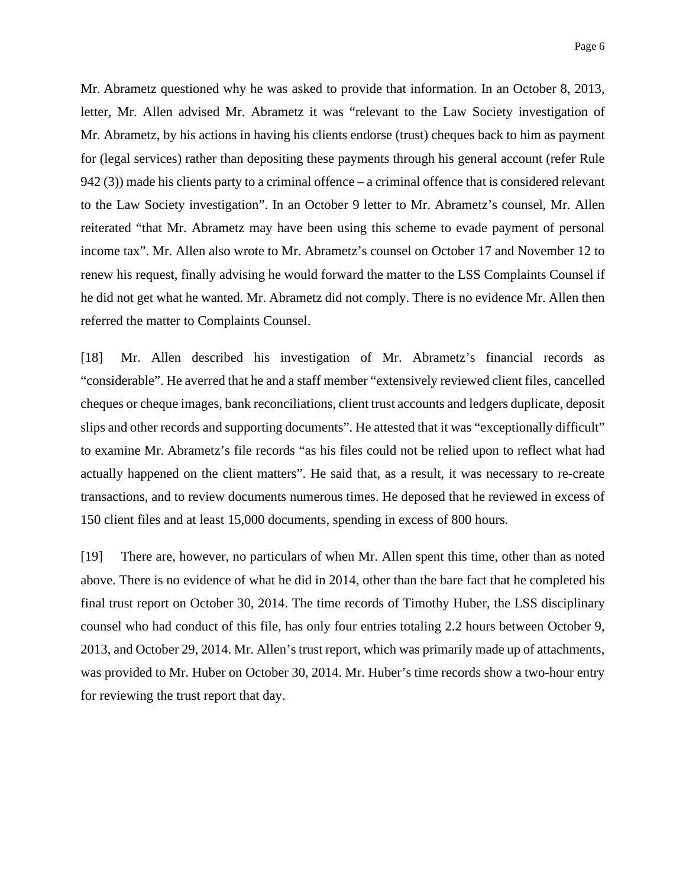Mr. Abrametz questioned why he was asked to provide that information. In an October 8, 2013, letter, Mr. Allen advised Mr. Abrametz it was "relevant to the Law Society investigation of Mr. Abrametz, by his actions in having his clients endorse (trust) cheques back to him as payment for (legal services) rather than depositing these payments through his general account (refer Rule 942 (3)) made his clients party to a criminal offence – a criminal offence that is considered relevant to the Law Society investigation". In an October 9 letter to Mr. Abrametz's counsel, Mr. Allen reiterated "that Mr. Abrametz may have been using this scheme to evade payment of personal income tax". Mr. Allen also wrote to Mr. Abrametz's counsel on October 17 and November 12 to renew his request, finally advising he would forward the matter to the LSS Complaints Counsel if he did not get what he wanted. Mr. Abrametz did not comply. There is no evidence Mr. Allen then referred the matter to Complaints Counsel.

[18] Mr. Allen described his investigation of Mr. Abrametz's financial records as "considerable". He averred that he and a staff member "extensively reviewed client files, cancelled cheques or cheque images, bank reconciliations, client trust accounts and ledgers duplicate, deposit slips and other records and supporting documents". He attested that it was "exceptionally difficult" to examine Mr. Abrametz's file records "as his files could not be relied upon to reflect what had actually happened on the client matters". He said that, as a result, it was necessary to re-create transactions, and to review documents numerous times. He deposed that he reviewed in excess of 150 client files and at least 15,000 documents, spending in excess of 800 hours.

[19] There are, however, no particulars of when Mr. Allen spent this time, other than as noted above. There is no evidence of what he did in 2014, other than the bare fact that he completed his final trust report on October 30, 2014. The time records of Timothy Huber, the LSS disciplinary counsel who had conduct of this file, has only four entries totaling 2.2 hours between October 9, 2013, and October 29, 2014. Mr. Allen's trust report, which was primarily made up of attachments, was provided to Mr. Huber on October 30, 2014. Mr. Huber's time records show a two-hour entry for reviewing the trust report that day.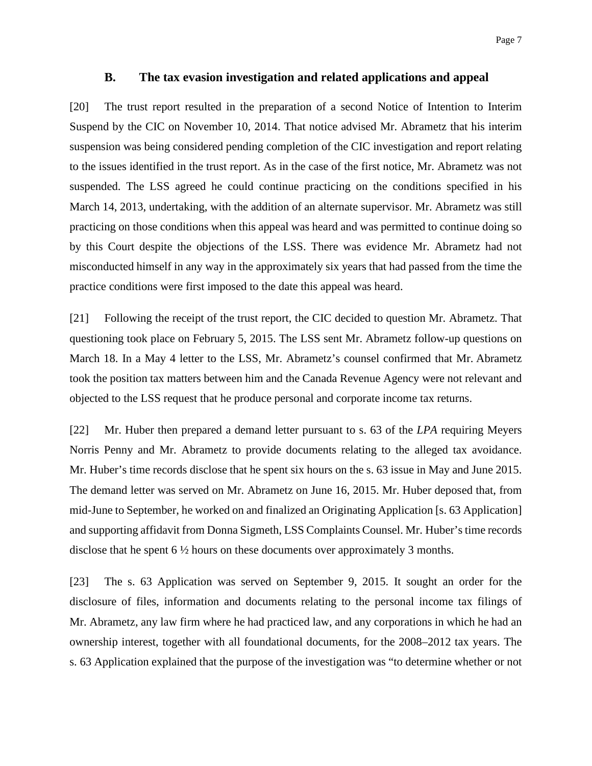### B. The tax evasion investigation and related applications and appeal

[20] The trust report resulted in the preparation of a second Notice of Intention to Interim Suspend by the CIC on November 10, 2014. That notice advised Mr. Abrametz that his interim suspension was being considered pending completion of the CIC investigation and report relating to the issues identified in the trust report. As in the case of the first notice, Mr. Abrametz was not suspended. The LSS agreed he could continue practicing on the conditions specified in his March 14, 2013, undertaking, with the addition of an alternate supervisor. Mr. Abrametz was still practicing on those conditions when this appeal was heard and was permitted to continue doing so by this Court despite the objections of the LSS. There was evidence Mr. Abrametz had not misconducted himself in any way in the approximately six years that had passed from the time the practice conditions were first imposed to the date this appeal was heard.

[21] Following the receipt of the trust report, the CIC decided to question Mr. Abrametz. That questioning took place on February 5, 2015. The LSS sent Mr. Abrametz follow-up questions on March 18. In a May 4 letter to the LSS, Mr. Abrametz's counsel confirmed that Mr. Abrametz took the position tax matters between him and the Canada Revenue Agency were not relevant and objected to the LSS request that he produce personal and corporate income tax returns.

[22] Mr. Huber then prepared a demand letter pursuant to s. 63 of the *LPA* requiring Meyers Norris Penny and Mr. Abrametz to provide documents relating to the alleged tax avoidance. Mr. Huber's time records disclose that he spent six hours on the s. 63 issue in May and June 2015. The demand letter was served on Mr. Abrametz on June 16, 2015. Mr. Huber deposed that, from mid-June to September, he worked on and finalized an Originating Application [s. 63 Application] and supporting affidavit from Donna Sigmeth, LSS Complaints Counsel. Mr. Huber's time records disclose that he spent 6 ½ hours on these documents over approximately 3 months.

[23] The s. 63 Application was served on September 9, 2015. It sought an order for the disclosure of files, information and documents relating to the personal income tax filings of Mr. Abrametz, any law firm where he had practiced law, and any corporations in which he had an ownership interest, together with all foundational documents, for the 2008–2012 tax years. The s. 63 Application explained that the purpose of the investigation was "to determine whether or not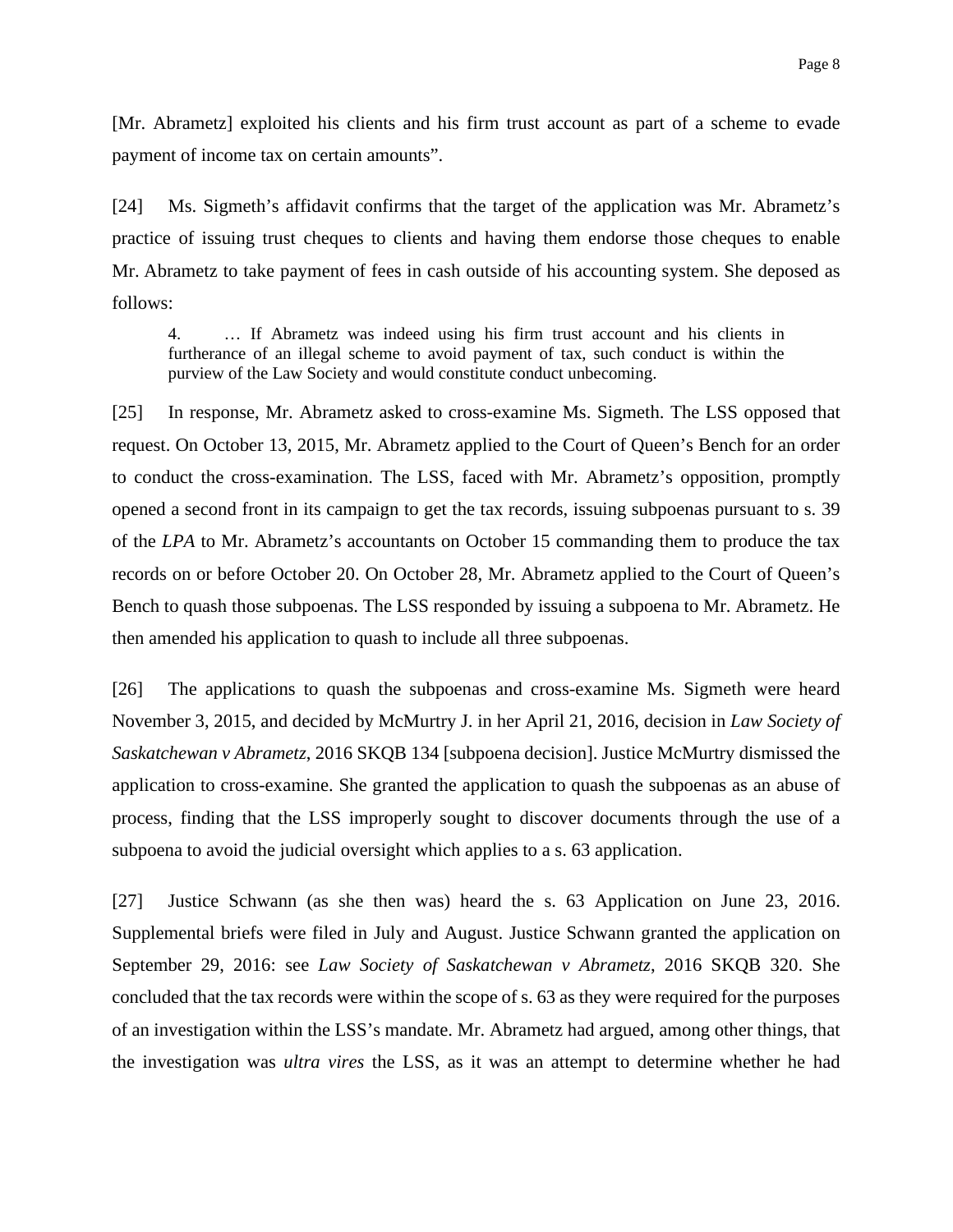[Mr. Abrametz] exploited his clients and his firm trust account as part of a scheme to evade payment of income tax on certain amounts".

[24] Ms. Sigmeth's affidavit confirms that the target of the application was Mr. Abrametz's practice of issuing trust cheques to clients and having them endorse those cheques to enable Mr. Abrametz to take payment of fees in cash outside of his accounting system. She deposed as follows:

> 4. … If Abrametz was indeed using his firm trust account and his clients in furtherance of an illegal scheme to avoid payment of tax, such conduct is within the purview of the Law Society and would constitute conduct unbecoming.

[25] In response, Mr. Abrametz asked to cross-examine Ms. Sigmeth. The LSS opposed that request. On October 13, 2015, Mr. Abrametz applied to the Court of Queen's Bench for an order to conduct the cross-examination. The LSS, faced with Mr. Abrametz's opposition, promptly opened a second front in its campaign to get the tax records, issuing subpoenas pursuant to s. 39 of the *LPA* to Mr. Abrametz's accountants on October 15 commanding them to produce the tax records on or before October 20. On October 28, Mr. Abrametz applied to the Court of Queen's Bench to quash those subpoenas. The LSS responded by issuing a subpoena to Mr. Abrametz. He then amended his application to quash to include all three subpoenas.

[26] The applications to quash the subpoenas and cross-examine Ms. Sigmeth were heard November 3, 2015, and decided by McMurtry J. in her April 21, 2016, decision in *Law Society of Saskatchewan v Abrametz*, 2016 SKQB 134 [subpoena decision]. Justice McMurtry dismissed the application to cross-examine. She granted the application to quash the subpoenas as an abuse of process, finding that the LSS improperly sought to discover documents through the use of a subpoena to avoid the judicial oversight which applies to a s. 63 application.

[27] Justice Schwann (as she then was) heard the s. 63 Application on June 23, 2016. Supplemental briefs were filed in July and August. Justice Schwann granted the application on September 29, 2016: see *Law Society of Saskatchewan v Abrametz*, 2016 SKQB 320. She concluded that the tax records were within the scope of s. 63 as they were required for the purposes of an investigation within the LSS's mandate. Mr. Abrametz had argued, among other things, that the investigation was *ultra vires* the LSS, as it was an attempt to determine whether he had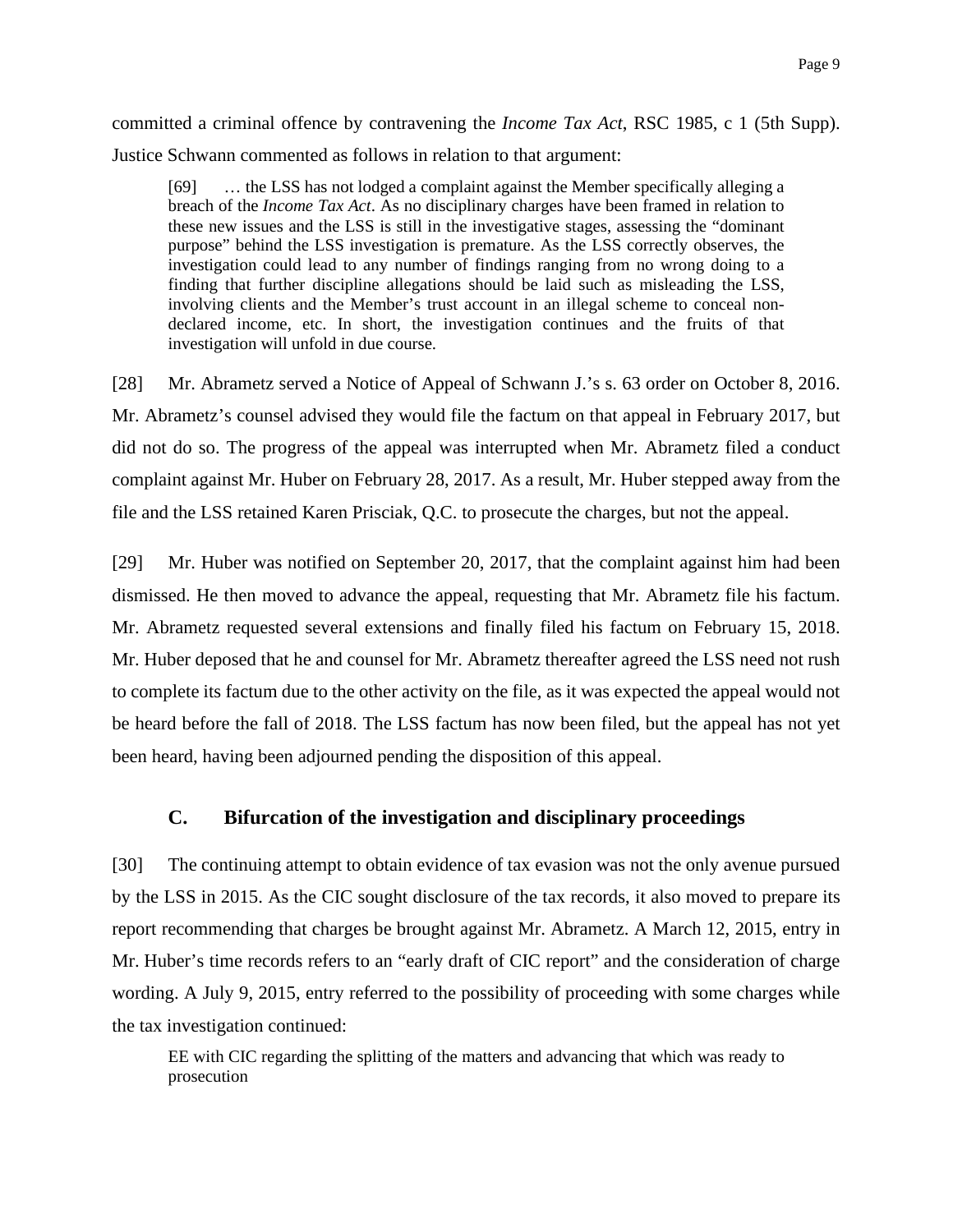committed a criminal offence by contravening the *Income Tax Act*, RSC 1985, c 1 (5th Supp). Justice Schwann commented as follows in relation to that argument:

> [69] … the LSS has not lodged a complaint against the Member specifically alleging a breach of the *Income Tax Act*. As no disciplinary charges have been framed in relation to these new issues and the LSS is still in the investigative stages, assessing the "dominant purpose" behind the LSS investigation is premature. As the LSS correctly observes, the investigation could lead to any number of findings ranging from no wrong doing to a finding that further discipline allegations should be laid such as misleading the LSS, involving clients and the Member's trust account in an illegal scheme to conceal non-declared income, etc. In short, the investigation continues and the fruits of that investigation will unfold in due course.

[28] Mr. Abrametz served a Notice of Appeal of Schwann J.'s s. 63 order on October 8, 2016. Mr. Abrametz's counsel advised they would file the factum on that appeal in February 2017, but did not do so. The progress of the appeal was interrupted when Mr. Abrametz filed a conduct complaint against Mr. Huber on February 28, 2017. As a result, Mr. Huber stepped away from the file and the LSS retained Karen Prisciak, Q.C. to prosecute the charges, but not the appeal.

[29] Mr. Huber was notified on September 20, 2017, that the complaint against him had been dismissed. He then moved to advance the appeal, requesting that Mr. Abrametz file his factum. Mr. Abrametz requested several extensions and finally filed his factum on February 15, 2018. Mr. Huber deposed that he and counsel for Mr. Abrametz thereafter agreed the LSS need not rush to complete its factum due to the other activity on the file, as it was expected the appeal would not be heard before the fall of 2018. The LSS factum has now been filed, but the appeal has not yet been heard, having been adjourned pending the disposition of this appeal.

### C. Bifurcation of the investigation and disciplinary proceedings

[30] The continuing attempt to obtain evidence of tax evasion was not the only avenue pursued by the LSS in 2015. As the CIC sought disclosure of the tax records, it also moved to prepare its report recommending that charges be brought against Mr. Abrametz. A March 12, 2015, entry in Mr. Huber's time records refers to an "early draft of CIC report" and the consideration of charge wording. A July 9, 2015, entry referred to the possibility of proceeding with some charges while the tax investigation continued:

> EE with CIC regarding the splitting of the matters and advancing that which was ready to prosecution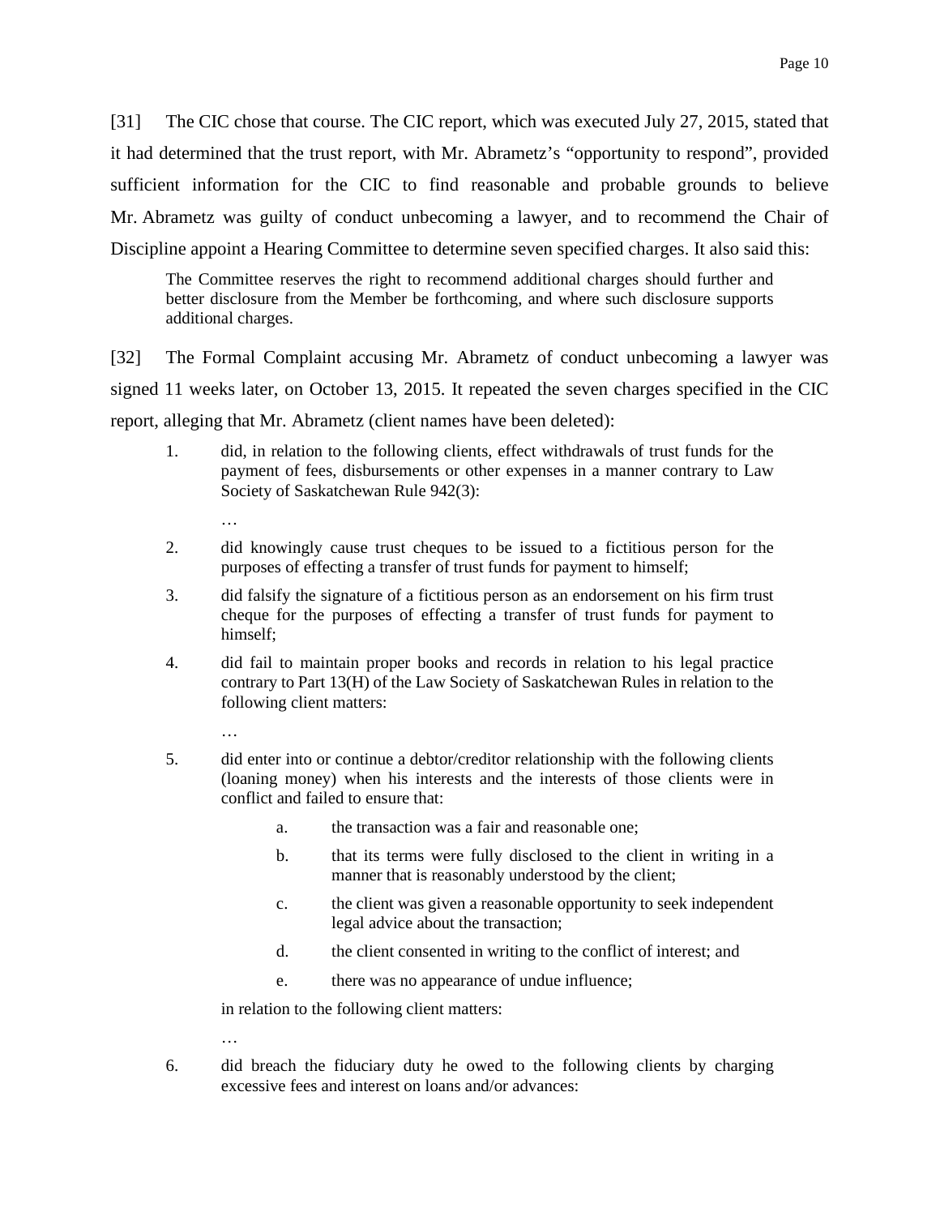[31] The CIC chose that course. The CIC report, which was executed July 27, 2015, stated that it had determined that the trust report, with Mr. Abrametz's "opportunity to respond", provided sufficient information for the CIC to find reasonable and probable grounds to believe Mr. Abrametz was guilty of conduct unbecoming a lawyer, and to recommend the Chair of Discipline appoint a Hearing Committee to determine seven specified charges. It also said this:

> The Committee reserves the right to recommend additional charges should further and better disclosure from the Member be forthcoming, and where such disclosure supports additional charges.

[32] The Formal Complaint accusing Mr. Abrametz of conduct unbecoming a lawyer was signed 11 weeks later, on October 13, 2015. It repeated the seven charges specified in the CIC report, alleging that Mr. Abrametz (client names have been deleted):

> 1. did, in relation to the following clients, effect withdrawals of trust funds for the payment of fees, disbursements or other expenses in a manner contrary to Law Society of Saskatchewan Rule 942(3):
>
>    …
>
> 2. did knowingly cause trust cheques to be issued to a fictitious person for the purposes of effecting a transfer of trust funds for payment to himself;
>
> 3. did falsify the signature of a fictitious person as an endorsement on his firm trust cheque for the purposes of effecting a transfer of trust funds for payment to himself;
>
> 4. did fail to maintain proper books and records in relation to his legal practice contrary to Part 13(H) of the Law Society of Saskatchewan Rules in relation to the following client matters:
>
>    …
>
> 5. did enter into or continue a debtor/creditor relationship with the following clients (loaning money) when his interests and the interests of those clients were in conflict and failed to ensure that:
>
>    a. the transaction was a fair and reasonable one;
>
>    b. that its terms were fully disclosed to the client in writing in a manner that is reasonably understood by the client;
>
>    c. the client was given a reasonable opportunity to seek independent legal advice about the transaction;
>
>    d. the client consented in writing to the conflict of interest; and
>
>    e. there was no appearance of undue influence;
>
>    in relation to the following client matters:
>
>    …
>
> 6. did breach the fiduciary duty he owed to the following clients by charging excessive fees and interest on loans and/or advances: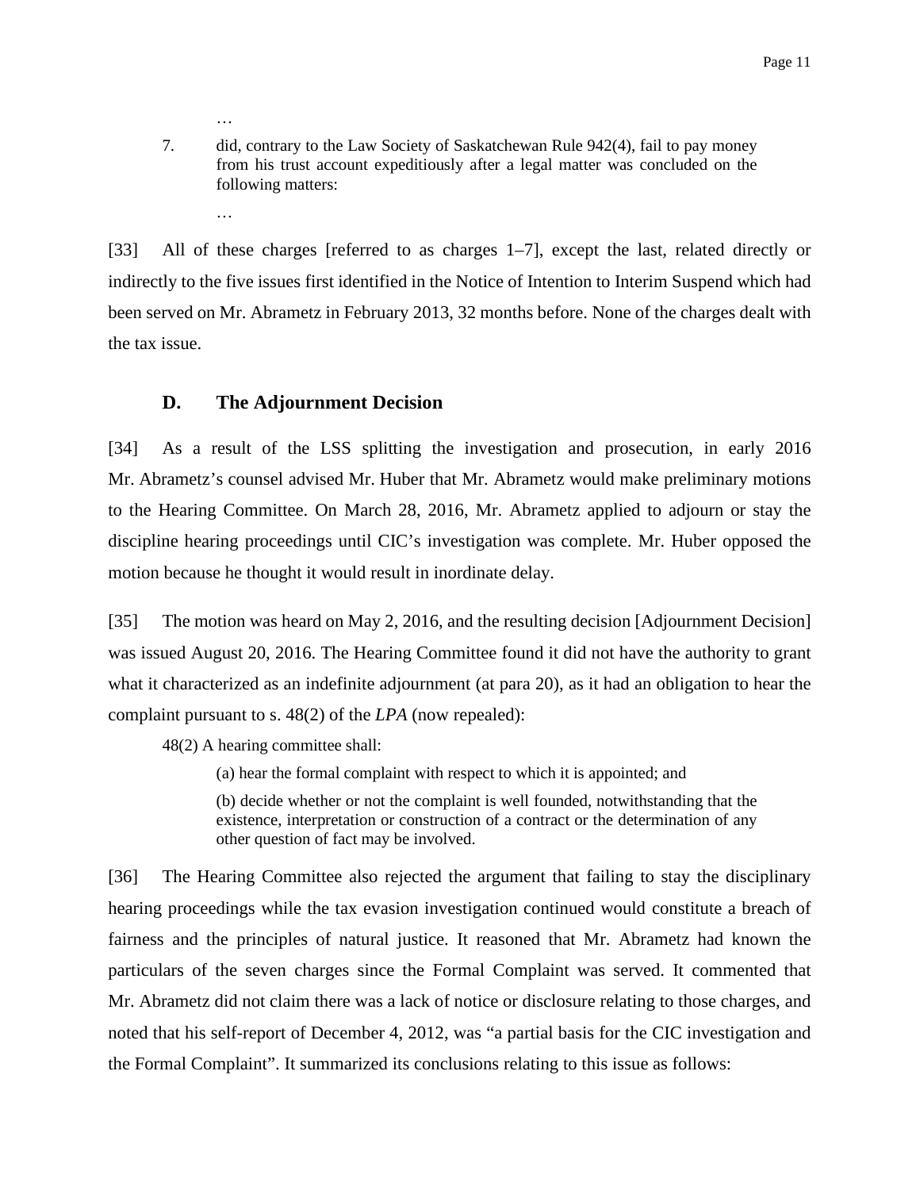…

> 7. did, contrary to the Law Society of Saskatchewan Rule 942(4), fail to pay money from his trust account expeditiously after a legal matter was concluded on the following matters:
>
> …

[33] All of these charges [referred to as charges 1–7], except the last, related directly or indirectly to the five issues first identified in the Notice of Intention to Interim Suspend which had been served on Mr. Abrametz in February 2013, 32 months before. None of the charges dealt with the tax issue.

### D. The Adjournment Decision

[34] As a result of the LSS splitting the investigation and prosecution, in early 2016 Mr. Abrametz's counsel advised Mr. Huber that Mr. Abrametz would make preliminary motions to the Hearing Committee. On March 28, 2016, Mr. Abrametz applied to adjourn or stay the discipline hearing proceedings until CIC's investigation was complete. Mr. Huber opposed the motion because he thought it would result in inordinate delay.

[35] The motion was heard on May 2, 2016, and the resulting decision [Adjournment Decision] was issued August 20, 2016. The Hearing Committee found it did not have the authority to grant what it characterized as an indefinite adjournment (at para 20), as it had an obligation to hear the complaint pursuant to s. 48(2) of the *LPA* (now repealed):

> 48(2) A hearing committee shall:
>
> (a) hear the formal complaint with respect to which it is appointed; and
>
> (b) decide whether or not the complaint is well founded, notwithstanding that the existence, interpretation or construction of a contract or the determination of any other question of fact may be involved.

[36] The Hearing Committee also rejected the argument that failing to stay the disciplinary hearing proceedings while the tax evasion investigation continued would constitute a breach of fairness and the principles of natural justice. It reasoned that Mr. Abrametz had known the particulars of the seven charges since the Formal Complaint was served. It commented that Mr. Abrametz did not claim there was a lack of notice or disclosure relating to those charges, and noted that his self-report of December 4, 2012, was "a partial basis for the CIC investigation and the Formal Complaint". It summarized its conclusions relating to this issue as follows: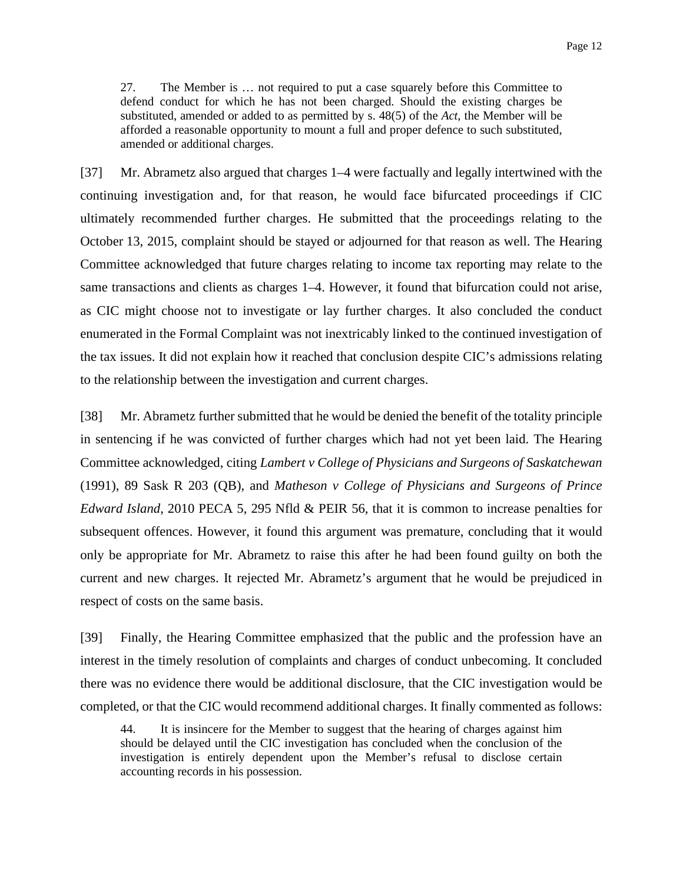> 27. The Member is … not required to put a case squarely before this Committee to defend conduct for which he has not been charged. Should the existing charges be substituted, amended or added to as permitted by s. 48(5) of the *Act*, the Member will be afforded a reasonable opportunity to mount a full and proper defence to such substituted, amended or additional charges.

[37] Mr. Abrametz also argued that charges 1–4 were factually and legally intertwined with the continuing investigation and, for that reason, he would face bifurcated proceedings if CIC ultimately recommended further charges. He submitted that the proceedings relating to the October 13, 2015, complaint should be stayed or adjourned for that reason as well. The Hearing Committee acknowledged that future charges relating to income tax reporting may relate to the same transactions and clients as charges 1–4. However, it found that bifurcation could not arise, as CIC might choose not to investigate or lay further charges. It also concluded the conduct enumerated in the Formal Complaint was not inextricably linked to the continued investigation of the tax issues. It did not explain how it reached that conclusion despite CIC's admissions relating to the relationship between the investigation and current charges.

[38] Mr. Abrametz further submitted that he would be denied the benefit of the totality principle in sentencing if he was convicted of further charges which had not yet been laid. The Hearing Committee acknowledged, citing *Lambert v College of Physicians and Surgeons of Saskatchewan* (1991), 89 Sask R 203 (QB), and *Matheson v College of Physicians and Surgeons of Prince Edward Island*, 2010 PECA 5, 295 Nfld & PEIR 56, that it is common to increase penalties for subsequent offences. However, it found this argument was premature, concluding that it would only be appropriate for Mr. Abrametz to raise this after he had been found guilty on both the current and new charges. It rejected Mr. Abrametz's argument that he would be prejudiced in respect of costs on the same basis.

[39] Finally, the Hearing Committee emphasized that the public and the profession have an interest in the timely resolution of complaints and charges of conduct unbecoming. It concluded there was no evidence there would be additional disclosure, that the CIC investigation would be completed, or that the CIC would recommend additional charges. It finally commented as follows:

> 44. It is insincere for the Member to suggest that the hearing of charges against him should be delayed until the CIC investigation has concluded when the conclusion of the investigation is entirely dependent upon the Member's refusal to disclose certain accounting records in his possession.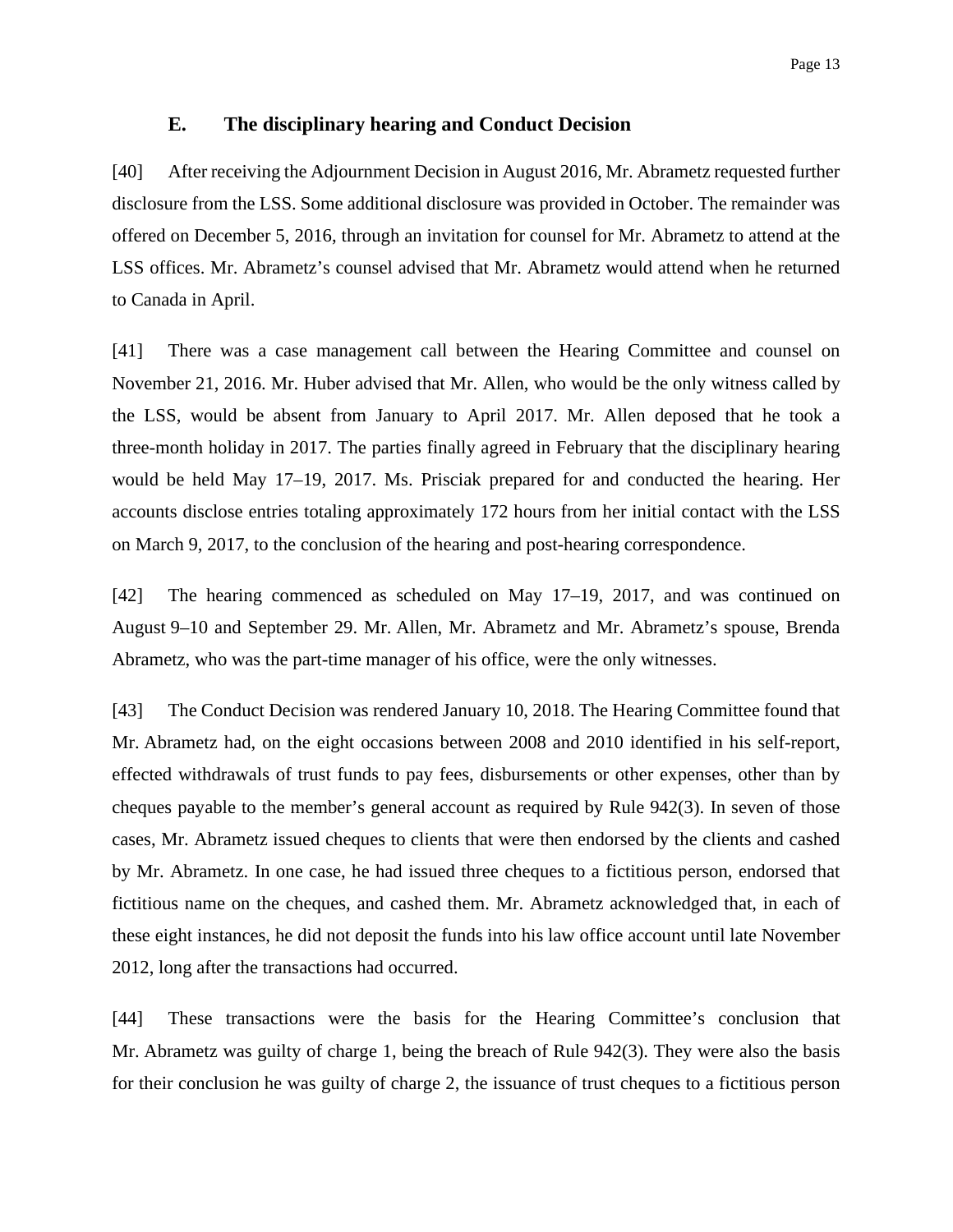### E. The disciplinary hearing and Conduct Decision

[40] After receiving the Adjournment Decision in August 2016, Mr. Abrametz requested further disclosure from the LSS. Some additional disclosure was provided in October. The remainder was offered on December 5, 2016, through an invitation for counsel for Mr. Abrametz to attend at the LSS offices. Mr. Abrametz's counsel advised that Mr. Abrametz would attend when he returned to Canada in April.

[41] There was a case management call between the Hearing Committee and counsel on November 21, 2016. Mr. Huber advised that Mr. Allen, who would be the only witness called by the LSS, would be absent from January to April 2017. Mr. Allen deposed that he took a three-month holiday in 2017. The parties finally agreed in February that the disciplinary hearing would be held May 17–19, 2017. Ms. Prisciak prepared for and conducted the hearing. Her accounts disclose entries totaling approximately 172 hours from her initial contact with the LSS on March 9, 2017, to the conclusion of the hearing and post-hearing correspondence.

[42] The hearing commenced as scheduled on May 17–19, 2017, and was continued on August 9–10 and September 29. Mr. Allen, Mr. Abrametz and Mr. Abrametz's spouse, Brenda Abrametz, who was the part-time manager of his office, were the only witnesses.

[43] The Conduct Decision was rendered January 10, 2018. The Hearing Committee found that Mr. Abrametz had, on the eight occasions between 2008 and 2010 identified in his self-report, effected withdrawals of trust funds to pay fees, disbursements or other expenses, other than by cheques payable to the member's general account as required by Rule 942(3). In seven of those cases, Mr. Abrametz issued cheques to clients that were then endorsed by the clients and cashed by Mr. Abrametz. In one case, he had issued three cheques to a fictitious person, endorsed that fictitious name on the cheques, and cashed them. Mr. Abrametz acknowledged that, in each of these eight instances, he did not deposit the funds into his law office account until late November 2012, long after the transactions had occurred.

[44] These transactions were the basis for the Hearing Committee's conclusion that Mr. Abrametz was guilty of charge 1, being the breach of Rule 942(3). They were also the basis for their conclusion he was guilty of charge 2, the issuance of trust cheques to a fictitious person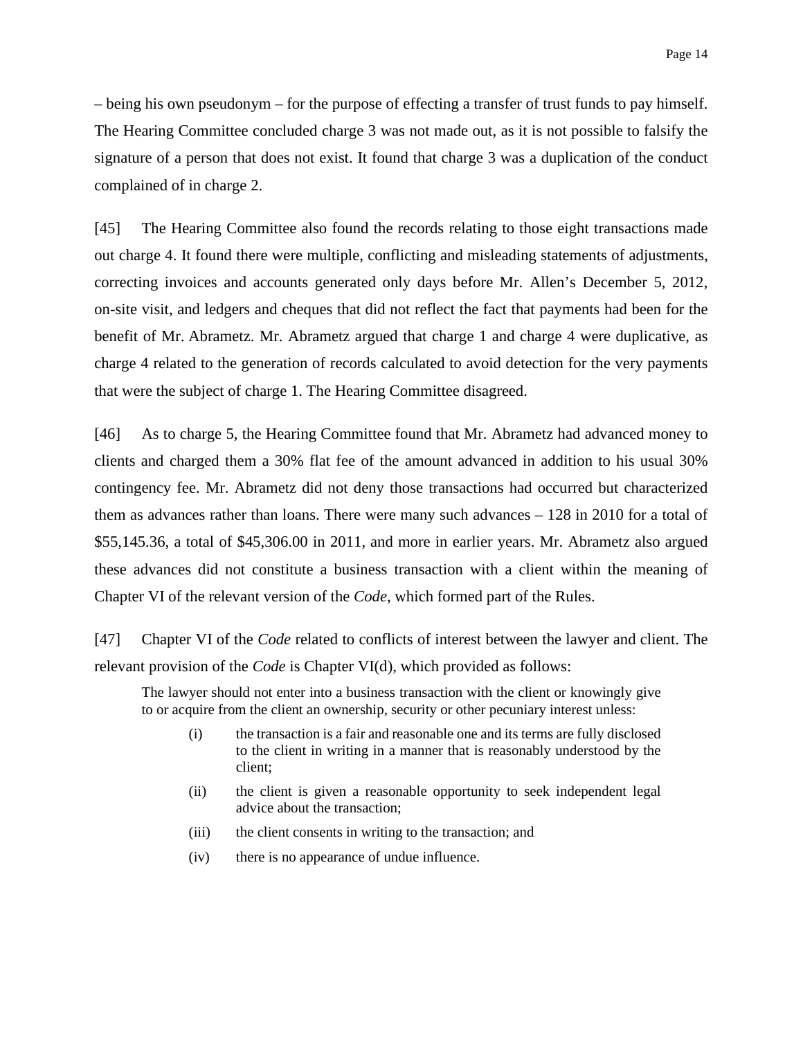– being his own pseudonym – for the purpose of effecting a transfer of trust funds to pay himself. The Hearing Committee concluded charge 3 was not made out, as it is not possible to falsify the signature of a person that does not exist. It found that charge 3 was a duplication of the conduct complained of in charge 2.

[45] The Hearing Committee also found the records relating to those eight transactions made out charge 4. It found there were multiple, conflicting and misleading statements of adjustments, correcting invoices and accounts generated only days before Mr. Allen's December 5, 2012, on-site visit, and ledgers and cheques that did not reflect the fact that payments had been for the benefit of Mr. Abrametz. Mr. Abrametz argued that charge 1 and charge 4 were duplicative, as charge 4 related to the generation of records calculated to avoid detection for the very payments that were the subject of charge 1. The Hearing Committee disagreed.

[46] As to charge 5, the Hearing Committee found that Mr. Abrametz had advanced money to clients and charged them a 30% flat fee of the amount advanced in addition to his usual 30% contingency fee. Mr. Abrametz did not deny those transactions had occurred but characterized them as advances rather than loans. There were many such advances – 128 in 2010 for a total of $55,145.36, a total of $45,306.00 in 2011, and more in earlier years. Mr. Abrametz also argued these advances did not constitute a business transaction with a client within the meaning of Chapter VI of the relevant version of the *Code*, which formed part of the Rules.

[47] Chapter VI of the *Code* related to conflicts of interest between the lawyer and client. The relevant provision of the *Code* is Chapter VI(d), which provided as follows:

> The lawyer should not enter into a business transaction with the client or knowingly give to or acquire from the client an ownership, security or other pecuniary interest unless:
>
> (i) the transaction is a fair and reasonable one and its terms are fully disclosed to the client in writing in a manner that is reasonably understood by the client;
>
> (ii) the client is given a reasonable opportunity to seek independent legal advice about the transaction;
>
> (iii) the client consents in writing to the transaction; and
>
> (iv) there is no appearance of undue influence.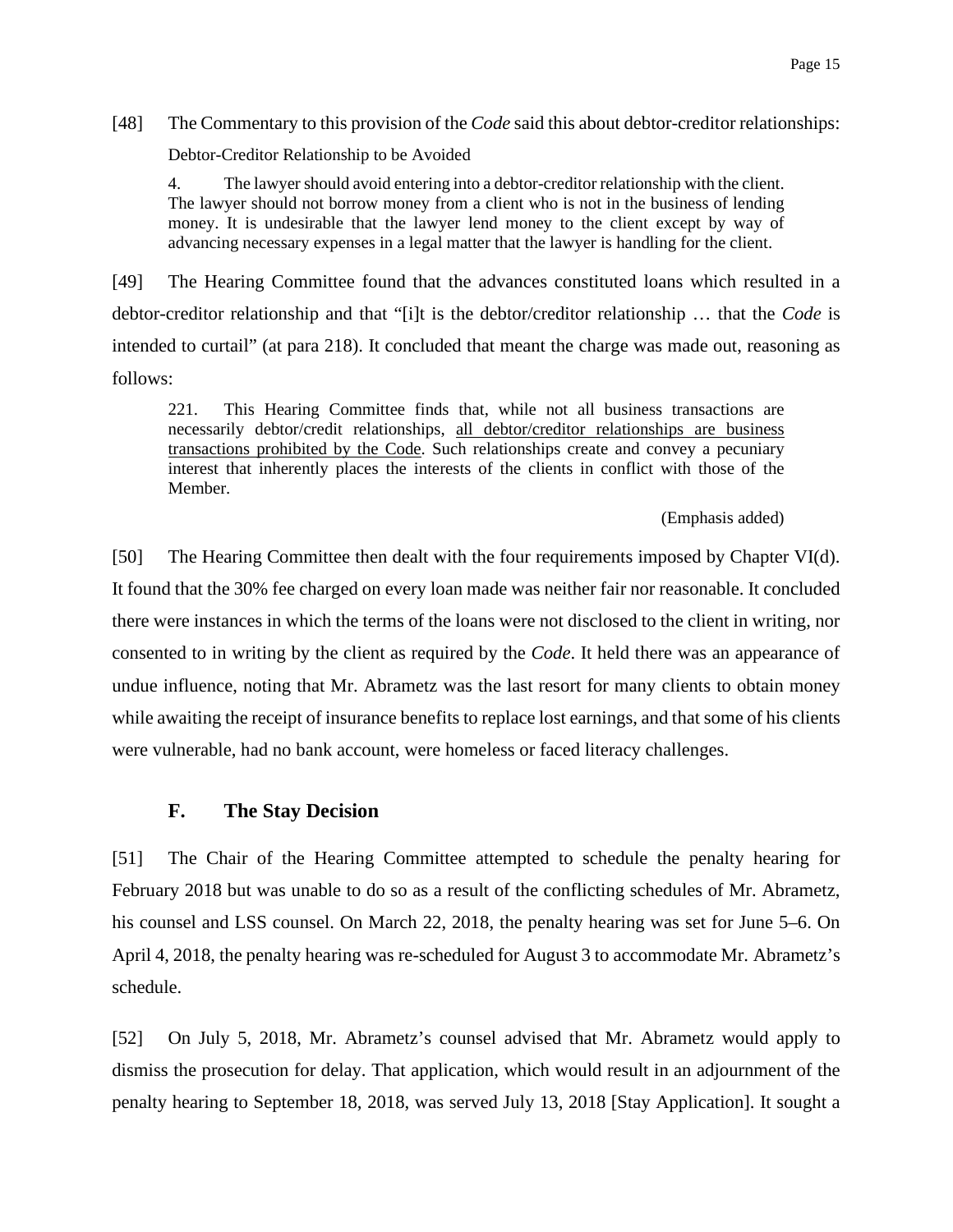[48] The Commentary to this provision of the *Code* said this about debtor-creditor relationships:

> Debtor-Creditor Relationship to be Avoided
>
> 4. The lawyer should avoid entering into a debtor-creditor relationship with the client. The lawyer should not borrow money from a client who is not in the business of lending money. It is undesirable that the lawyer lend money to the client except by way of advancing necessary expenses in a legal matter that the lawyer is handling for the client.

[49] The Hearing Committee found that the advances constituted loans which resulted in a debtor-creditor relationship and that "[i]t is the debtor/creditor relationship … that the *Code* is intended to curtail" (at para 218). It concluded that meant the charge was made out, reasoning as follows:

> 221. This Hearing Committee finds that, while not all business transactions are necessarily debtor/credit relationships, <u>all debtor/creditor relationships are business transactions prohibited by the Code</u>. Such relationships create and convey a pecuniary interest that inherently places the interests of the clients in conflict with those of the Member.
>
> (Emphasis added)

[50] The Hearing Committee then dealt with the four requirements imposed by Chapter VI(d). It found that the 30% fee charged on every loan made was neither fair nor reasonable. It concluded there were instances in which the terms of the loans were not disclosed to the client in writing, nor consented to in writing by the client as required by the *Code*. It held there was an appearance of undue influence, noting that Mr. Abrametz was the last resort for many clients to obtain money while awaiting the receipt of insurance benefits to replace lost earnings, and that some of his clients were vulnerable, had no bank account, were homeless or faced literacy challenges.

## F. The Stay Decision

[51] The Chair of the Hearing Committee attempted to schedule the penalty hearing for February 2018 but was unable to do so as a result of the conflicting schedules of Mr. Abrametz, his counsel and LSS counsel. On March 22, 2018, the penalty hearing was set for June 5–6. On April 4, 2018, the penalty hearing was re-scheduled for August 3 to accommodate Mr. Abrametz's schedule.

[52] On July 5, 2018, Mr. Abrametz's counsel advised that Mr. Abrametz would apply to dismiss the prosecution for delay. That application, which would result in an adjournment of the penalty hearing to September 18, 2018, was served July 13, 2018 [Stay Application]. It sought a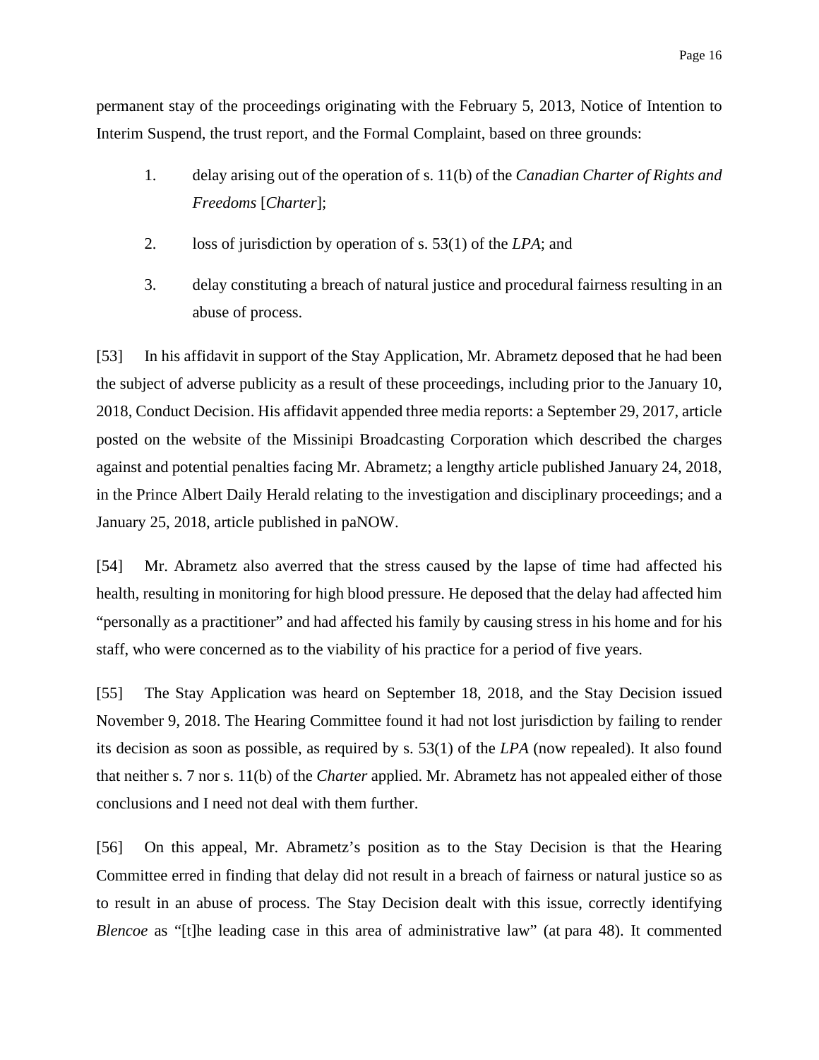permanent stay of the proceedings originating with the February 5, 2013, Notice of Intention to Interim Suspend, the trust report, and the Formal Complaint, based on three grounds:

1. delay arising out of the operation of s. 11(b) of the *Canadian Charter of Rights and Freedoms* [*Charter*];
2. loss of jurisdiction by operation of s. 53(1) of the *LPA*; and
3. delay constituting a breach of natural justice and procedural fairness resulting in an abuse of process.

[53] In his affidavit in support of the Stay Application, Mr. Abrametz deposed that he had been the subject of adverse publicity as a result of these proceedings, including prior to the January 10, 2018, Conduct Decision. His affidavit appended three media reports: a September 29, 2017, article posted on the website of the Missinipi Broadcasting Corporation which described the charges against and potential penalties facing Mr. Abrametz; a lengthy article published January 24, 2018, in the Prince Albert Daily Herald relating to the investigation and disciplinary proceedings; and a January 25, 2018, article published in paNOW.

[54] Mr. Abrametz also averred that the stress caused by the lapse of time had affected his health, resulting in monitoring for high blood pressure. He deposed that the delay had affected him "personally as a practitioner" and had affected his family by causing stress in his home and for his staff, who were concerned as to the viability of his practice for a period of five years.

[55] The Stay Application was heard on September 18, 2018, and the Stay Decision issued November 9, 2018. The Hearing Committee found it had not lost jurisdiction by failing to render its decision as soon as possible, as required by s. 53(1) of the *LPA* (now repealed). It also found that neither s. 7 nor s. 11(b) of the *Charter* applied. Mr. Abrametz has not appealed either of those conclusions and I need not deal with them further.

[56] On this appeal, Mr. Abrametz's position as to the Stay Decision is that the Hearing Committee erred in finding that delay did not result in a breach of fairness or natural justice so as to result in an abuse of process. The Stay Decision dealt with this issue, correctly identifying *Blencoe* as "[t]he leading case in this area of administrative law" (at para 48). It commented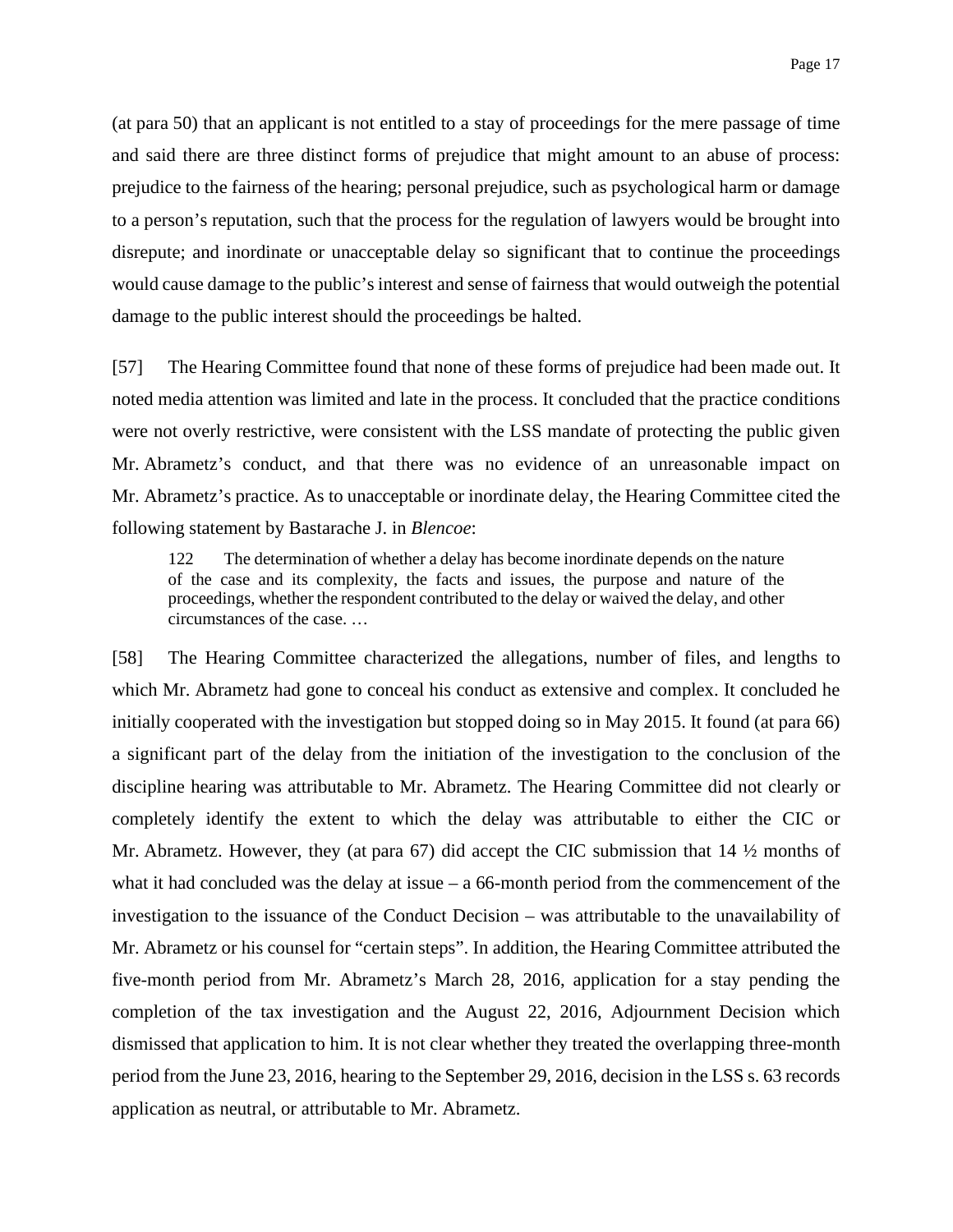(at para 50) that an applicant is not entitled to a stay of proceedings for the mere passage of time and said there are three distinct forms of prejudice that might amount to an abuse of process: prejudice to the fairness of the hearing; personal prejudice, such as psychological harm or damage to a person's reputation, such that the process for the regulation of lawyers would be brought into disrepute; and inordinate or unacceptable delay so significant that to continue the proceedings would cause damage to the public's interest and sense of fairness that would outweigh the potential damage to the public interest should the proceedings be halted.

[57] The Hearing Committee found that none of these forms of prejudice had been made out. It noted media attention was limited and late in the process. It concluded that the practice conditions were not overly restrictive, were consistent with the LSS mandate of protecting the public given Mr. Abrametz's conduct, and that there was no evidence of an unreasonable impact on Mr. Abrametz's practice. As to unacceptable or inordinate delay, the Hearing Committee cited the following statement by Bastarache J. in *Blencoe*:

> 122 The determination of whether a delay has become inordinate depends on the nature of the case and its complexity, the facts and issues, the purpose and nature of the proceedings, whether the respondent contributed to the delay or waived the delay, and other circumstances of the case. …

[58] The Hearing Committee characterized the allegations, number of files, and lengths to which Mr. Abrametz had gone to conceal his conduct as extensive and complex. It concluded he initially cooperated with the investigation but stopped doing so in May 2015. It found (at para 66) a significant part of the delay from the initiation of the investigation to the conclusion of the discipline hearing was attributable to Mr. Abrametz. The Hearing Committee did not clearly or completely identify the extent to which the delay was attributable to either the CIC or Mr. Abrametz. However, they (at para 67) did accept the CIC submission that 14 ½ months of what it had concluded was the delay at issue – a 66-month period from the commencement of the investigation to the issuance of the Conduct Decision – was attributable to the unavailability of Mr. Abrametz or his counsel for "certain steps". In addition, the Hearing Committee attributed the five-month period from Mr. Abrametz's March 28, 2016, application for a stay pending the completion of the tax investigation and the August 22, 2016, Adjournment Decision which dismissed that application to him. It is not clear whether they treated the overlapping three-month period from the June 23, 2016, hearing to the September 29, 2016, decision in the LSS s. 63 records application as neutral, or attributable to Mr. Abrametz.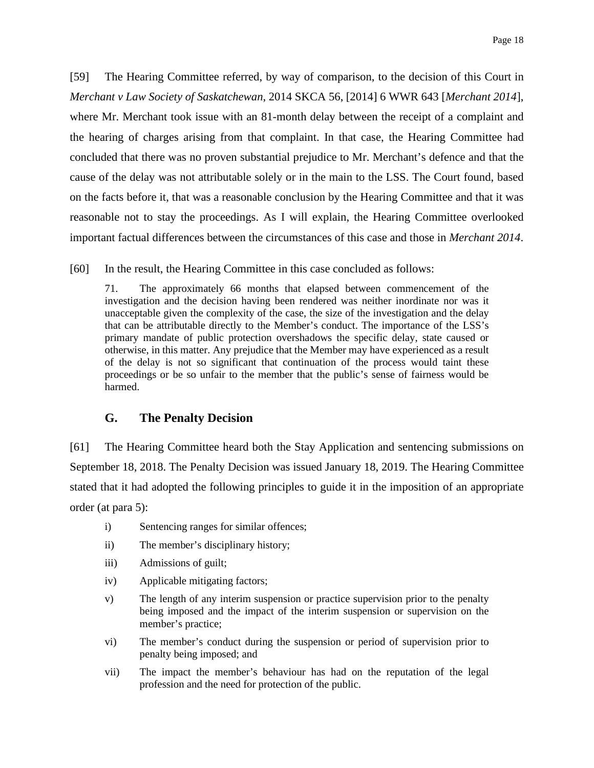[59] The Hearing Committee referred, by way of comparison, to the decision of this Court in *Merchant v Law Society of Saskatchewan*, 2014 SKCA 56, [2014] 6 WWR 643 [*Merchant 2014*], where Mr. Merchant took issue with an 81-month delay between the receipt of a complaint and the hearing of charges arising from that complaint. In that case, the Hearing Committee had concluded that there was no proven substantial prejudice to Mr. Merchant's defence and that the cause of the delay was not attributable solely or in the main to the LSS. The Court found, based on the facts before it, that was a reasonable conclusion by the Hearing Committee and that it was reasonable not to stay the proceedings. As I will explain, the Hearing Committee overlooked important factual differences between the circumstances of this case and those in *Merchant 2014*.

[60] In the result, the Hearing Committee in this case concluded as follows:

> 71. The approximately 66 months that elapsed between commencement of the investigation and the decision having been rendered was neither inordinate nor was it unacceptable given the complexity of the case, the size of the investigation and the delay that can be attributable directly to the Member's conduct. The importance of the LSS's primary mandate of public protection overshadows the specific delay, state caused or otherwise, in this matter. Any prejudice that the Member may have experienced as a result of the delay is not so significant that continuation of the process would taint these proceedings or be so unfair to the member that the public's sense of fairness would be harmed.

### G. The Penalty Decision

[61] The Hearing Committee heard both the Stay Application and sentencing submissions on September 18, 2018. The Penalty Decision was issued January 18, 2019. The Hearing Committee stated that it had adopted the following principles to guide it in the imposition of an appropriate order (at para 5):

> i) Sentencing ranges for similar offences;
>
> ii) The member's disciplinary history;
>
> iii) Admissions of guilt;
>
> iv) Applicable mitigating factors;
>
> v) The length of any interim suspension or practice supervision prior to the penalty being imposed and the impact of the interim suspension or supervision on the member's practice;
>
> vi) The member's conduct during the suspension or period of supervision prior to penalty being imposed; and
>
> vii) The impact the member's behaviour has had on the reputation of the legal profession and the need for protection of the public.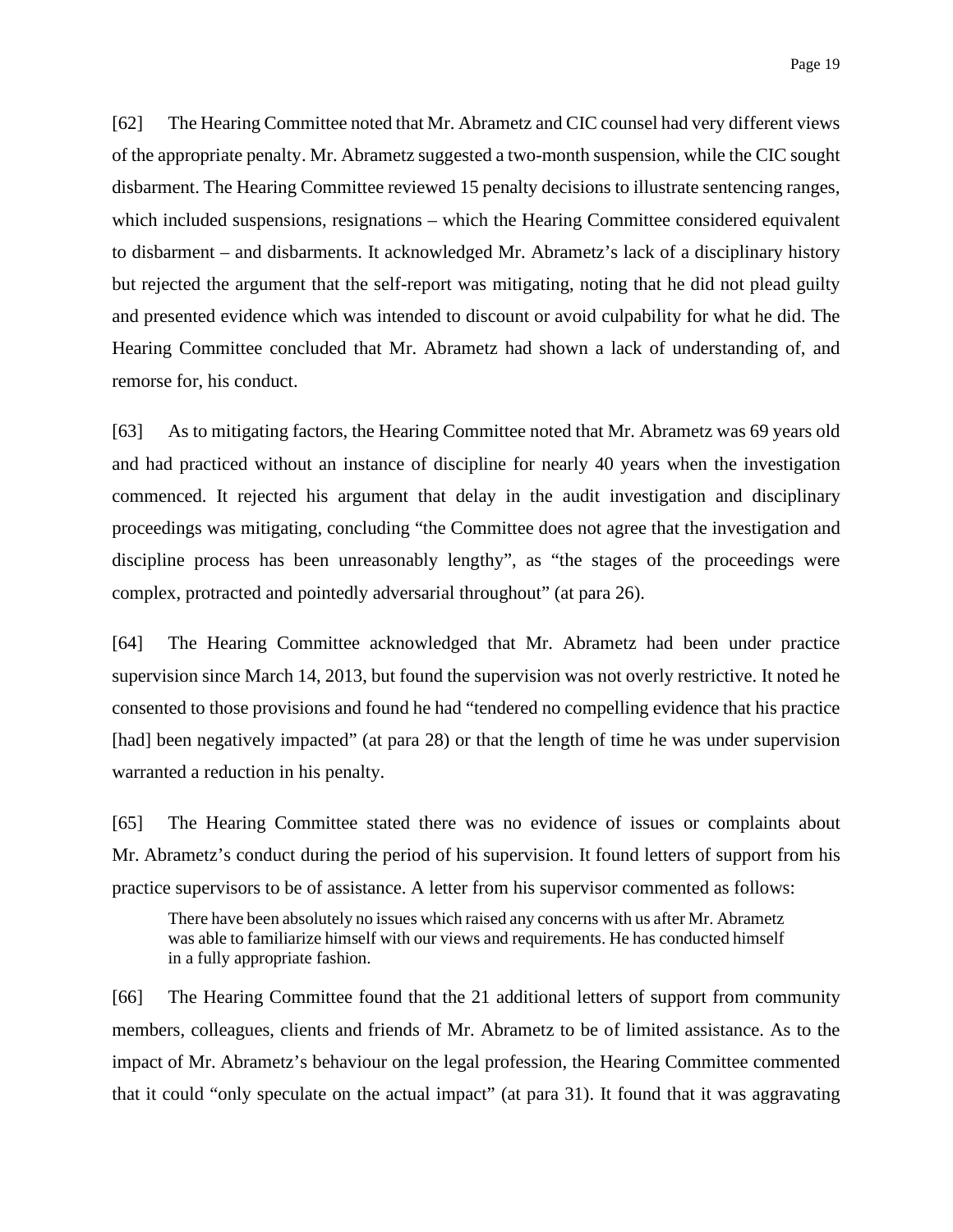[62] The Hearing Committee noted that Mr. Abrametz and CIC counsel had very different views of the appropriate penalty. Mr. Abrametz suggested a two-month suspension, while the CIC sought disbarment. The Hearing Committee reviewed 15 penalty decisions to illustrate sentencing ranges, which included suspensions, resignations – which the Hearing Committee considered equivalent to disbarment – and disbarments. It acknowledged Mr. Abrametz's lack of a disciplinary history but rejected the argument that the self-report was mitigating, noting that he did not plead guilty and presented evidence which was intended to discount or avoid culpability for what he did. The Hearing Committee concluded that Mr. Abrametz had shown a lack of understanding of, and remorse for, his conduct.

[63] As to mitigating factors, the Hearing Committee noted that Mr. Abrametz was 69 years old and had practiced without an instance of discipline for nearly 40 years when the investigation commenced. It rejected his argument that delay in the audit investigation and disciplinary proceedings was mitigating, concluding "the Committee does not agree that the investigation and discipline process has been unreasonably lengthy", as "the stages of the proceedings were complex, protracted and pointedly adversarial throughout" (at para 26).

[64] The Hearing Committee acknowledged that Mr. Abrametz had been under practice supervision since March 14, 2013, but found the supervision was not overly restrictive. It noted he consented to those provisions and found he had "tendered no compelling evidence that his practice [had] been negatively impacted" (at para 28) or that the length of time he was under supervision warranted a reduction in his penalty.

[65] The Hearing Committee stated there was no evidence of issues or complaints about Mr. Abrametz's conduct during the period of his supervision. It found letters of support from his practice supervisors to be of assistance. A letter from his supervisor commented as follows:

> There have been absolutely no issues which raised any concerns with us after Mr. Abrametz was able to familiarize himself with our views and requirements. He has conducted himself in a fully appropriate fashion.

[66] The Hearing Committee found that the 21 additional letters of support from community members, colleagues, clients and friends of Mr. Abrametz to be of limited assistance. As to the impact of Mr. Abrametz's behaviour on the legal profession, the Hearing Committee commented that it could "only speculate on the actual impact" (at para 31). It found that it was aggravating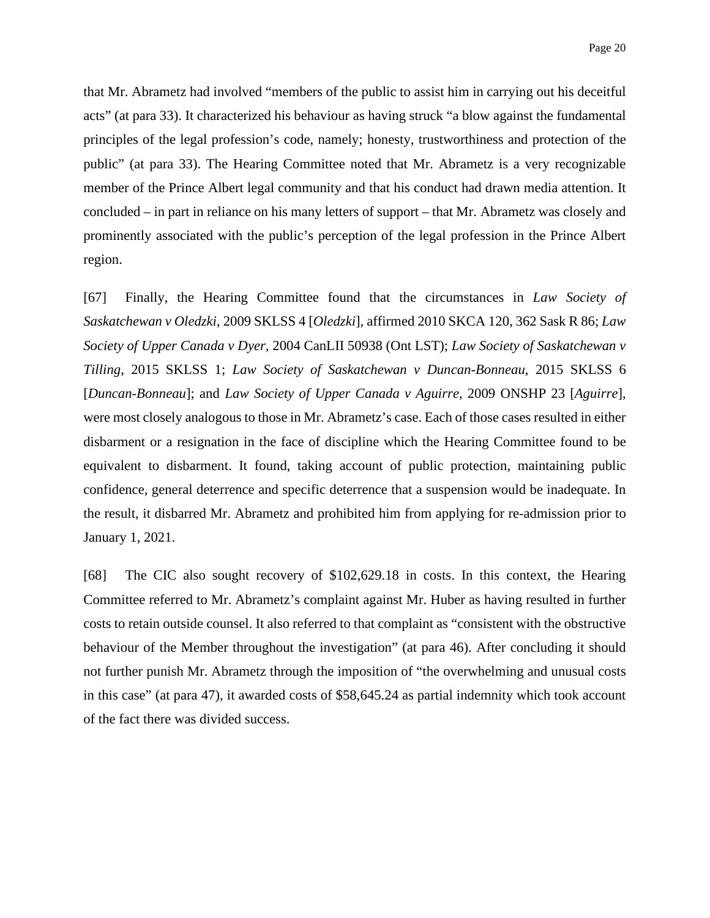that Mr. Abrametz had involved "members of the public to assist him in carrying out his deceitful acts" (at para 33). It characterized his behaviour as having struck "a blow against the fundamental principles of the legal profession's code, namely; honesty, trustworthiness and protection of the public" (at para 33). The Hearing Committee noted that Mr. Abrametz is a very recognizable member of the Prince Albert legal community and that his conduct had drawn media attention. It concluded – in part in reliance on his many letters of support – that Mr. Abrametz was closely and prominently associated with the public's perception of the legal profession in the Prince Albert region.

[67] Finally, the Hearing Committee found that the circumstances in *Law Society of Saskatchewan v Oledzki*, 2009 SKLSS 4 [*Oledzki*], affirmed 2010 SKCA 120, 362 Sask R 86; *Law Society of Upper Canada v Dyer*, 2004 CanLII 50938 (Ont LST); *Law Society of Saskatchewan v Tilling*, 2015 SKLSS 1; *Law Society of Saskatchewan v Duncan-Bonneau*, 2015 SKLSS 6 [*Duncan-Bonneau*]; and *Law Society of Upper Canada v Aguirre*, 2009 ONSHP 23 [*Aguirre*], were most closely analogous to those in Mr. Abrametz's case. Each of those cases resulted in either disbarment or a resignation in the face of discipline which the Hearing Committee found to be equivalent to disbarment. It found, taking account of public protection, maintaining public confidence, general deterrence and specific deterrence that a suspension would be inadequate. In the result, it disbarred Mr. Abrametz and prohibited him from applying for re-admission prior to January 1, 2021.

[68] The CIC also sought recovery of $102,629.18 in costs. In this context, the Hearing Committee referred to Mr. Abrametz's complaint against Mr. Huber as having resulted in further costs to retain outside counsel. It also referred to that complaint as "consistent with the obstructive behaviour of the Member throughout the investigation" (at para 46). After concluding it should not further punish Mr. Abrametz through the imposition of "the overwhelming and unusual costs in this case" (at para 47), it awarded costs of $58,645.24 as partial indemnity which took account of the fact there was divided success.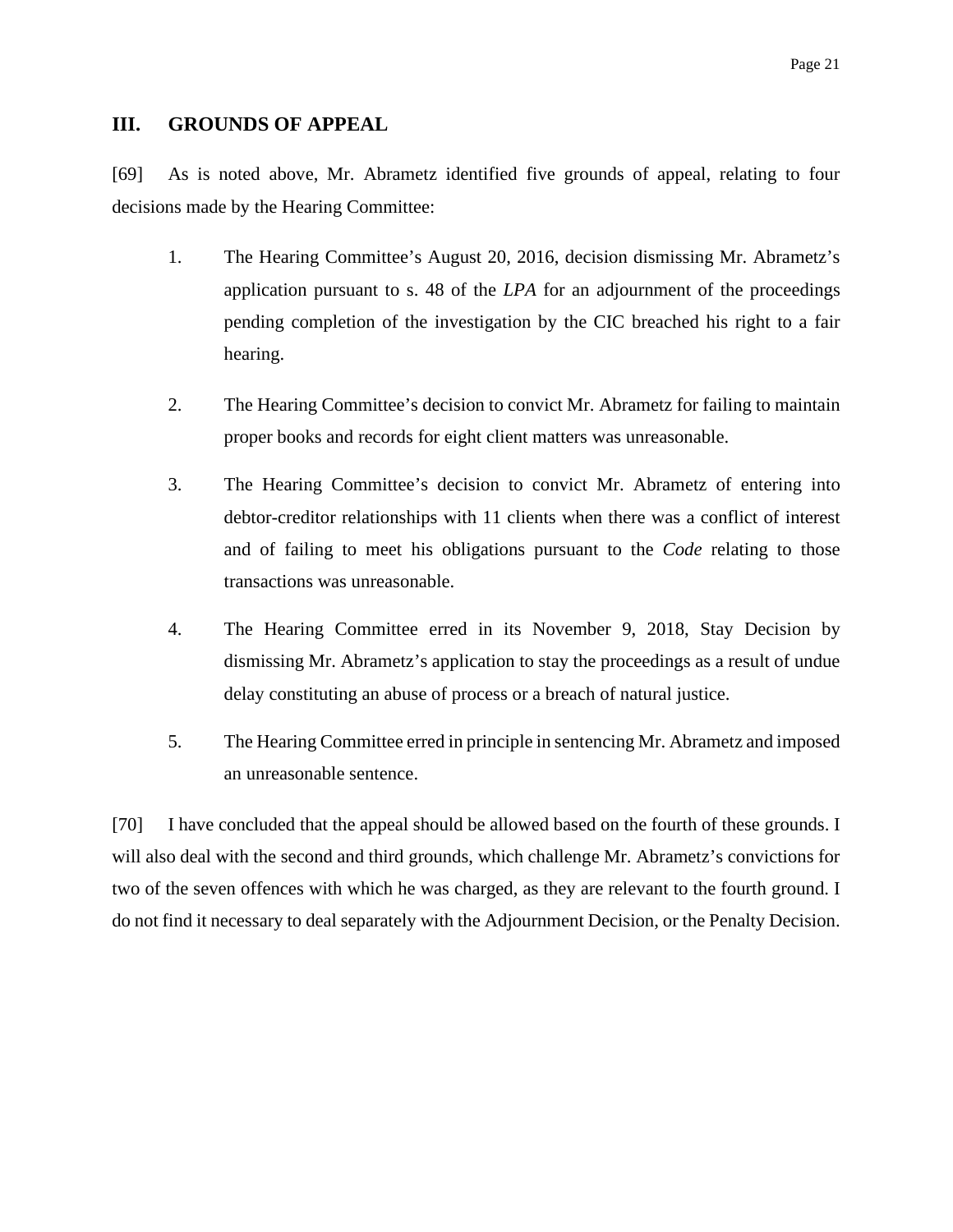## III. GROUNDS OF APPEAL

[69] As is noted above, Mr. Abrametz identified five grounds of appeal, relating to four decisions made by the Hearing Committee:

1. The Hearing Committee's August 20, 2016, decision dismissing Mr. Abrametz's application pursuant to s. 48 of the *LPA* for an adjournment of the proceedings pending completion of the investigation by the CIC breached his right to a fair hearing.

2. The Hearing Committee's decision to convict Mr. Abrametz for failing to maintain proper books and records for eight client matters was unreasonable.

3. The Hearing Committee's decision to convict Mr. Abrametz of entering into debtor-creditor relationships with 11 clients when there was a conflict of interest and of failing to meet his obligations pursuant to the *Code* relating to those transactions was unreasonable.

4. The Hearing Committee erred in its November 9, 2018, Stay Decision by dismissing Mr. Abrametz's application to stay the proceedings as a result of undue delay constituting an abuse of process or a breach of natural justice.

5. The Hearing Committee erred in principle in sentencing Mr. Abrametz and imposed an unreasonable sentence.

[70] I have concluded that the appeal should be allowed based on the fourth of these grounds. I will also deal with the second and third grounds, which challenge Mr. Abrametz's convictions for two of the seven offences with which he was charged, as they are relevant to the fourth ground. I do not find it necessary to deal separately with the Adjournment Decision, or the Penalty Decision.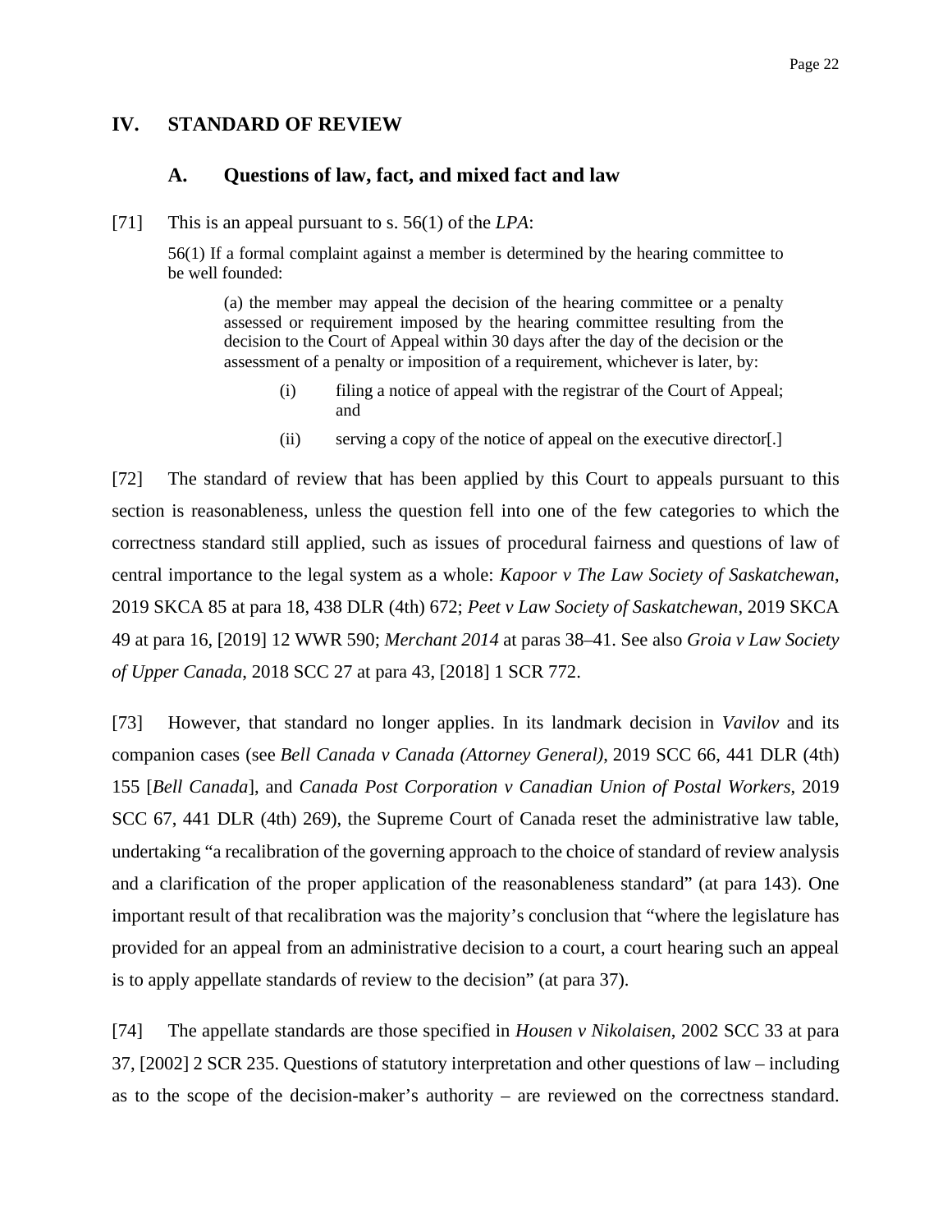## IV. STANDARD OF REVIEW

### A. Questions of law, fact, and mixed fact and law

[71] This is an appeal pursuant to s. 56(1) of the *LPA*:

> 56(1) If a formal complaint against a member is determined by the hearing committee to be well founded:
>
> > (a) the member may appeal the decision of the hearing committee or a penalty assessed or requirement imposed by the hearing committee resulting from the decision to the Court of Appeal within 30 days after the day of the decision or the assessment of a penalty or imposition of a requirement, whichever is later, by:
> >
> > > (i) filing a notice of appeal with the registrar of the Court of Appeal; and
> > >
> > > (ii) serving a copy of the notice of appeal on the executive director[.]

[72] The standard of review that has been applied by this Court to appeals pursuant to this section is reasonableness, unless the question fell into one of the few categories to which the correctness standard still applied, such as issues of procedural fairness and questions of law of central importance to the legal system as a whole: *Kapoor v The Law Society of Saskatchewan*, 2019 SKCA 85 at para 18, 438 DLR (4th) 672; *Peet v Law Society of Saskatchewan*, 2019 SKCA 49 at para 16, [2019] 12 WWR 590; *Merchant 2014* at paras 38–41. See also *Groia v Law Society of Upper Canada*, 2018 SCC 27 at para 43, [2018] 1 SCR 772.

[73] However, that standard no longer applies. In its landmark decision in *Vavilov* and its companion cases (see *Bell Canada v Canada (Attorney General)*, 2019 SCC 66, 441 DLR (4th) 155 [*Bell Canada*], and *Canada Post Corporation v Canadian Union of Postal Workers*, 2019 SCC 67, 441 DLR (4th) 269), the Supreme Court of Canada reset the administrative law table, undertaking "a recalibration of the governing approach to the choice of standard of review analysis and a clarification of the proper application of the reasonableness standard" (at para 143). One important result of that recalibration was the majority's conclusion that "where the legislature has provided for an appeal from an administrative decision to a court, a court hearing such an appeal is to apply appellate standards of review to the decision" (at para 37).

[74] The appellate standards are those specified in *Housen v Nikolaisen*, 2002 SCC 33 at para 37, [2002] 2 SCR 235. Questions of statutory interpretation and other questions of law – including as to the scope of the decision-maker's authority – are reviewed on the correctness standard.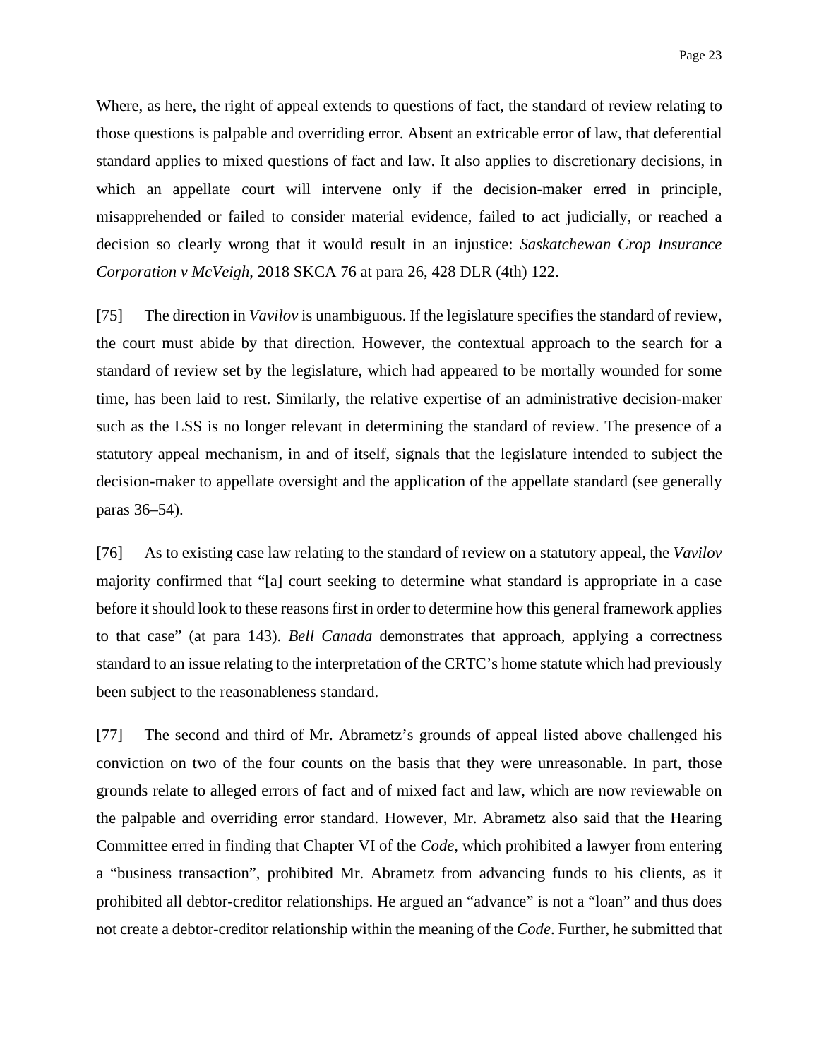Where, as here, the right of appeal extends to questions of fact, the standard of review relating to those questions is palpable and overriding error. Absent an extricable error of law, that deferential standard applies to mixed questions of fact and law. It also applies to discretionary decisions, in which an appellate court will intervene only if the decision-maker erred in principle, misapprehended or failed to consider material evidence, failed to act judicially, or reached a decision so clearly wrong that it would result in an injustice: *Saskatchewan Crop Insurance Corporation v McVeigh*, 2018 SKCA 76 at para 26, 428 DLR (4th) 122.

[75] The direction in *Vavilov* is unambiguous. If the legislature specifies the standard of review, the court must abide by that direction. However, the contextual approach to the search for a standard of review set by the legislature, which had appeared to be mortally wounded for some time, has been laid to rest. Similarly, the relative expertise of an administrative decision-maker such as the LSS is no longer relevant in determining the standard of review. The presence of a statutory appeal mechanism, in and of itself, signals that the legislature intended to subject the decision-maker to appellate oversight and the application of the appellate standard (see generally paras 36–54).

[76] As to existing case law relating to the standard of review on a statutory appeal, the *Vavilov* majority confirmed that "[a] court seeking to determine what standard is appropriate in a case before it should look to these reasons first in order to determine how this general framework applies to that case" (at para 143). *Bell Canada* demonstrates that approach, applying a correctness standard to an issue relating to the interpretation of the CRTC's home statute which had previously been subject to the reasonableness standard.

[77] The second and third of Mr. Abrametz's grounds of appeal listed above challenged his conviction on two of the four counts on the basis that they were unreasonable. In part, those grounds relate to alleged errors of fact and of mixed fact and law, which are now reviewable on the palpable and overriding error standard. However, Mr. Abrametz also said that the Hearing Committee erred in finding that Chapter VI of the *Code*, which prohibited a lawyer from entering a "business transaction", prohibited Mr. Abrametz from advancing funds to his clients, as it prohibited all debtor-creditor relationships. He argued an "advance" is not a "loan" and thus does not create a debtor-creditor relationship within the meaning of the *Code*. Further, he submitted that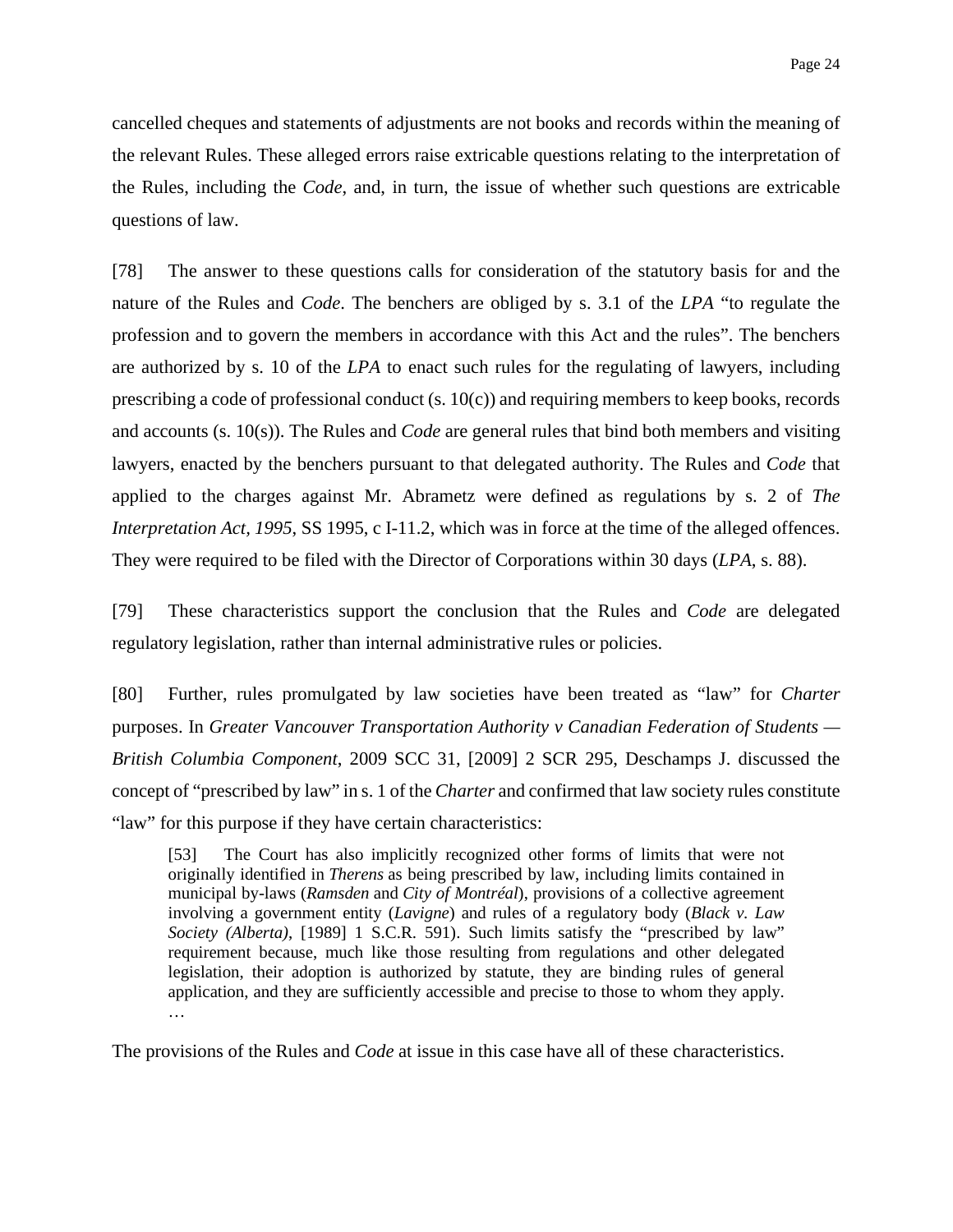cancelled cheques and statements of adjustments are not books and records within the meaning of the relevant Rules. These alleged errors raise extricable questions relating to the interpretation of the Rules, including the *Code*, and, in turn, the issue of whether such questions are extricable questions of law.

[78] The answer to these questions calls for consideration of the statutory basis for and the nature of the Rules and *Code*. The benchers are obliged by s. 3.1 of the *LPA* "to regulate the profession and to govern the members in accordance with this Act and the rules". The benchers are authorized by s. 10 of the *LPA* to enact such rules for the regulating of lawyers, including prescribing a code of professional conduct (s. 10(c)) and requiring members to keep books, records and accounts (s. 10(s)). The Rules and *Code* are general rules that bind both members and visiting lawyers, enacted by the benchers pursuant to that delegated authority. The Rules and *Code* that applied to the charges against Mr. Abrametz were defined as regulations by s. 2 of *The Interpretation Act, 1995*, SS 1995, c I-11.2, which was in force at the time of the alleged offences. They were required to be filed with the Director of Corporations within 30 days (*LPA*, s. 88).

[79] These characteristics support the conclusion that the Rules and *Code* are delegated regulatory legislation, rather than internal administrative rules or policies.

[80] Further, rules promulgated by law societies have been treated as "law" for *Charter* purposes. In *Greater Vancouver Transportation Authority v Canadian Federation of Students — British Columbia Component*, 2009 SCC 31, [2009] 2 SCR 295, Deschamps J. discussed the concept of "prescribed by law" in s. 1 of the *Charter* and confirmed that law society rules constitute "law" for this purpose if they have certain characteristics:

> [53] The Court has also implicitly recognized other forms of limits that were not originally identified in *Therens* as being prescribed by law, including limits contained in municipal by-laws (*Ramsden* and *City of Montréal*), provisions of a collective agreement involving a government entity (*Lavigne*) and rules of a regulatory body (*Black v. Law Society (Alberta)*, [1989] 1 S.C.R. 591). Such limits satisfy the "prescribed by law" requirement because, much like those resulting from regulations and other delegated legislation, their adoption is authorized by statute, they are binding rules of general application, and they are sufficiently accessible and precise to those to whom they apply. …

The provisions of the Rules and *Code* at issue in this case have all of these characteristics.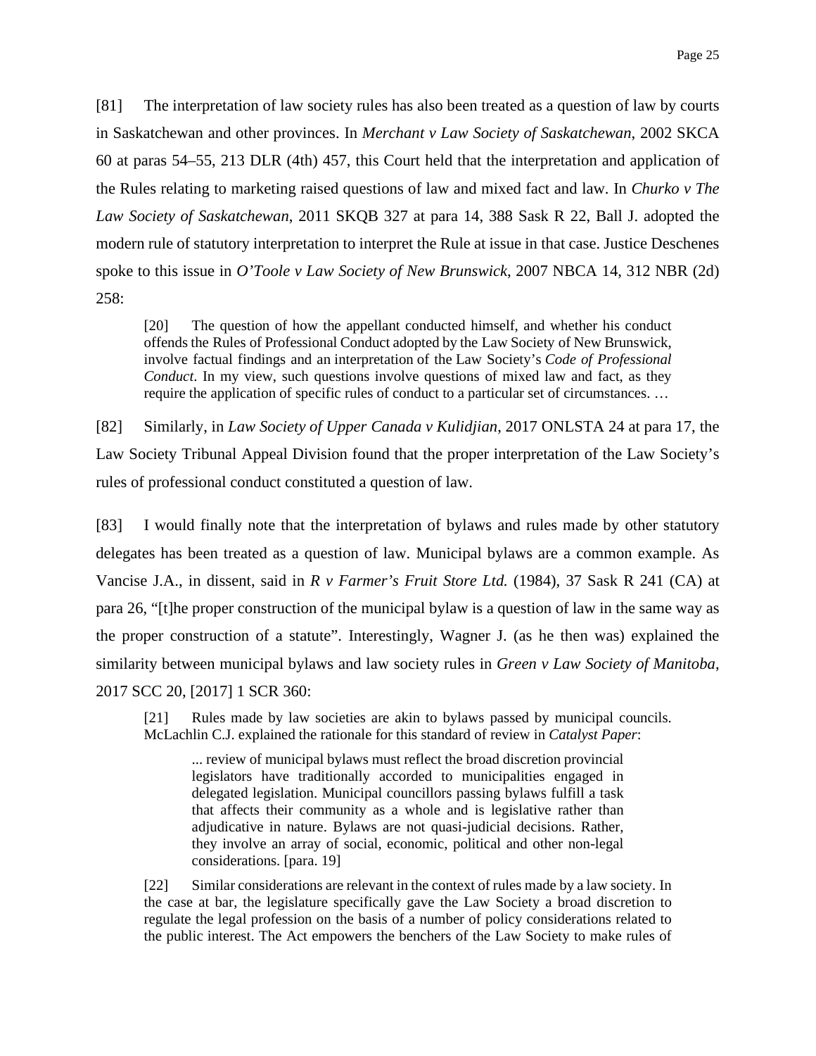[81] The interpretation of law society rules has also been treated as a question of law by courts in Saskatchewan and other provinces. In *Merchant v Law Society of Saskatchewan*, 2002 SKCA 60 at paras 54–55, 213 DLR (4th) 457, this Court held that the interpretation and application of the Rules relating to marketing raised questions of law and mixed fact and law. In *Churko v The Law Society of Saskatchewan*, 2011 SKQB 327 at para 14, 388 Sask R 22, Ball J. adopted the modern rule of statutory interpretation to interpret the Rule at issue in that case. Justice Deschenes spoke to this issue in *O'Toole v Law Society of New Brunswick*, 2007 NBCA 14, 312 NBR (2d) 258:

> [20] The question of how the appellant conducted himself, and whether his conduct offends the Rules of Professional Conduct adopted by the Law Society of New Brunswick, involve factual findings and an interpretation of the Law Society's *Code of Professional Conduct*. In my view, such questions involve questions of mixed law and fact, as they require the application of specific rules of conduct to a particular set of circumstances. …

[82] Similarly, in *Law Society of Upper Canada v Kulidjian*, 2017 ONLSTA 24 at para 17, the Law Society Tribunal Appeal Division found that the proper interpretation of the Law Society's rules of professional conduct constituted a question of law.

[83] I would finally note that the interpretation of bylaws and rules made by other statutory delegates has been treated as a question of law. Municipal bylaws are a common example. As Vancise J.A., in dissent, said in *R v Farmer's Fruit Store Ltd.* (1984), 37 Sask R 241 (CA) at para 26, "[t]he proper construction of the municipal bylaw is a question of law in the same way as the proper construction of a statute". Interestingly, Wagner J. (as he then was) explained the similarity between municipal bylaws and law society rules in *Green v Law Society of Manitoba*, 2017 SCC 20, [2017] 1 SCR 360:

> [21] Rules made by law societies are akin to bylaws passed by municipal councils. McLachlin C.J. explained the rationale for this standard of review in *Catalyst Paper*:
>
> > ... review of municipal bylaws must reflect the broad discretion provincial legislators have traditionally accorded to municipalities engaged in delegated legislation. Municipal councillors passing bylaws fulfill a task that affects their community as a whole and is legislative rather than adjudicative in nature. Bylaws are not quasi-judicial decisions. Rather, they involve an array of social, economic, political and other non-legal considerations. [para. 19]
>
> [22] Similar considerations are relevant in the context of rules made by a law society. In the case at bar, the legislature specifically gave the Law Society a broad discretion to regulate the legal profession on the basis of a number of policy considerations related to the public interest. The Act empowers the benchers of the Law Society to make rules of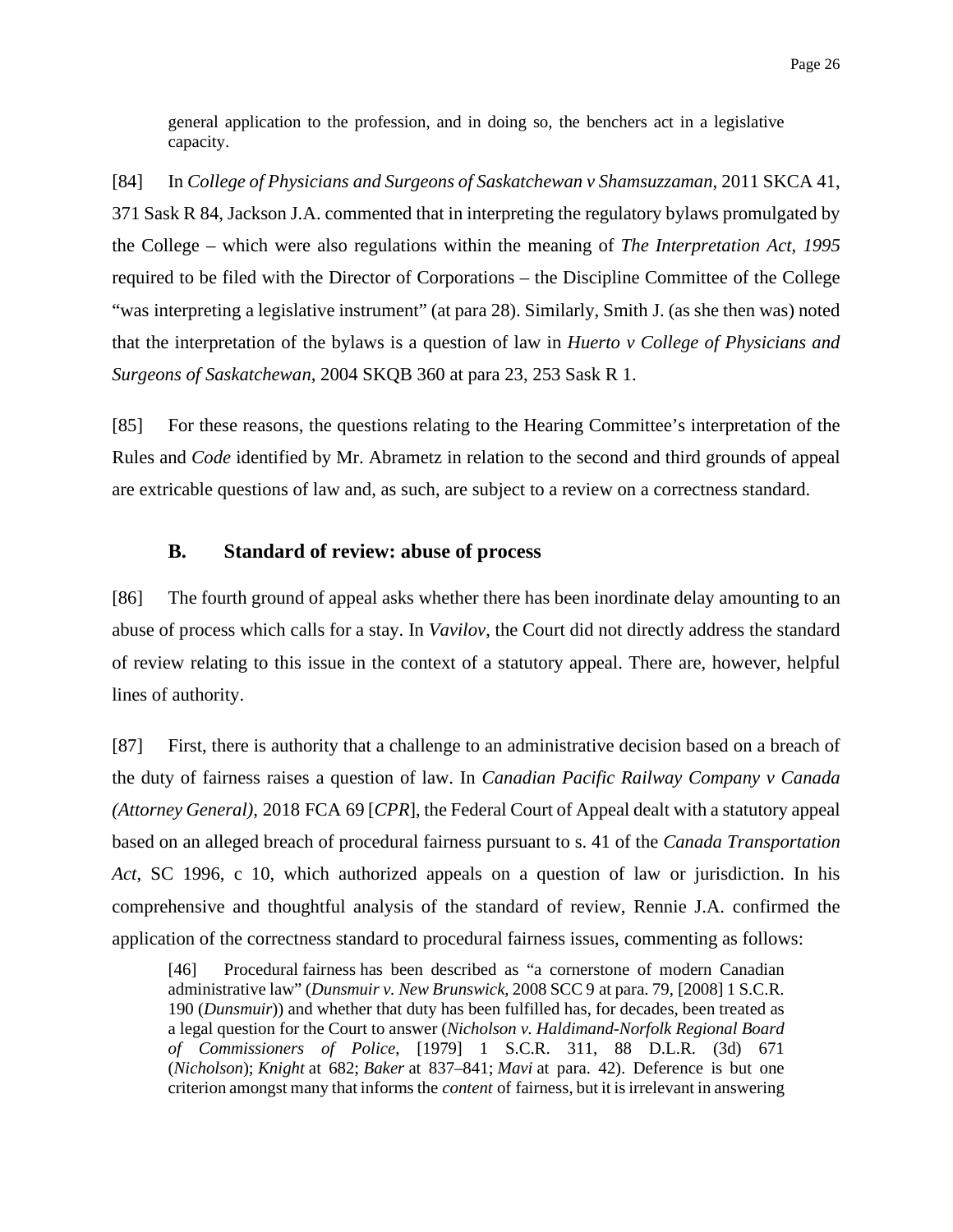general application to the profession, and in doing so, the benchers act in a legislative capacity.

[84] In *College of Physicians and Surgeons of Saskatchewan v Shamsuzzaman*, 2011 SKCA 41, 371 Sask R 84, Jackson J.A. commented that in interpreting the regulatory bylaws promulgated by the College – which were also regulations within the meaning of *The Interpretation Act, 1995* required to be filed with the Director of Corporations – the Discipline Committee of the College "was interpreting a legislative instrument" (at para 28). Similarly, Smith J. (as she then was) noted that the interpretation of the bylaws is a question of law in *Huerto v College of Physicians and Surgeons of Saskatchewan*, 2004 SKQB 360 at para 23, 253 Sask R 1.

[85] For these reasons, the questions relating to the Hearing Committee's interpretation of the Rules and *Code* identified by Mr. Abrametz in relation to the second and third grounds of appeal are extricable questions of law and, as such, are subject to a review on a correctness standard.

### B. Standard of review: abuse of process

[86] The fourth ground of appeal asks whether there has been inordinate delay amounting to an abuse of process which calls for a stay. In *Vavilov*, the Court did not directly address the standard of review relating to this issue in the context of a statutory appeal. There are, however, helpful lines of authority.

[87] First, there is authority that a challenge to an administrative decision based on a breach of the duty of fairness raises a question of law. In *Canadian Pacific Railway Company v Canada (Attorney General)*, 2018 FCA 69 [*CPR*], the Federal Court of Appeal dealt with a statutory appeal based on an alleged breach of procedural fairness pursuant to s. 41 of the *Canada Transportation Act*, SC 1996, c 10, which authorized appeals on a question of law or jurisdiction. In his comprehensive and thoughtful analysis of the standard of review, Rennie J.A. confirmed the application of the correctness standard to procedural fairness issues, commenting as follows:

> [46] Procedural fairness has been described as "a cornerstone of modern Canadian administrative law" (*Dunsmuir v. New Brunswick*, 2008 SCC 9 at para. 79, [2008] 1 S.C.R. 190 (*Dunsmuir*)) and whether that duty has been fulfilled has, for decades, been treated as a legal question for the Court to answer (*Nicholson v. Haldimand-Norfolk Regional Board of Commissioners of Police*, [1979] 1 S.C.R. 311, 88 D.L.R. (3d) 671 (*Nicholson*); *Knight* at 682; *Baker* at 837–841; *Mavi* at para. 42). Deference is but one criterion amongst many that informs the *content* of fairness, but it is irrelevant in answering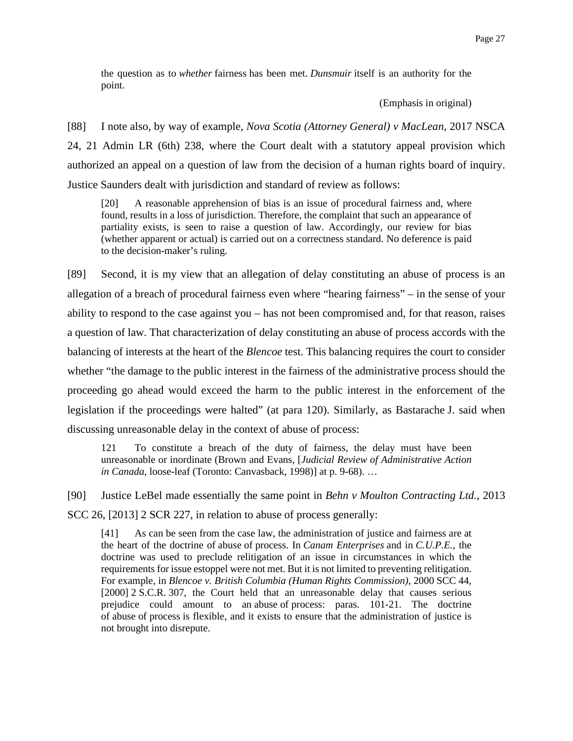> the question as to *whether* fairness has been met. *Dunsmuir* itself is an authority for the point.
>
> (Emphasis in original)

[88] I note also, by way of example, *Nova Scotia (Attorney General) v MacLean*, 2017 NSCA 24, 21 Admin LR (6th) 238, where the Court dealt with a statutory appeal provision which authorized an appeal on a question of law from the decision of a human rights board of inquiry. Justice Saunders dealt with jurisdiction and standard of review as follows:

> [20] A reasonable apprehension of bias is an issue of procedural fairness and, where found, results in a loss of jurisdiction. Therefore, the complaint that such an appearance of partiality exists, is seen to raise a question of law. Accordingly, our review for bias (whether apparent or actual) is carried out on a correctness standard. No deference is paid to the decision-maker's ruling.

[89] Second, it is my view that an allegation of delay constituting an abuse of process is an allegation of a breach of procedural fairness even where "hearing fairness" – in the sense of your ability to respond to the case against you – has not been compromised and, for that reason, raises a question of law. That characterization of delay constituting an abuse of process accords with the balancing of interests at the heart of the *Blencoe* test. This balancing requires the court to consider whether "the damage to the public interest in the fairness of the administrative process should the proceeding go ahead would exceed the harm to the public interest in the enforcement of the legislation if the proceedings were halted" (at para 120). Similarly, as Bastarache J. said when discussing unreasonable delay in the context of abuse of process:

> 121 To constitute a breach of the duty of fairness, the delay must have been unreasonable or inordinate (Brown and Evans, [*Judicial Review of Administrative Action in Canada*, loose-leaf (Toronto: Canvasback, 1998)] at p. 9-68). …

[90] Justice LeBel made essentially the same point in *Behn v Moulton Contracting Ltd.*, 2013 SCC 26, [2013] 2 SCR 227, in relation to abuse of process generally:

> [41] As can be seen from the case law, the administration of justice and fairness are at the heart of the doctrine of abuse of process. In *Canam Enterprises* and in *C.U.P.E.*, the doctrine was used to preclude relitigation of an issue in circumstances in which the requirements for issue estoppel were not met. But it is not limited to preventing relitigation. For example, in *Blencoe v. British Columbia (Human Rights Commission)*, 2000 SCC 44, [2000] 2 S.C.R. 307, the Court held that an unreasonable delay that causes serious prejudice could amount to an abuse of process: paras. 101-21. The doctrine of abuse of process is flexible, and it exists to ensure that the administration of justice is not brought into disrepute.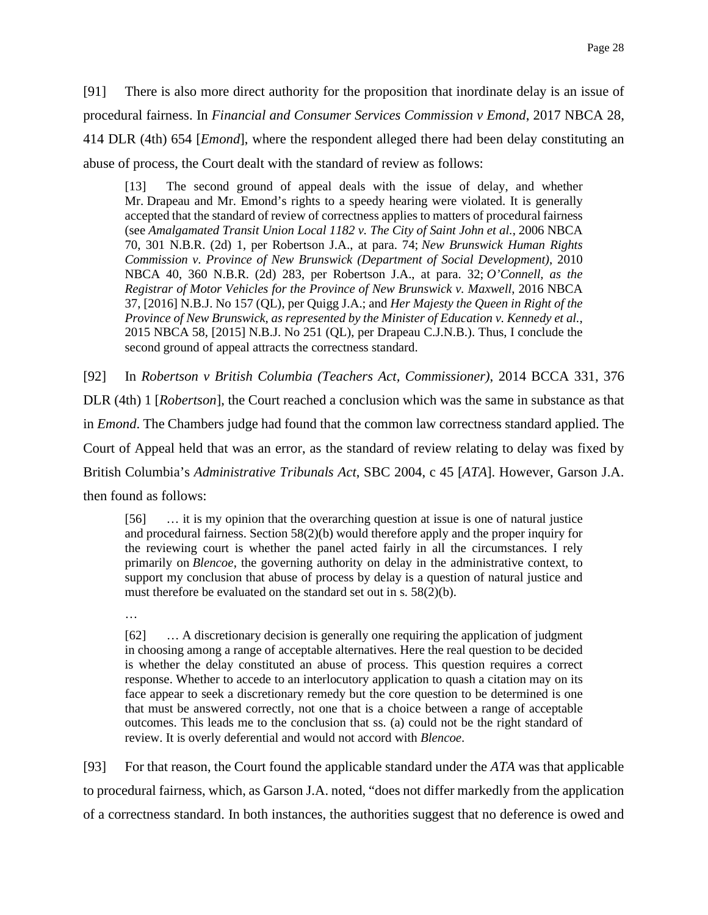[91] There is also more direct authority for the proposition that inordinate delay is an issue of procedural fairness. In *Financial and Consumer Services Commission v Emond*, 2017 NBCA 28, 414 DLR (4th) 654 [*Emond*], where the respondent alleged there had been delay constituting an abuse of process, the Court dealt with the standard of review as follows:

> [13] The second ground of appeal deals with the issue of delay, and whether Mr. Drapeau and Mr. Emond's rights to a speedy hearing were violated. It is generally accepted that the standard of review of correctness applies to matters of procedural fairness (see *Amalgamated Transit Union Local 1182 v. The City of Saint John et al.*, 2006 NBCA 70, 301 N.B.R. (2d) 1, per Robertson J.A., at para. 74; *New Brunswick Human Rights Commission v. Province of New Brunswick (Department of Social Development)*, 2010 NBCA 40, 360 N.B.R. (2d) 283, per Robertson J.A., at para. 32; *O'Connell, as the Registrar of Motor Vehicles for the Province of New Brunswick v. Maxwell*, 2016 NBCA 37, [2016] N.B.J. No 157 (QL), per Quigg J.A.; and *Her Majesty the Queen in Right of the Province of New Brunswick, as represented by the Minister of Education v. Kennedy et al.*, 2015 NBCA 58, [2015] N.B.J. No 251 (QL), per Drapeau C.J.N.B.). Thus, I conclude the second ground of appeal attracts the correctness standard.

[92] In *Robertson v British Columbia (Teachers Act, Commissioner)*, 2014 BCCA 331, 376 DLR (4th) 1 [*Robertson*], the Court reached a conclusion which was the same in substance as that in *Emond*. The Chambers judge had found that the common law correctness standard applied. The Court of Appeal held that was an error, as the standard of review relating to delay was fixed by British Columbia's *Administrative Tribunals Act*, SBC 2004, c 45 [*ATA*]. However, Garson J.A. then found as follows:

> [56] … it is my opinion that the overarching question at issue is one of natural justice and procedural fairness. Section 58(2)(b) would therefore apply and the proper inquiry for the reviewing court is whether the panel acted fairly in all the circumstances. I rely primarily on *Blencoe*, the governing authority on delay in the administrative context, to support my conclusion that abuse of process by delay is a question of natural justice and must therefore be evaluated on the standard set out in s. 58(2)(b).
>
> …
>
> [62] … A discretionary decision is generally one requiring the application of judgment in choosing among a range of acceptable alternatives. Here the real question to be decided is whether the delay constituted an abuse of process. This question requires a correct response. Whether to accede to an interlocutory application to quash a citation may on its face appear to seek a discretionary remedy but the core question to be determined is one that must be answered correctly, not one that is a choice between a range of acceptable outcomes. This leads me to the conclusion that ss. (a) could not be the right standard of review. It is overly deferential and would not accord with *Blencoe*.

[93] For that reason, the Court found the applicable standard under the *ATA* was that applicable to procedural fairness, which, as Garson J.A. noted, "does not differ markedly from the application of a correctness standard. In both instances, the authorities suggest that no deference is owed and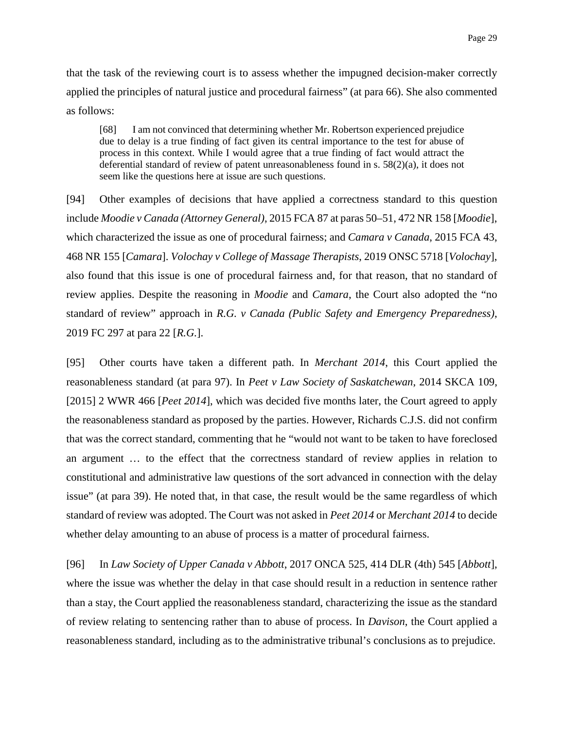that the task of the reviewing court is to assess whether the impugned decision-maker correctly applied the principles of natural justice and procedural fairness" (at para 66). She also commented as follows:

> [68] I am not convinced that determining whether Mr. Robertson experienced prejudice due to delay is a true finding of fact given its central importance to the test for abuse of process in this context. While I would agree that a true finding of fact would attract the deferential standard of review of patent unreasonableness found in s. 58(2)(a), it does not seem like the questions here at issue are such questions.

[94] Other examples of decisions that have applied a correctness standard to this question include *Moodie v Canada (Attorney General)*, 2015 FCA 87 at paras 50–51, 472 NR 158 [*Moodie*], which characterized the issue as one of procedural fairness; and *Camara v Canada*, 2015 FCA 43, 468 NR 155 [*Camara*]. *Volochay v College of Massage Therapists*, 2019 ONSC 5718 [*Volochay*], also found that this issue is one of procedural fairness and, for that reason, that no standard of review applies. Despite the reasoning in *Moodie* and *Camara*, the Court also adopted the "no standard of review" approach in *R.G. v Canada (Public Safety and Emergency Preparedness)*, 2019 FC 297 at para 22 [*R.G.*].

[95] Other courts have taken a different path. In *Merchant 2014*, this Court applied the reasonableness standard (at para 97). In *Peet v Law Society of Saskatchewan*, 2014 SKCA 109, [2015] 2 WWR 466 [*Peet 2014*], which was decided five months later, the Court agreed to apply the reasonableness standard as proposed by the parties. However, Richards C.J.S. did not confirm that was the correct standard, commenting that he "would not want to be taken to have foreclosed an argument … to the effect that the correctness standard of review applies in relation to constitutional and administrative law questions of the sort advanced in connection with the delay issue" (at para 39). He noted that, in that case, the result would be the same regardless of which standard of review was adopted. The Court was not asked in *Peet 2014* or *Merchant 2014* to decide whether delay amounting to an abuse of process is a matter of procedural fairness.

[96] In *Law Society of Upper Canada v Abbott*, 2017 ONCA 525, 414 DLR (4th) 545 [*Abbott*], where the issue was whether the delay in that case should result in a reduction in sentence rather than a stay, the Court applied the reasonableness standard, characterizing the issue as the standard of review relating to sentencing rather than to abuse of process. In *Davison*, the Court applied a reasonableness standard, including as to the administrative tribunal's conclusions as to prejudice.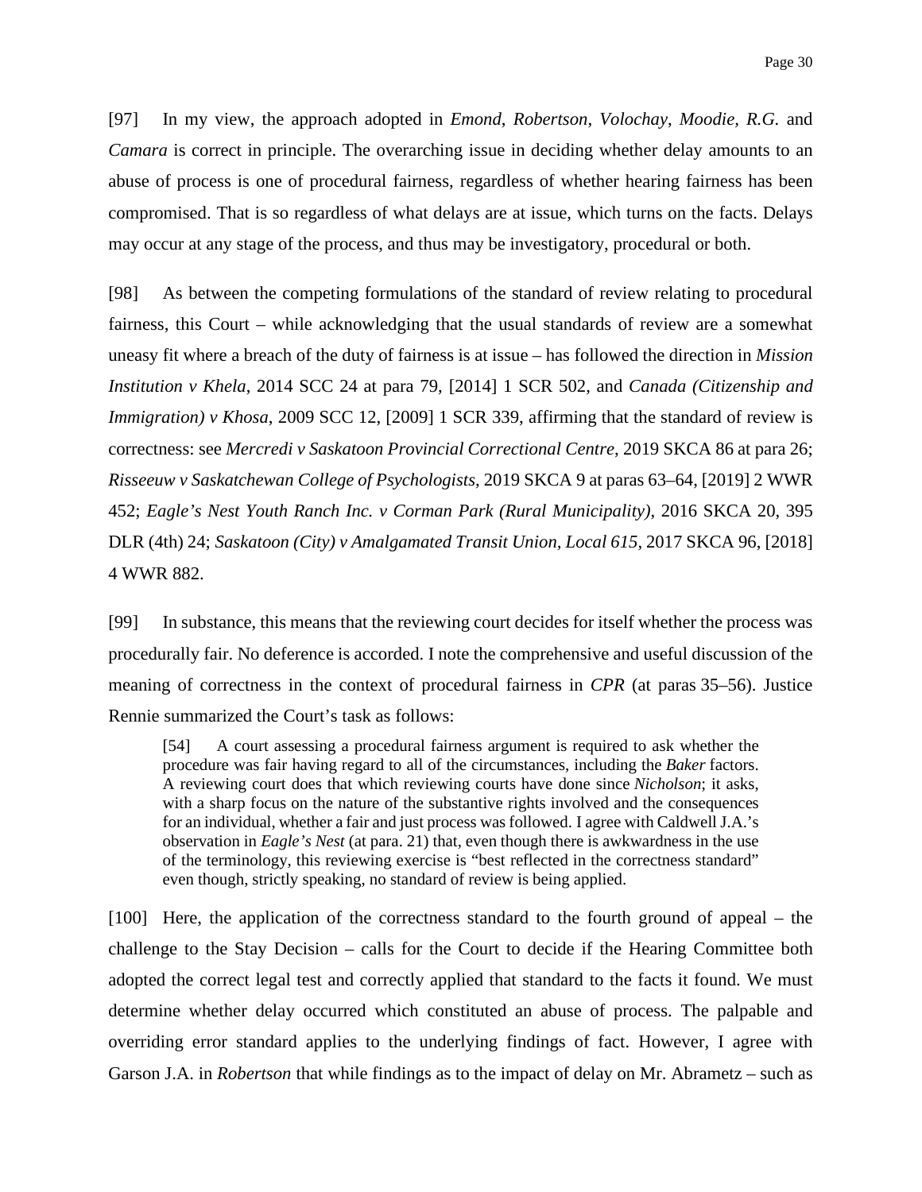[97] In my view, the approach adopted in *Emond*, *Robertson*, *Volochay*, *Moodie, R.G.* and *Camara* is correct in principle. The overarching issue in deciding whether delay amounts to an abuse of process is one of procedural fairness, regardless of whether hearing fairness has been compromised. That is so regardless of what delays are at issue, which turns on the facts. Delays may occur at any stage of the process, and thus may be investigatory, procedural or both.

[98] As between the competing formulations of the standard of review relating to procedural fairness, this Court – while acknowledging that the usual standards of review are a somewhat uneasy fit where a breach of the duty of fairness is at issue – has followed the direction in *Mission Institution v Khela*, 2014 SCC 24 at para 79, [2014] 1 SCR 502, and *Canada (Citizenship and Immigration) v Khosa*, 2009 SCC 12, [2009] 1 SCR 339, affirming that the standard of review is correctness: see *Mercredi v Saskatoon Provincial Correctional Centre*, 2019 SKCA 86 at para 26; *Risseeuw v Saskatchewan College of Psychologists*, 2019 SKCA 9 at paras 63–64, [2019] 2 WWR 452; *Eagle's Nest Youth Ranch Inc. v Corman Park (Rural Municipality)*, 2016 SKCA 20, 395 DLR (4th) 24; *Saskatoon (City) v Amalgamated Transit Union, Local 615*, 2017 SKCA 96, [2018] 4 WWR 882.

[99] In substance, this means that the reviewing court decides for itself whether the process was procedurally fair. No deference is accorded. I note the comprehensive and useful discussion of the meaning of correctness in the context of procedural fairness in *CPR* (at paras 35–56). Justice Rennie summarized the Court's task as follows:

> [54] A court assessing a procedural fairness argument is required to ask whether the procedure was fair having regard to all of the circumstances, including the *Baker* factors. A reviewing court does that which reviewing courts have done since *Nicholson*; it asks, with a sharp focus on the nature of the substantive rights involved and the consequences for an individual, whether a fair and just process was followed. I agree with Caldwell J.A.'s observation in *Eagle's Nest* (at para. 21) that, even though there is awkwardness in the use of the terminology, this reviewing exercise is "best reflected in the correctness standard" even though, strictly speaking, no standard of review is being applied.

[100] Here, the application of the correctness standard to the fourth ground of appeal – the challenge to the Stay Decision – calls for the Court to decide if the Hearing Committee both adopted the correct legal test and correctly applied that standard to the facts it found. We must determine whether delay occurred which constituted an abuse of process. The palpable and overriding error standard applies to the underlying findings of fact. However, I agree with Garson J.A. in *Robertson* that while findings as to the impact of delay on Mr. Abrametz – such as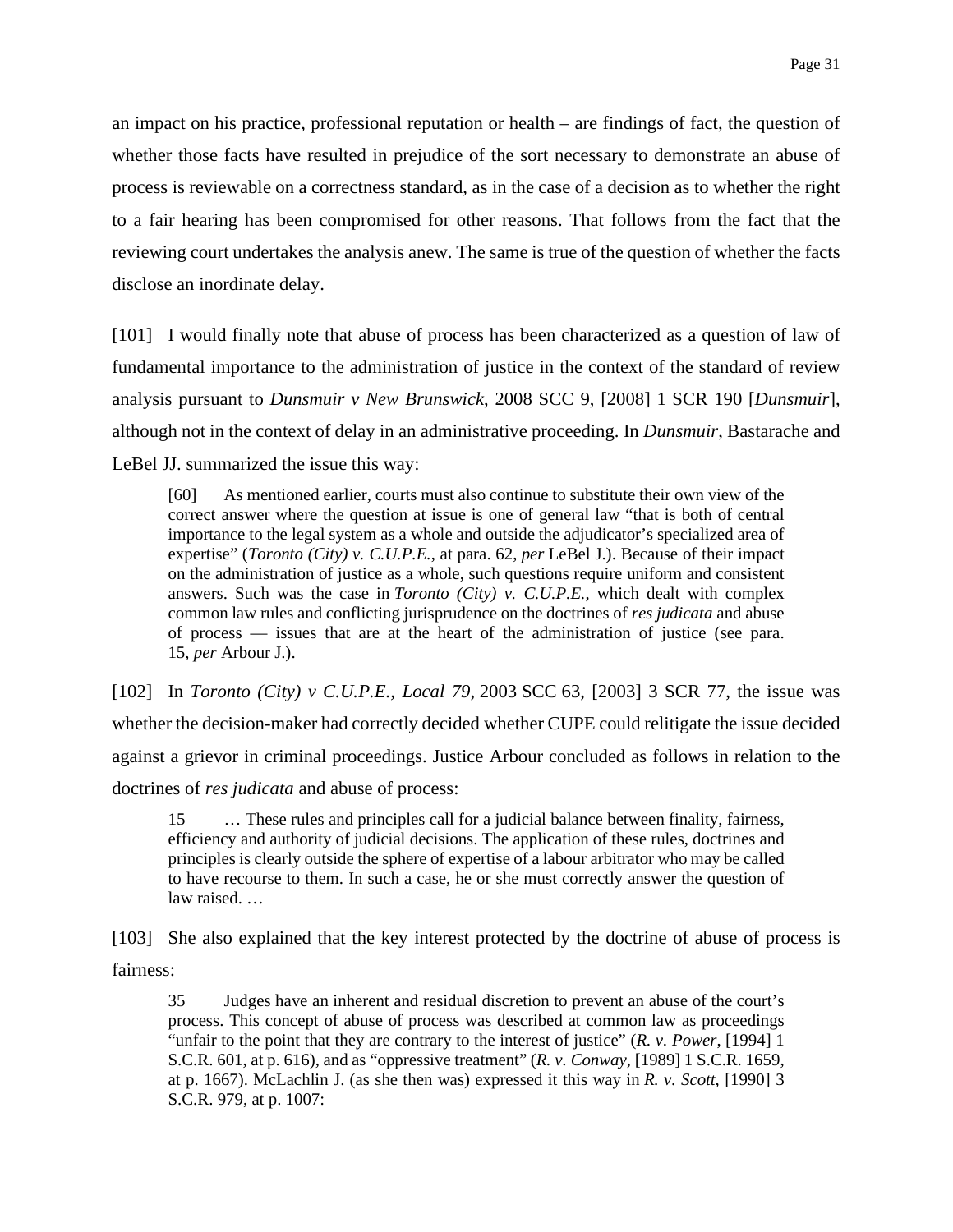an impact on his practice, professional reputation or health – are findings of fact, the question of whether those facts have resulted in prejudice of the sort necessary to demonstrate an abuse of process is reviewable on a correctness standard, as in the case of a decision as to whether the right to a fair hearing has been compromised for other reasons. That follows from the fact that the reviewing court undertakes the analysis anew. The same is true of the question of whether the facts disclose an inordinate delay.

[101] I would finally note that abuse of process has been characterized as a question of law of fundamental importance to the administration of justice in the context of the standard of review analysis pursuant to *Dunsmuir v New Brunswick*, 2008 SCC 9, [2008] 1 SCR 190 [*Dunsmuir*], although not in the context of delay in an administrative proceeding. In *Dunsmuir*, Bastarache and LeBel JJ. summarized the issue this way:

> [60] As mentioned earlier, courts must also continue to substitute their own view of the correct answer where the question at issue is one of general law "that is both of central importance to the legal system as a whole and outside the adjudicator's specialized area of expertise" (*Toronto (City) v. C.U.P.E.*, at para. 62, *per* LeBel J.). Because of their impact on the administration of justice as a whole, such questions require uniform and consistent answers. Such was the case in *Toronto (City) v. C.U.P.E.*, which dealt with complex common law rules and conflicting jurisprudence on the doctrines of *res judicata* and abuse of process — issues that are at the heart of the administration of justice (see para. 15, *per* Arbour J.).

[102] In *Toronto (City) v C.U.P.E., Local 79*, 2003 SCC 63, [2003] 3 SCR 77, the issue was whether the decision-maker had correctly decided whether CUPE could relitigate the issue decided against a grievor in criminal proceedings. Justice Arbour concluded as follows in relation to the doctrines of *res judicata* and abuse of process:

> 15 … These rules and principles call for a judicial balance between finality, fairness, efficiency and authority of judicial decisions. The application of these rules, doctrines and principles is clearly outside the sphere of expertise of a labour arbitrator who may be called to have recourse to them. In such a case, he or she must correctly answer the question of law raised. …

[103] She also explained that the key interest protected by the doctrine of abuse of process is fairness:

> 35 Judges have an inherent and residual discretion to prevent an abuse of the court's process. This concept of abuse of process was described at common law as proceedings "unfair to the point that they are contrary to the interest of justice" (*R. v. Power*, [1994] 1 S.C.R. 601, at p. 616), and as "oppressive treatment" (*R. v. Conway*, [1989] 1 S.C.R. 1659, at p. 1667). McLachlin J. (as she then was) expressed it this way in *R. v. Scott*, [1990] 3 S.C.R. 979, at p. 1007: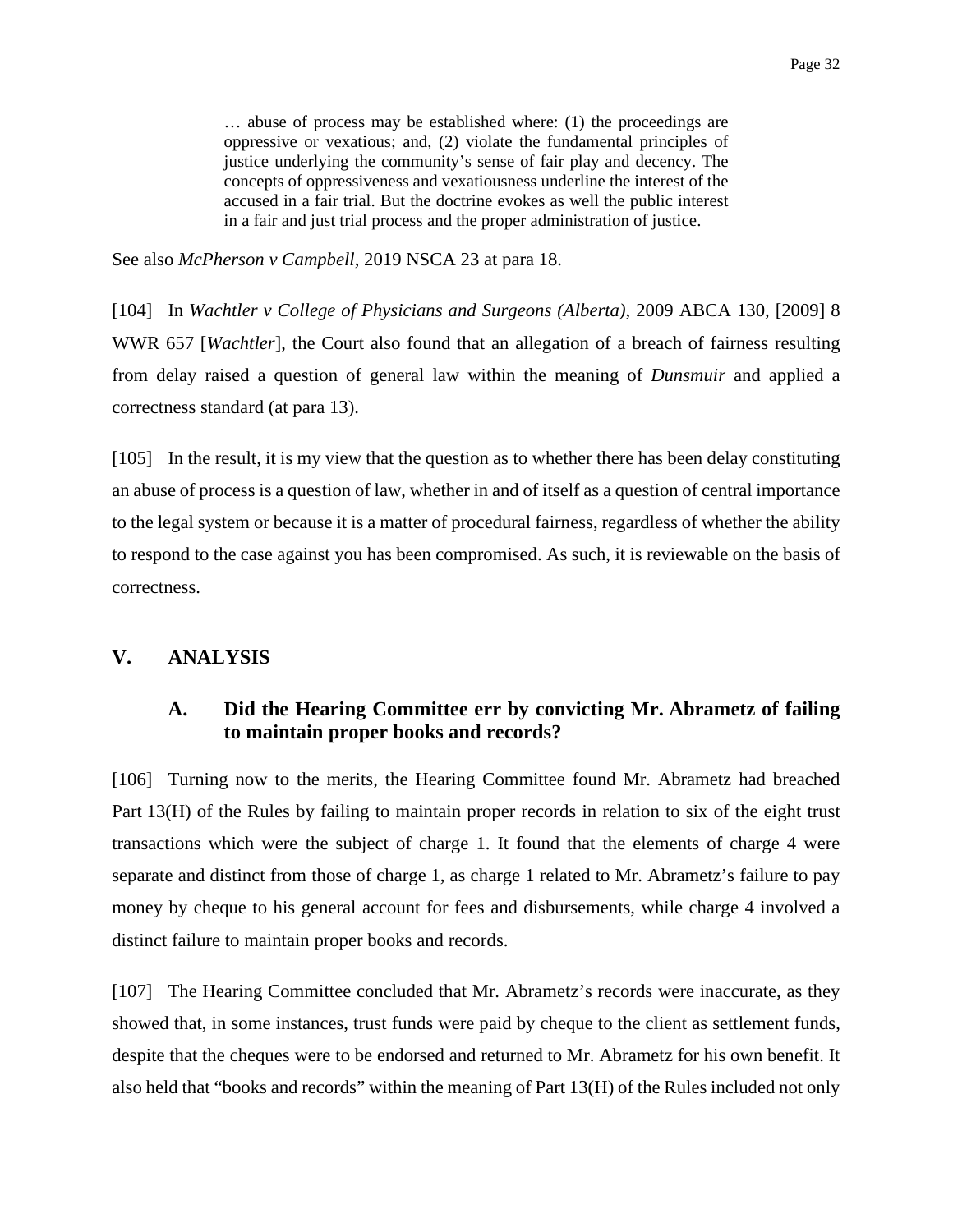> … abuse of process may be established where: (1) the proceedings are oppressive or vexatious; and, (2) violate the fundamental principles of justice underlying the community's sense of fair play and decency. The concepts of oppressiveness and vexatiousness underline the interest of the accused in a fair trial. But the doctrine evokes as well the public interest in a fair and just trial process and the proper administration of justice.

See also *McPherson v Campbell*, 2019 NSCA 23 at para 18.

[104] In *Wachtler v College of Physicians and Surgeons (Alberta)*, 2009 ABCA 130, [2009] 8 WWR 657 [*Wachtler*], the Court also found that an allegation of a breach of fairness resulting from delay raised a question of general law within the meaning of *Dunsmuir* and applied a correctness standard (at para 13).

[105] In the result, it is my view that the question as to whether there has been delay constituting an abuse of process is a question of law, whether in and of itself as a question of central importance to the legal system or because it is a matter of procedural fairness, regardless of whether the ability to respond to the case against you has been compromised. As such, it is reviewable on the basis of correctness.

## V. ANALYSIS

### A. Did the Hearing Committee err by convicting Mr. Abrametz of failing to maintain proper books and records?

[106] Turning now to the merits, the Hearing Committee found Mr. Abrametz had breached Part 13(H) of the Rules by failing to maintain proper records in relation to six of the eight trust transactions which were the subject of charge 1. It found that the elements of charge 4 were separate and distinct from those of charge 1, as charge 1 related to Mr. Abrametz's failure to pay money by cheque to his general account for fees and disbursements, while charge 4 involved a distinct failure to maintain proper books and records.

[107] The Hearing Committee concluded that Mr. Abrametz's records were inaccurate, as they showed that, in some instances, trust funds were paid by cheque to the client as settlement funds, despite that the cheques were to be endorsed and returned to Mr. Abrametz for his own benefit. It also held that "books and records" within the meaning of Part 13(H) of the Rules included not only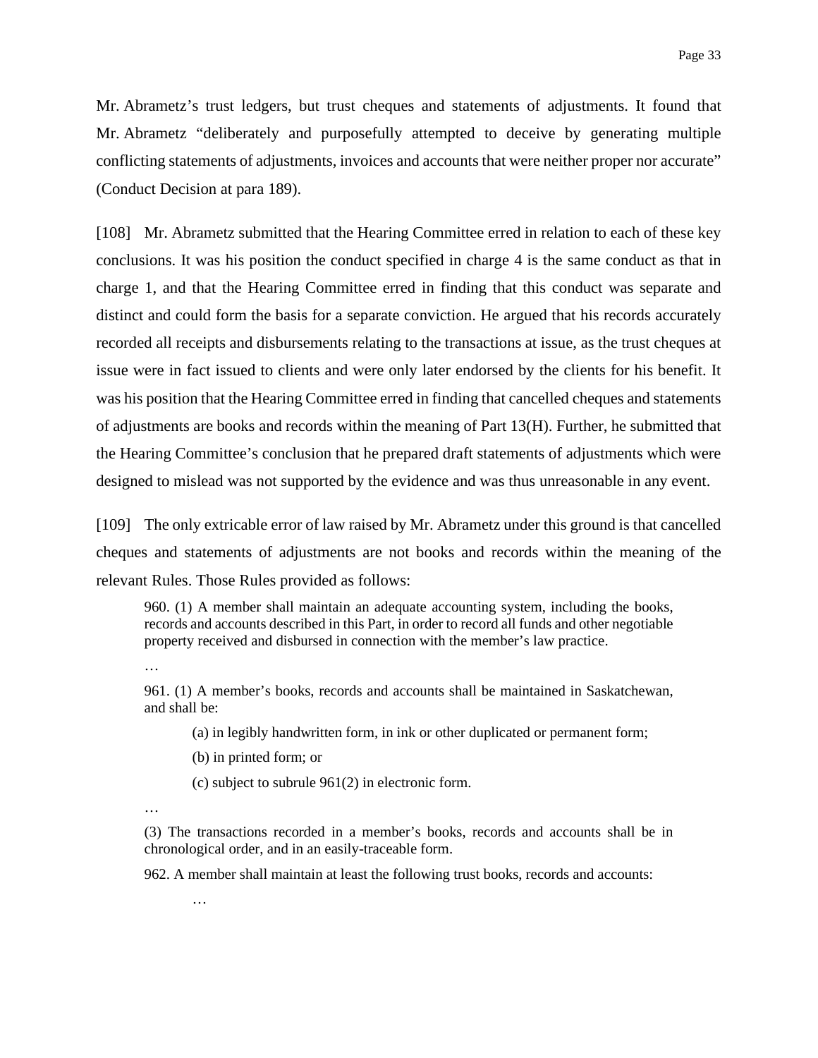Mr. Abrametz's trust ledgers, but trust cheques and statements of adjustments. It found that Mr. Abrametz "deliberately and purposefully attempted to deceive by generating multiple conflicting statements of adjustments, invoices and accounts that were neither proper nor accurate" (Conduct Decision at para 189).

[108] Mr. Abrametz submitted that the Hearing Committee erred in relation to each of these key conclusions. It was his position the conduct specified in charge 4 is the same conduct as that in charge 1, and that the Hearing Committee erred in finding that this conduct was separate and distinct and could form the basis for a separate conviction. He argued that his records accurately recorded all receipts and disbursements relating to the transactions at issue, as the trust cheques at issue were in fact issued to clients and were only later endorsed by the clients for his benefit. It was his position that the Hearing Committee erred in finding that cancelled cheques and statements of adjustments are books and records within the meaning of Part 13(H). Further, he submitted that the Hearing Committee's conclusion that he prepared draft statements of adjustments which were designed to mislead was not supported by the evidence and was thus unreasonable in any event.

[109] The only extricable error of law raised by Mr. Abrametz under this ground is that cancelled cheques and statements of adjustments are not books and records within the meaning of the relevant Rules. Those Rules provided as follows:

> 960. (1) A member shall maintain an adequate accounting system, including the books, records and accounts described in this Part, in order to record all funds and other negotiable property received and disbursed in connection with the member's law practice.
>
> …
>
> 961. (1) A member's books, records and accounts shall be maintained in Saskatchewan, and shall be:
>
> > (a) in legibly handwritten form, in ink or other duplicated or permanent form;
> >
> > (b) in printed form; or
> >
> > (c) subject to subrule 961(2) in electronic form.
>
> …
>
> (3) The transactions recorded in a member's books, records and accounts shall be in chronological order, and in an easily-traceable form.
>
> 962. A member shall maintain at least the following trust books, records and accounts:
>
> > …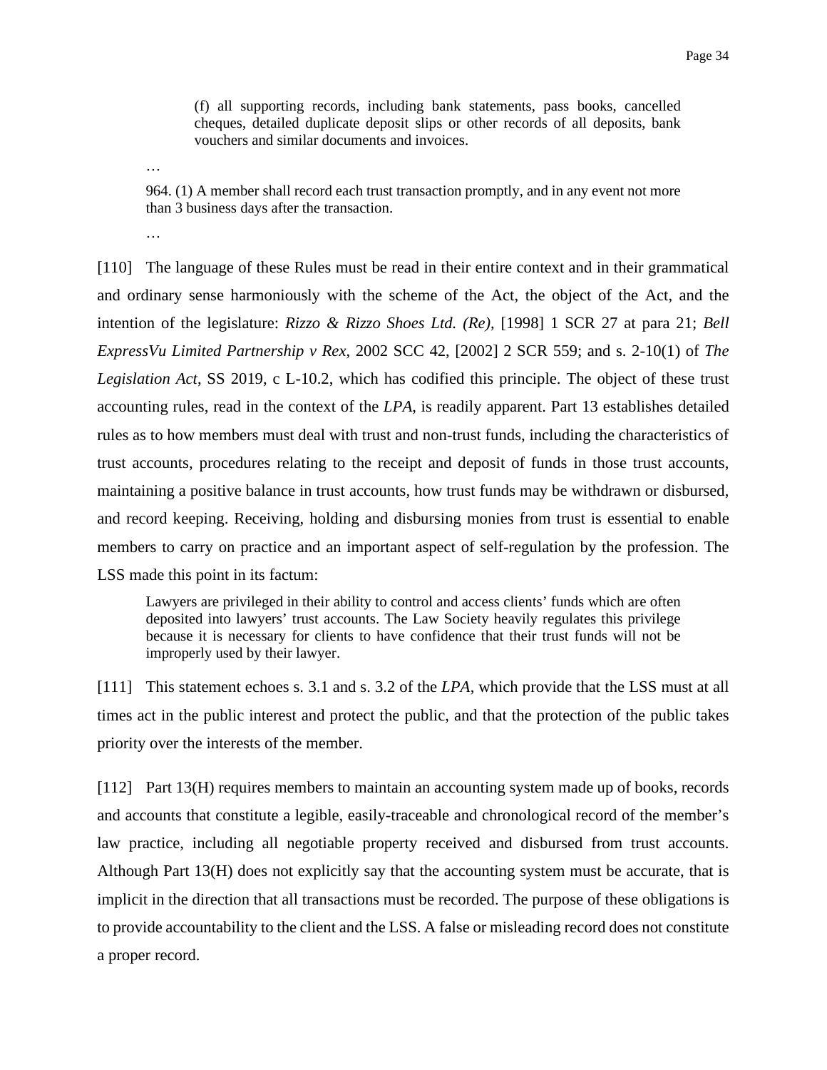> (f) all supporting records, including bank statements, pass books, cancelled cheques, detailed duplicate deposit slips or other records of all deposits, bank vouchers and similar documents and invoices.

…

> 964. (1) A member shall record each trust transaction promptly, and in any event not more than 3 business days after the transaction.

…

[110] The language of these Rules must be read in their entire context and in their grammatical and ordinary sense harmoniously with the scheme of the Act, the object of the Act, and the intention of the legislature: *Rizzo & Rizzo Shoes Ltd. (Re)*, [1998] 1 SCR 27 at para 21; *Bell ExpressVu Limited Partnership v Rex*, 2002 SCC 42, [2002] 2 SCR 559; and s. 2-10(1) of *The Legislation Act*, SS 2019, c L-10.2, which has codified this principle. The object of these trust accounting rules, read in the context of the *LPA*, is readily apparent. Part 13 establishes detailed rules as to how members must deal with trust and non-trust funds, including the characteristics of trust accounts, procedures relating to the receipt and deposit of funds in those trust accounts, maintaining a positive balance in trust accounts, how trust funds may be withdrawn or disbursed, and record keeping. Receiving, holding and disbursing monies from trust is essential to enable members to carry on practice and an important aspect of self-regulation by the profession. The LSS made this point in its factum:

> Lawyers are privileged in their ability to control and access clients' funds which are often deposited into lawyers' trust accounts. The Law Society heavily regulates this privilege because it is necessary for clients to have confidence that their trust funds will not be improperly used by their lawyer.

[111] This statement echoes s. 3.1 and s. 3.2 of the *LPA*, which provide that the LSS must at all times act in the public interest and protect the public, and that the protection of the public takes priority over the interests of the member.

[112] Part 13(H) requires members to maintain an accounting system made up of books, records and accounts that constitute a legible, easily-traceable and chronological record of the member's law practice, including all negotiable property received and disbursed from trust accounts. Although Part 13(H) does not explicitly say that the accounting system must be accurate, that is implicit in the direction that all transactions must be recorded. The purpose of these obligations is to provide accountability to the client and the LSS. A false or misleading record does not constitute a proper record.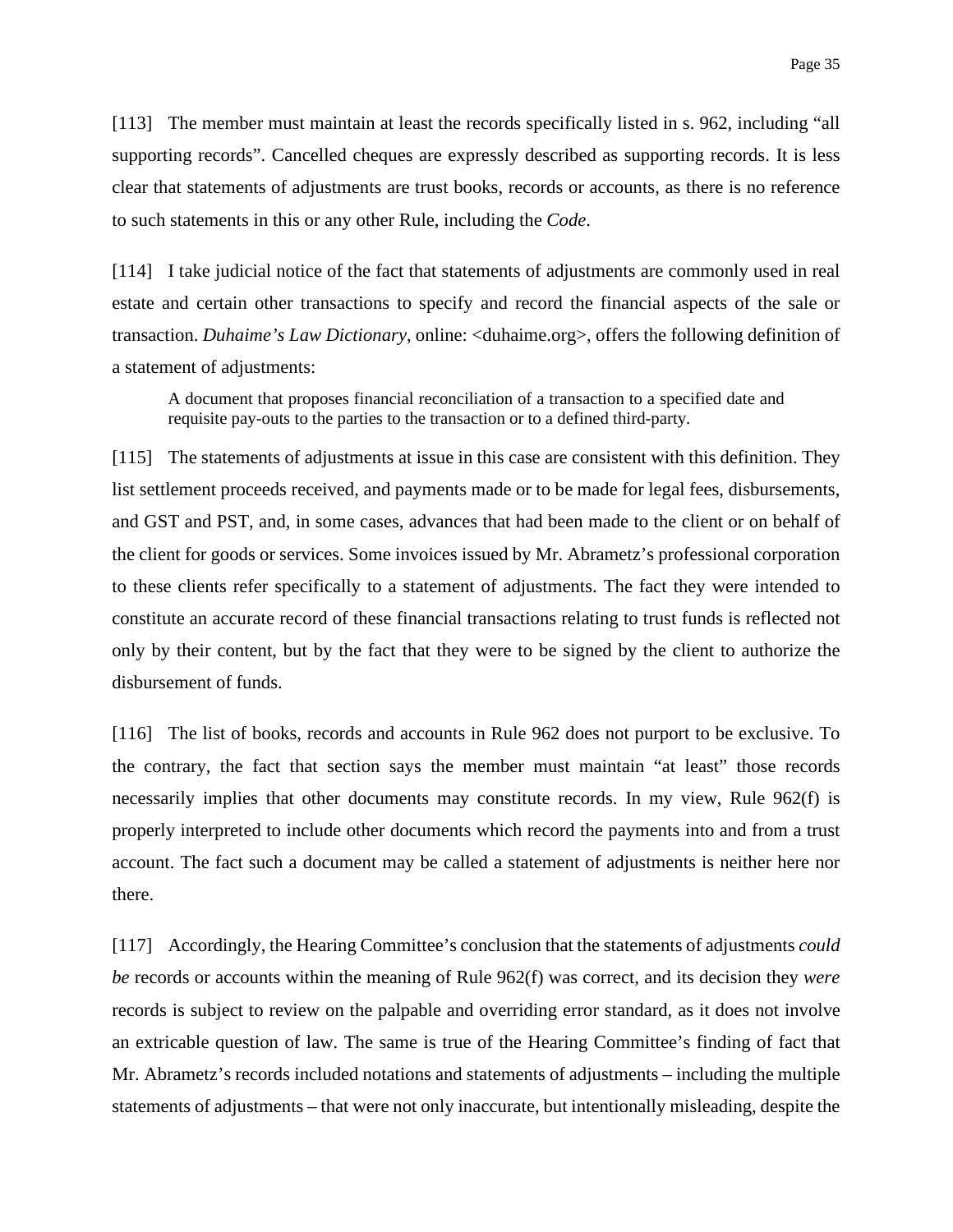[113] The member must maintain at least the records specifically listed in s. 962, including “all supporting records”. Cancelled cheques are expressly described as supporting records. It is less clear that statements of adjustments are trust books, records or accounts, as there is no reference to such statements in this or any other Rule, including the *Code*.

[114] I take judicial notice of the fact that statements of adjustments are commonly used in real estate and certain other transactions to specify and record the financial aspects of the sale or transaction. *Duhaime’s Law Dictionary*, online: <duhaime.org>, offers the following definition of a statement of adjustments:

> A document that proposes financial reconciliation of a transaction to a specified date and requisite pay-outs to the parties to the transaction or to a defined third-party.

[115] The statements of adjustments at issue in this case are consistent with this definition. They list settlement proceeds received, and payments made or to be made for legal fees, disbursements, and GST and PST, and, in some cases, advances that had been made to the client or on behalf of the client for goods or services. Some invoices issued by Mr. Abrametz’s professional corporation to these clients refer specifically to a statement of adjustments. The fact they were intended to constitute an accurate record of these financial transactions relating to trust funds is reflected not only by their content, but by the fact that they were to be signed by the client to authorize the disbursement of funds.

[116] The list of books, records and accounts in Rule 962 does not purport to be exclusive. To the contrary, the fact that section says the member must maintain “at least” those records necessarily implies that other documents may constitute records. In my view, Rule 962(f) is properly interpreted to include other documents which record the payments into and from a trust account. The fact such a document may be called a statement of adjustments is neither here nor there.

[117] Accordingly, the Hearing Committee’s conclusion that the statements of adjustments *could be* records or accounts within the meaning of Rule 962(f) was correct, and its decision they *were* records is subject to review on the palpable and overriding error standard, as it does not involve an extricable question of law. The same is true of the Hearing Committee’s finding of fact that Mr. Abrametz’s records included notations and statements of adjustments – including the multiple statements of adjustments – that were not only inaccurate, but intentionally misleading, despite the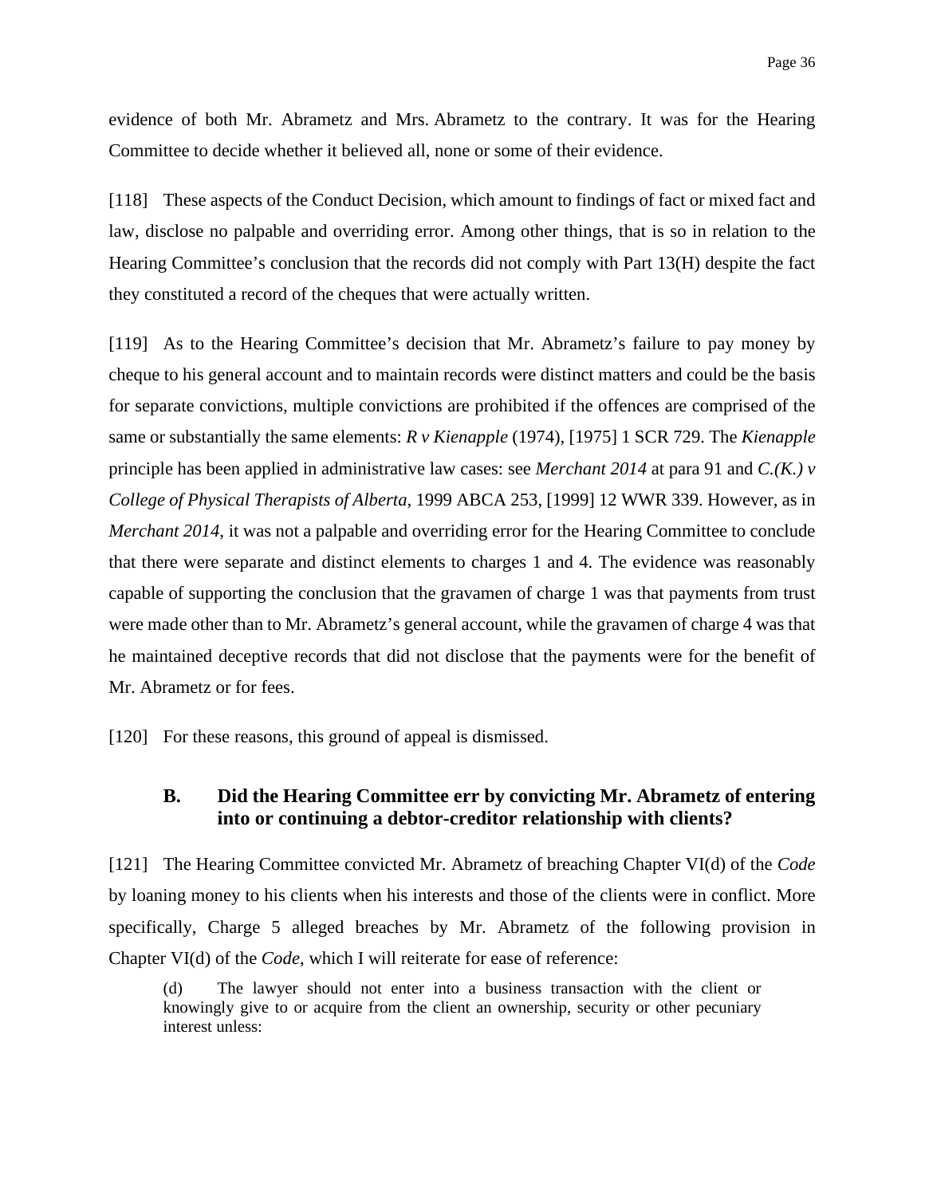evidence of both Mr. Abrametz and Mrs. Abrametz to the contrary. It was for the Hearing Committee to decide whether it believed all, none or some of their evidence.

[118] These aspects of the Conduct Decision, which amount to findings of fact or mixed fact and law, disclose no palpable and overriding error. Among other things, that is so in relation to the Hearing Committee's conclusion that the records did not comply with Part 13(H) despite the fact they constituted a record of the cheques that were actually written.

[119] As to the Hearing Committee's decision that Mr. Abrametz's failure to pay money by cheque to his general account and to maintain records were distinct matters and could be the basis for separate convictions, multiple convictions are prohibited if the offences are comprised of the same or substantially the same elements: *R v Kienapple* (1974), [1975] 1 SCR 729. The *Kienapple* principle has been applied in administrative law cases: see *Merchant 2014* at para 91 and *C.(K.) v College of Physical Therapists of Alberta*, 1999 ABCA 253, [1999] 12 WWR 339. However, as in *Merchant 2014*, it was not a palpable and overriding error for the Hearing Committee to conclude that there were separate and distinct elements to charges 1 and 4. The evidence was reasonably capable of supporting the conclusion that the gravamen of charge 1 was that payments from trust were made other than to Mr. Abrametz's general account, while the gravamen of charge 4 was that he maintained deceptive records that did not disclose that the payments were for the benefit of Mr. Abrametz or for fees.

[120] For these reasons, this ground of appeal is dismissed.

### B. Did the Hearing Committee err by convicting Mr. Abrametz of entering into or continuing a debtor-creditor relationship with clients?

[121] The Hearing Committee convicted Mr. Abrametz of breaching Chapter VI(d) of the *Code* by loaning money to his clients when his interests and those of the clients were in conflict. More specifically, Charge 5 alleged breaches by Mr. Abrametz of the following provision in Chapter VI(d) of the *Code*, which I will reiterate for ease of reference:

> (d) The lawyer should not enter into a business transaction with the client or knowingly give to or acquire from the client an ownership, security or other pecuniary interest unless: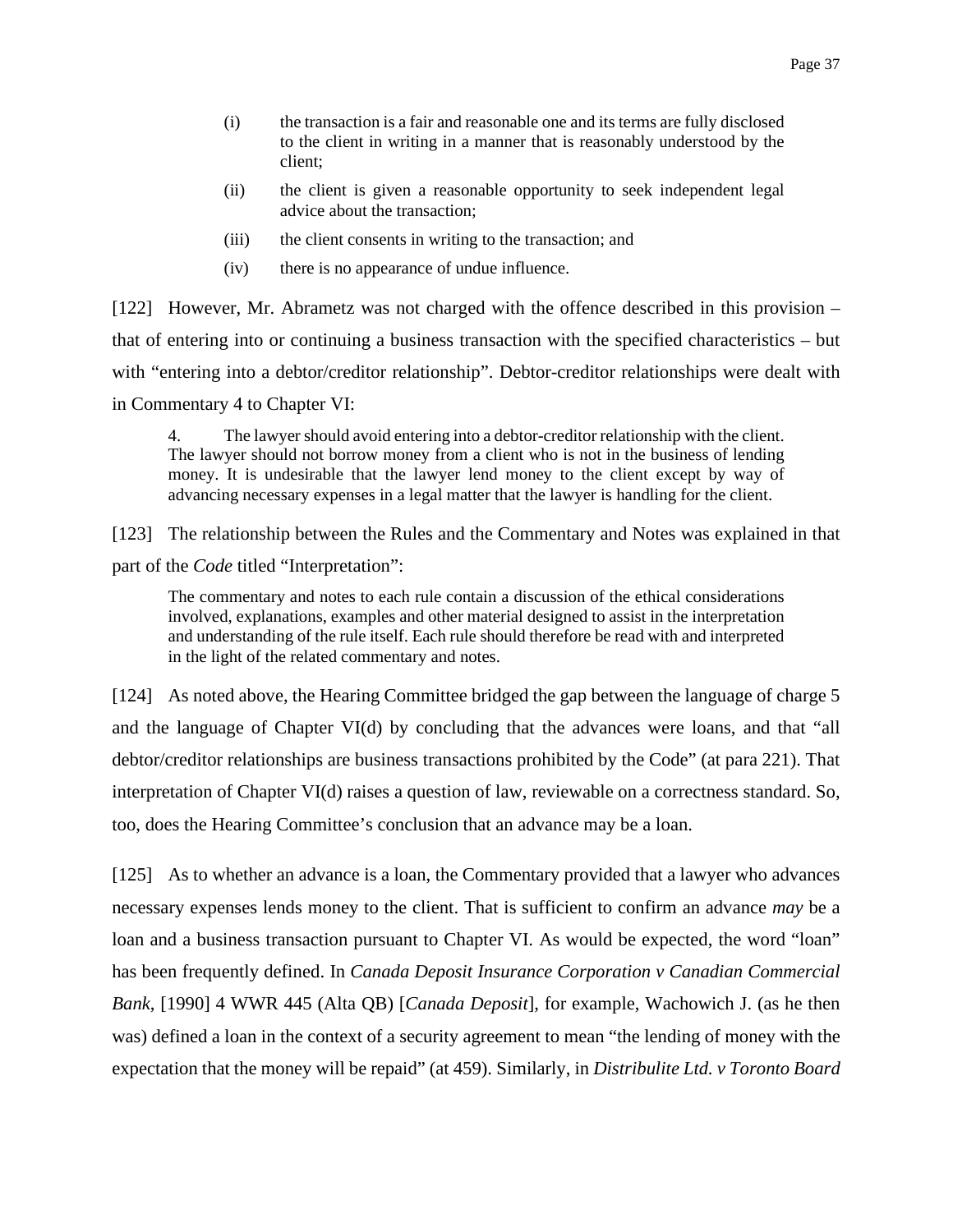(i) the transaction is a fair and reasonable one and its terms are fully disclosed to the client in writing in a manner that is reasonably understood by the client;

(ii) the client is given a reasonable opportunity to seek independent legal advice about the transaction;

(iii) the client consents in writing to the transaction; and

(iv) there is no appearance of undue influence.

[122] However, Mr. Abrametz was not charged with the offence described in this provision – that of entering into or continuing a business transaction with the specified characteristics – but with "entering into a debtor/creditor relationship". Debtor-creditor relationships were dealt with in Commentary 4 to Chapter VI:

> 4. The lawyer should avoid entering into a debtor-creditor relationship with the client. The lawyer should not borrow money from a client who is not in the business of lending money. It is undesirable that the lawyer lend money to the client except by way of advancing necessary expenses in a legal matter that the lawyer is handling for the client.

[123] The relationship between the Rules and the Commentary and Notes was explained in that part of the *Code* titled "Interpretation":

> The commentary and notes to each rule contain a discussion of the ethical considerations involved, explanations, examples and other material designed to assist in the interpretation and understanding of the rule itself. Each rule should therefore be read with and interpreted in the light of the related commentary and notes.

[124] As noted above, the Hearing Committee bridged the gap between the language of charge 5 and the language of Chapter VI(d) by concluding that the advances were loans, and that "all debtor/creditor relationships are business transactions prohibited by the Code" (at para 221). That interpretation of Chapter VI(d) raises a question of law, reviewable on a correctness standard. So, too, does the Hearing Committee's conclusion that an advance may be a loan.

[125] As to whether an advance is a loan, the Commentary provided that a lawyer who advances necessary expenses lends money to the client. That is sufficient to confirm an advance *may* be a loan and a business transaction pursuant to Chapter VI. As would be expected, the word "loan" has been frequently defined. In *Canada Deposit Insurance Corporation v Canadian Commercial Bank*, [1990] 4 WWR 445 (Alta QB) [*Canada Deposit*], for example, Wachowich J. (as he then was) defined a loan in the context of a security agreement to mean "the lending of money with the expectation that the money will be repaid" (at 459). Similarly, in *Distribulite Ltd. v Toronto Board*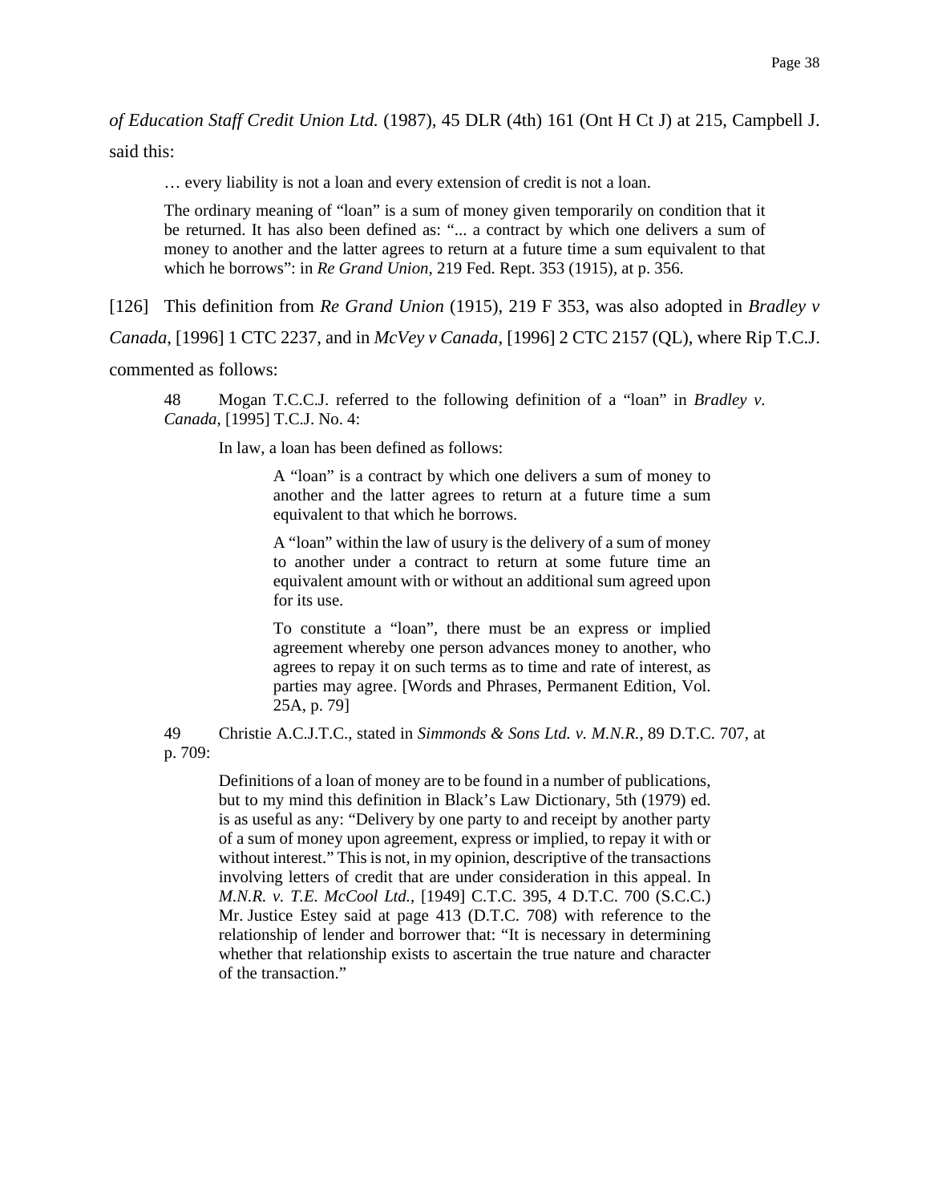*of Education Staff Credit Union Ltd.* (1987), 45 DLR (4th) 161 (Ont H Ct J) at 215, Campbell J. said this:

> … every liability is not a loan and every extension of credit is not a loan.
>
> The ordinary meaning of "loan" is a sum of money given temporarily on condition that it be returned. It has also been defined as: "... a contract by which one delivers a sum of money to another and the latter agrees to return at a future time a sum equivalent to that which he borrows": in *Re Grand Union*, 219 Fed. Rept. 353 (1915), at p. 356.

[126] This definition from *Re Grand Union* (1915), 219 F 353, was also adopted in *Bradley v Canada*, [1996] 1 CTC 2237, and in *McVey v Canada*, [1996] 2 CTC 2157 (QL), where Rip T.C.J. commented as follows:

> 48 Mogan T.C.C.J. referred to the following definition of a "loan" in *Bradley v. Canada*, [1995] T.C.J. No. 4:
>
> > In law, a loan has been defined as follows:
> >
> > > A "loan" is a contract by which one delivers a sum of money to another and the latter agrees to return at a future time a sum equivalent to that which he borrows.
> > >
> > > A "loan" within the law of usury is the delivery of a sum of money to another under a contract to return at some future time an equivalent amount with or without an additional sum agreed upon for its use.
> > >
> > > To constitute a "loan", there must be an express or implied agreement whereby one person advances money to another, who agrees to repay it on such terms as to time and rate of interest, as parties may agree. [Words and Phrases, Permanent Edition, Vol. 25A, p. 79]
>
> 49 Christie A.C.J.T.C., stated in *Simmonds & Sons Ltd. v. M.N.R.*, 89 D.T.C. 707, at p. 709:
>
> > Definitions of a loan of money are to be found in a number of publications, but to my mind this definition in Black's Law Dictionary, 5th (1979) ed. is as useful as any: "Delivery by one party to and receipt by another party of a sum of money upon agreement, express or implied, to repay it with or without interest." This is not, in my opinion, descriptive of the transactions involving letters of credit that are under consideration in this appeal. In *M.N.R. v. T.E. McCool Ltd.*, [1949] C.T.C. 395, 4 D.T.C. 700 (S.C.C.) Mr. Justice Estey said at page 413 (D.T.C. 708) with reference to the relationship of lender and borrower that: "It is necessary in determining whether that relationship exists to ascertain the true nature and character of the transaction."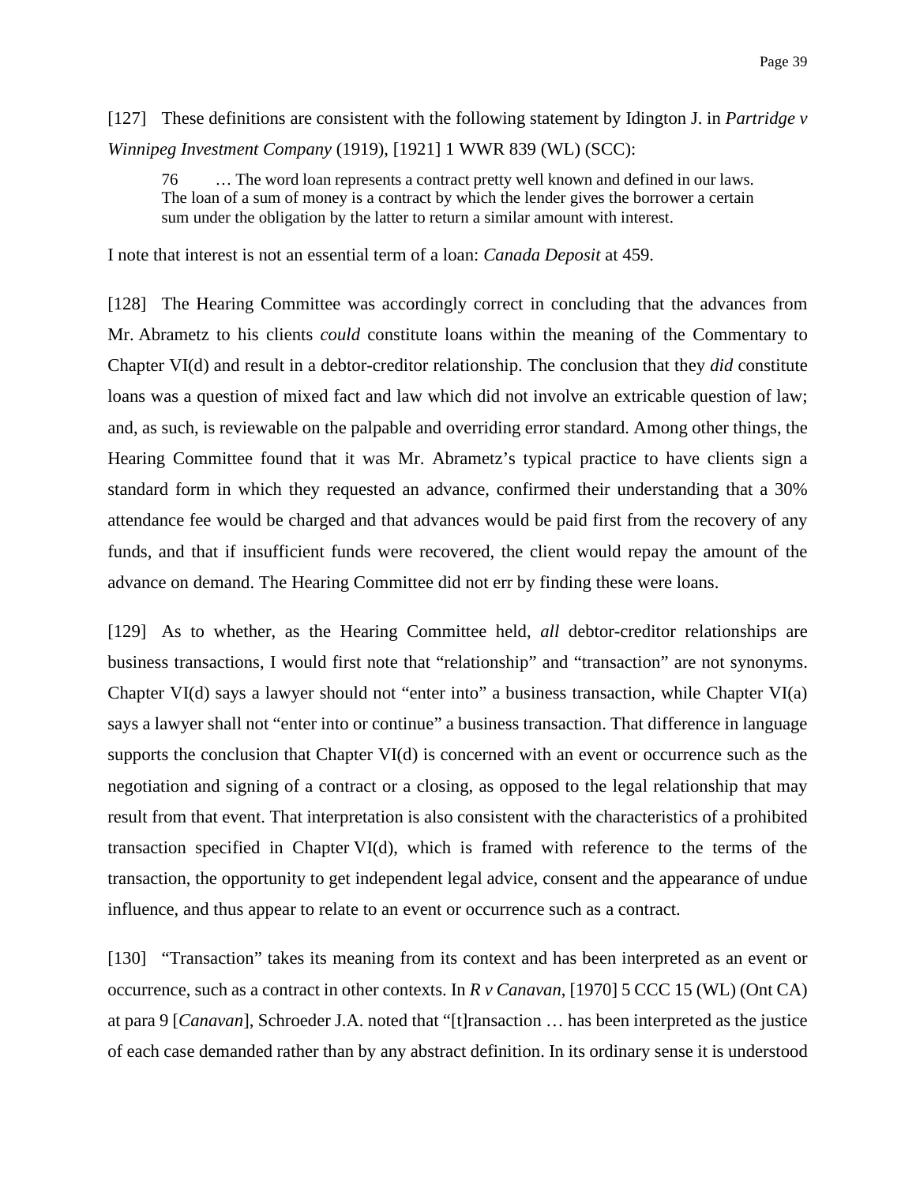[127] These definitions are consistent with the following statement by Idington J. in *Partridge v Winnipeg Investment Company* (1919), [1921] 1 WWR 839 (WL) (SCC):

> 76 … The word loan represents a contract pretty well known and defined in our laws. The loan of a sum of money is a contract by which the lender gives the borrower a certain sum under the obligation by the latter to return a similar amount with interest.

I note that interest is not an essential term of a loan: *Canada Deposit* at 459.

[128] The Hearing Committee was accordingly correct in concluding that the advances from Mr. Abrametz to his clients *could* constitute loans within the meaning of the Commentary to Chapter VI(d) and result in a debtor-creditor relationship. The conclusion that they *did* constitute loans was a question of mixed fact and law which did not involve an extricable question of law; and, as such, is reviewable on the palpable and overriding error standard. Among other things, the Hearing Committee found that it was Mr. Abrametz's typical practice to have clients sign a standard form in which they requested an advance, confirmed their understanding that a 30% attendance fee would be charged and that advances would be paid first from the recovery of any funds, and that if insufficient funds were recovered, the client would repay the amount of the advance on demand. The Hearing Committee did not err by finding these were loans.

[129] As to whether, as the Hearing Committee held, *all* debtor-creditor relationships are business transactions, I would first note that "relationship" and "transaction" are not synonyms. Chapter VI(d) says a lawyer should not "enter into" a business transaction, while Chapter VI(a) says a lawyer shall not "enter into or continue" a business transaction. That difference in language supports the conclusion that Chapter VI(d) is concerned with an event or occurrence such as the negotiation and signing of a contract or a closing, as opposed to the legal relationship that may result from that event. That interpretation is also consistent with the characteristics of a prohibited transaction specified in Chapter VI(d), which is framed with reference to the terms of the transaction, the opportunity to get independent legal advice, consent and the appearance of undue influence, and thus appear to relate to an event or occurrence such as a contract.

[130] "Transaction" takes its meaning from its context and has been interpreted as an event or occurrence, such as a contract in other contexts. In *R v Canavan*, [1970] 5 CCC 15 (WL) (Ont CA) at para 9 [*Canavan*], Schroeder J.A. noted that "[t]ransaction … has been interpreted as the justice of each case demanded rather than by any abstract definition. In its ordinary sense it is understood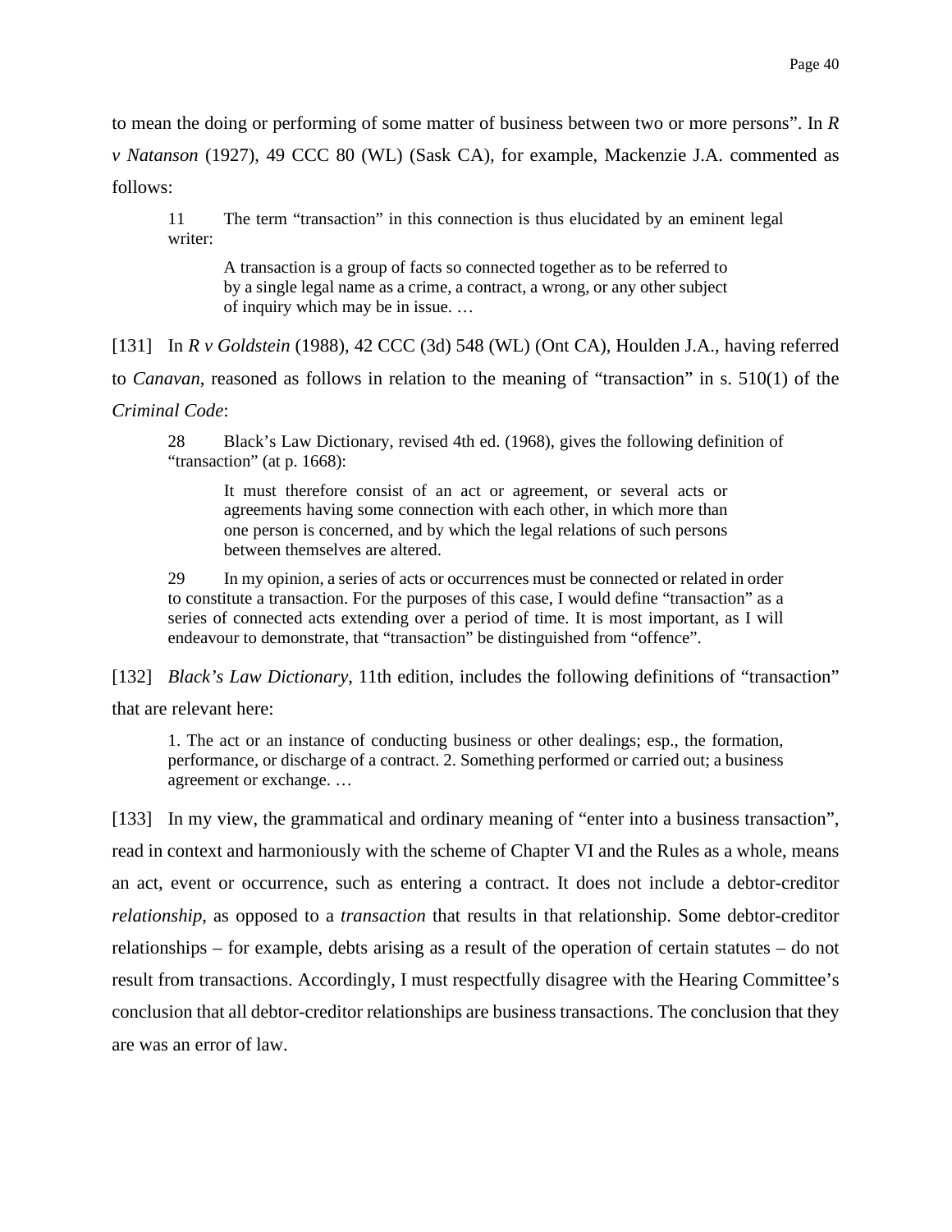to mean the doing or performing of some matter of business between two or more persons". In *R v Natanson* (1927), 49 CCC 80 (WL) (Sask CA), for example, Mackenzie J.A. commented as follows:

> 11 The term "transaction" in this connection is thus elucidated by an eminent legal writer:
>
> > A transaction is a group of facts so connected together as to be referred to by a single legal name as a crime, a contract, a wrong, or any other subject of inquiry which may be in issue. …

[131] In *R v Goldstein* (1988), 42 CCC (3d) 548 (WL) (Ont CA), Houlden J.A., having referred to *Canavan*, reasoned as follows in relation to the meaning of "transaction" in s. 510(1) of the *Criminal Code*:

> 28 Black's Law Dictionary, revised 4th ed. (1968), gives the following definition of "transaction" (at p. 1668):
>
> > It must therefore consist of an act or agreement, or several acts or agreements having some connection with each other, in which more than one person is concerned, and by which the legal relations of such persons between themselves are altered.
>
> 29 In my opinion, a series of acts or occurrences must be connected or related in order to constitute a transaction. For the purposes of this case, I would define "transaction" as a series of connected acts extending over a period of time. It is most important, as I will endeavour to demonstrate, that "transaction" be distinguished from "offence".

[132] *Black's Law Dictionary*, 11th edition, includes the following definitions of "transaction" that are relevant here:

> 1. The act or an instance of conducting business or other dealings; esp., the formation, performance, or discharge of a contract. 2. Something performed or carried out; a business agreement or exchange. …

[133] In my view, the grammatical and ordinary meaning of "enter into a business transaction", read in context and harmoniously with the scheme of Chapter VI and the Rules as a whole, means an act, event or occurrence, such as entering a contract. It does not include a debtor-creditor *relationship*, as opposed to a *transaction* that results in that relationship. Some debtor-creditor relationships – for example, debts arising as a result of the operation of certain statutes – do not result from transactions. Accordingly, I must respectfully disagree with the Hearing Committee's conclusion that all debtor-creditor relationships are business transactions. The conclusion that they are was an error of law.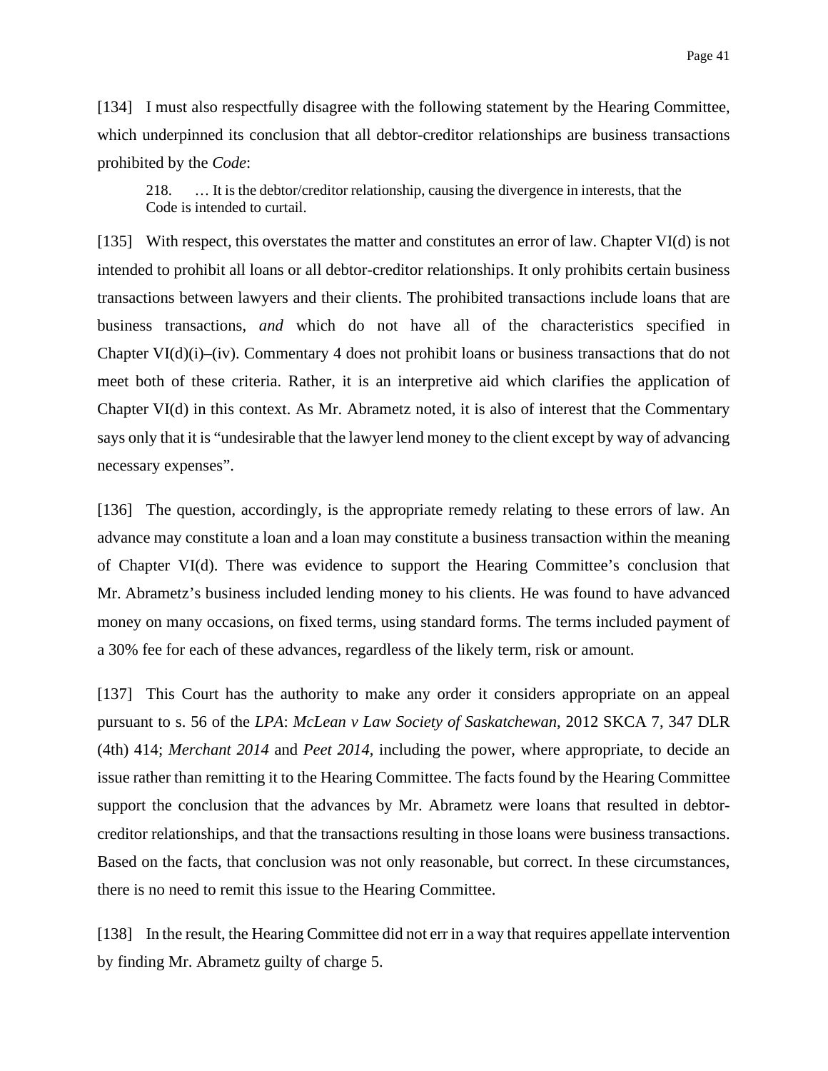[134] I must also respectfully disagree with the following statement by the Hearing Committee, which underpinned its conclusion that all debtor-creditor relationships are business transactions prohibited by the *Code*:

> 218. … It is the debtor/creditor relationship, causing the divergence in interests, that the Code is intended to curtail.

[135] With respect, this overstates the matter and constitutes an error of law. Chapter VI(d) is not intended to prohibit all loans or all debtor-creditor relationships. It only prohibits certain business transactions between lawyers and their clients. The prohibited transactions include loans that are business transactions, *and* which do not have all of the characteristics specified in Chapter VI(d)(i)–(iv). Commentary 4 does not prohibit loans or business transactions that do not meet both of these criteria. Rather, it is an interpretive aid which clarifies the application of Chapter VI(d) in this context. As Mr. Abrametz noted, it is also of interest that the Commentary says only that it is "undesirable that the lawyer lend money to the client except by way of advancing necessary expenses".

[136] The question, accordingly, is the appropriate remedy relating to these errors of law. An advance may constitute a loan and a loan may constitute a business transaction within the meaning of Chapter VI(d). There was evidence to support the Hearing Committee's conclusion that Mr. Abrametz's business included lending money to his clients. He was found to have advanced money on many occasions, on fixed terms, using standard forms. The terms included payment of a 30% fee for each of these advances, regardless of the likely term, risk or amount.

[137] This Court has the authority to make any order it considers appropriate on an appeal pursuant to s. 56 of the *LPA*: *McLean v Law Society of Saskatchewan*, 2012 SKCA 7, 347 DLR (4th) 414; *Merchant 2014* and *Peet 2014*, including the power, where appropriate, to decide an issue rather than remitting it to the Hearing Committee. The facts found by the Hearing Committee support the conclusion that the advances by Mr. Abrametz were loans that resulted in debtor-creditor relationships, and that the transactions resulting in those loans were business transactions. Based on the facts, that conclusion was not only reasonable, but correct. In these circumstances, there is no need to remit this issue to the Hearing Committee.

[138] In the result, the Hearing Committee did not err in a way that requires appellate intervention by finding Mr. Abrametz guilty of charge 5.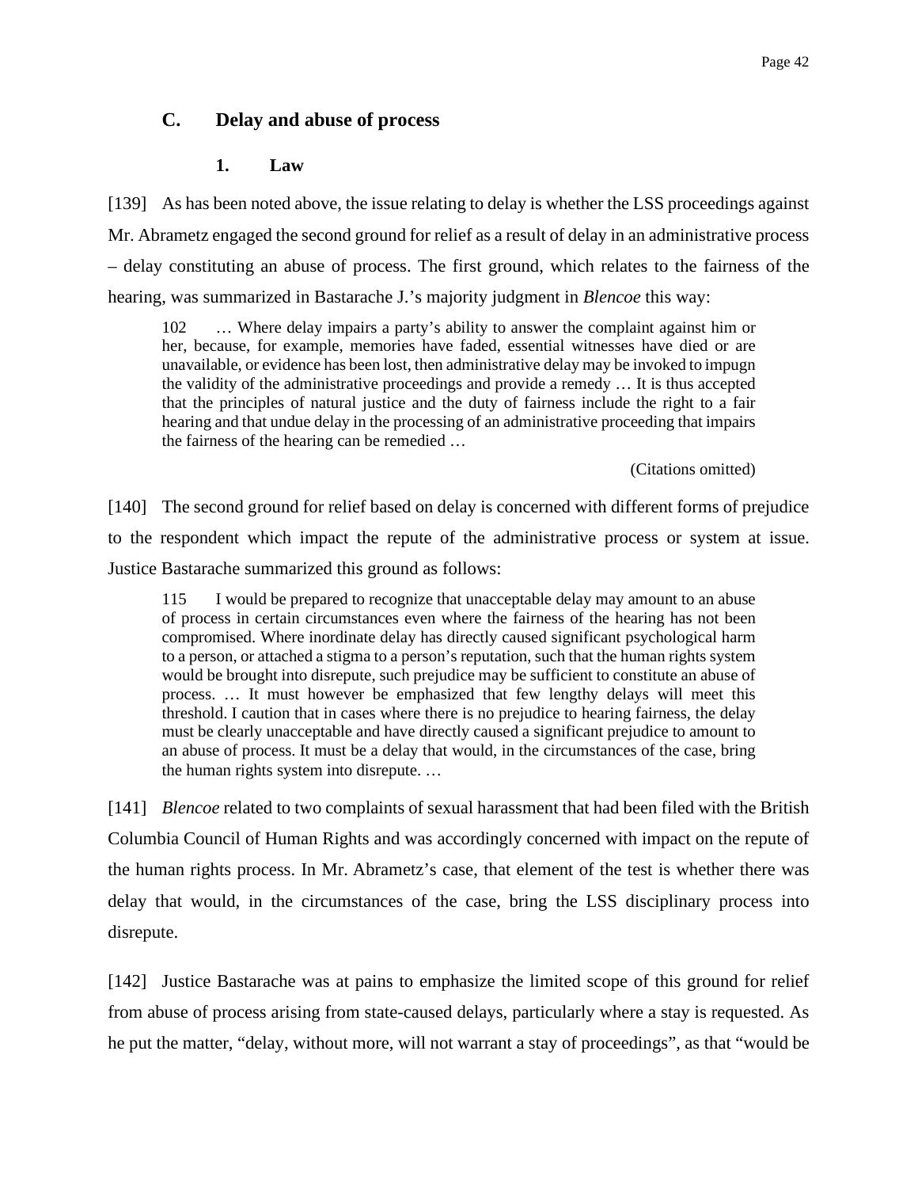## C. Delay and abuse of process

### 1. Law

[139] As has been noted above, the issue relating to delay is whether the LSS proceedings against Mr. Abrametz engaged the second ground for relief as a result of delay in an administrative process – delay constituting an abuse of process. The first ground, which relates to the fairness of the hearing, was summarized in Bastarache J.'s majority judgment in *Blencoe* this way:

> 102 … Where delay impairs a party's ability to answer the complaint against him or her, because, for example, memories have faded, essential witnesses have died or are unavailable, or evidence has been lost, then administrative delay may be invoked to impugn the validity of the administrative proceedings and provide a remedy … It is thus accepted that the principles of natural justice and the duty of fairness include the right to a fair hearing and that undue delay in the processing of an administrative proceeding that impairs the fairness of the hearing can be remedied …
>
> (Citations omitted)

[140] The second ground for relief based on delay is concerned with different forms of prejudice to the respondent which impact the repute of the administrative process or system at issue. Justice Bastarache summarized this ground as follows:

> 115 I would be prepared to recognize that unacceptable delay may amount to an abuse of process in certain circumstances even where the fairness of the hearing has not been compromised. Where inordinate delay has directly caused significant psychological harm to a person, or attached a stigma to a person's reputation, such that the human rights system would be brought into disrepute, such prejudice may be sufficient to constitute an abuse of process. … It must however be emphasized that few lengthy delays will meet this threshold. I caution that in cases where there is no prejudice to hearing fairness, the delay must be clearly unacceptable and have directly caused a significant prejudice to amount to an abuse of process. It must be a delay that would, in the circumstances of the case, bring the human rights system into disrepute. …

[141] *Blencoe* related to two complaints of sexual harassment that had been filed with the British Columbia Council of Human Rights and was accordingly concerned with impact on the repute of the human rights process. In Mr. Abrametz's case, that element of the test is whether there was delay that would, in the circumstances of the case, bring the LSS disciplinary process into disrepute.

[142] Justice Bastarache was at pains to emphasize the limited scope of this ground for relief from abuse of process arising from state-caused delays, particularly where a stay is requested. As he put the matter, "delay, without more, will not warrant a stay of proceedings", as that "would be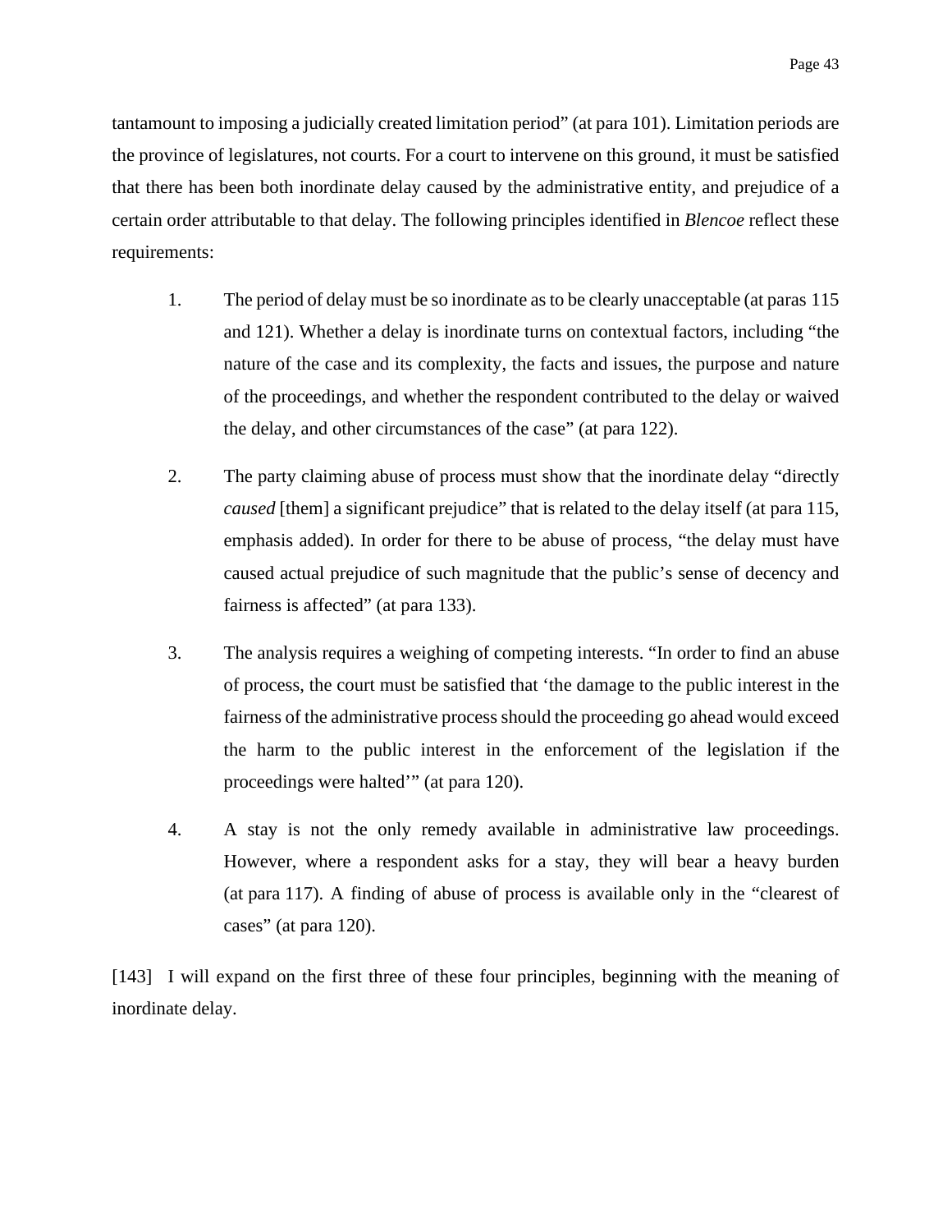tantamount to imposing a judicially created limitation period" (at para 101). Limitation periods are the province of legislatures, not courts. For a court to intervene on this ground, it must be satisfied that there has been both inordinate delay caused by the administrative entity, and prejudice of a certain order attributable to that delay. The following principles identified in *Blencoe* reflect these requirements:

1. The period of delay must be so inordinate as to be clearly unacceptable (at paras 115 and 121). Whether a delay is inordinate turns on contextual factors, including "the nature of the case and its complexity, the facts and issues, the purpose and nature of the proceedings, and whether the respondent contributed to the delay or waived the delay, and other circumstances of the case" (at para 122).

2. The party claiming abuse of process must show that the inordinate delay "directly *caused* [them] a significant prejudice" that is related to the delay itself (at para 115, emphasis added). In order for there to be abuse of process, "the delay must have caused actual prejudice of such magnitude that the public's sense of decency and fairness is affected" (at para 133).

3. The analysis requires a weighing of competing interests. "In order to find an abuse of process, the court must be satisfied that 'the damage to the public interest in the fairness of the administrative process should the proceeding go ahead would exceed the harm to the public interest in the enforcement of the legislation if the proceedings were halted'" (at para 120).

4. A stay is not the only remedy available in administrative law proceedings. However, where a respondent asks for a stay, they will bear a heavy burden (at para 117). A finding of abuse of process is available only in the "clearest of cases" (at para 120).

[143] I will expand on the first three of these four principles, beginning with the meaning of inordinate delay.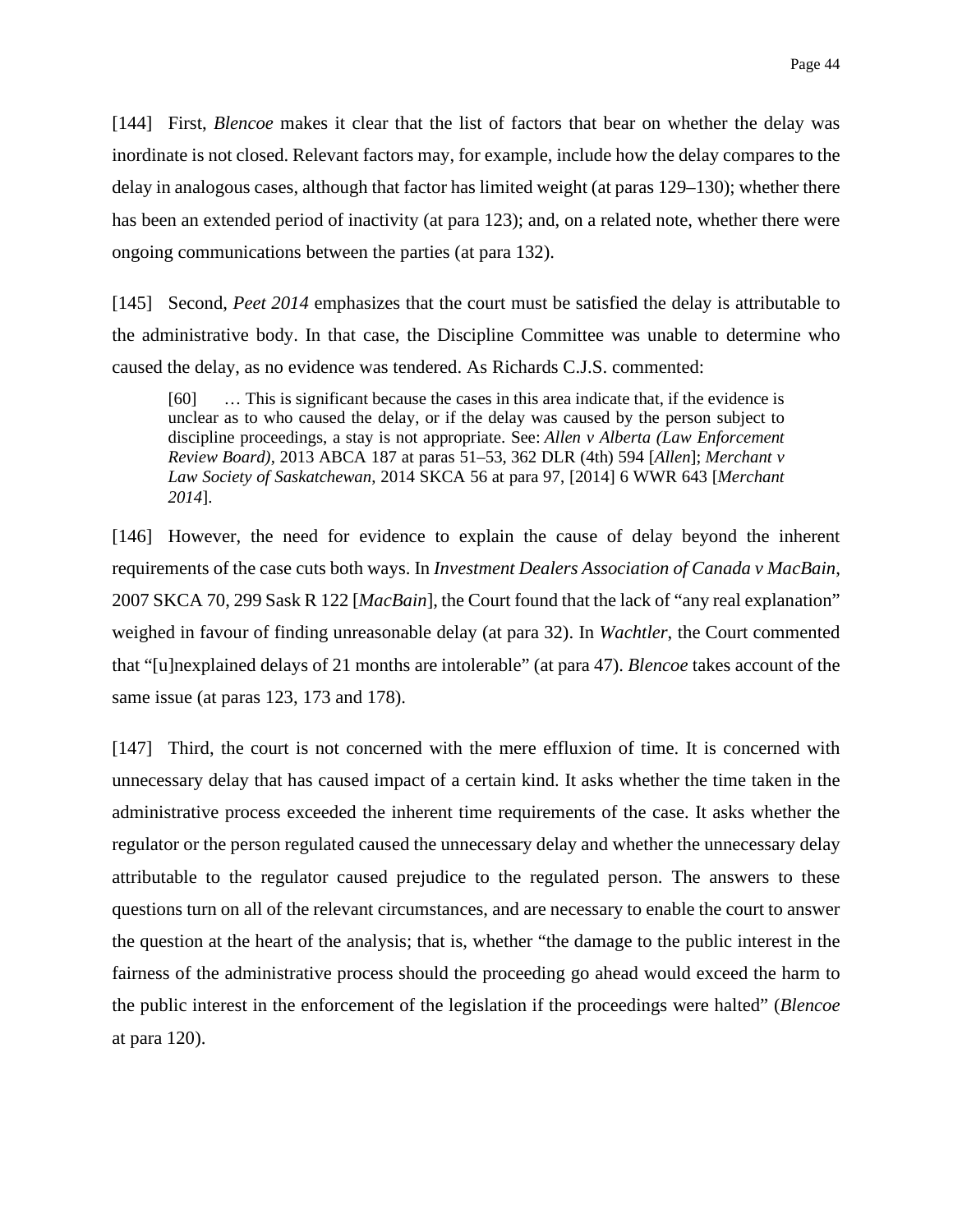[144] First, *Blencoe* makes it clear that the list of factors that bear on whether the delay was inordinate is not closed. Relevant factors may, for example, include how the delay compares to the delay in analogous cases, although that factor has limited weight (at paras 129–130); whether there has been an extended period of inactivity (at para 123); and, on a related note, whether there were ongoing communications between the parties (at para 132).

[145] Second, *Peet 2014* emphasizes that the court must be satisfied the delay is attributable to the administrative body. In that case, the Discipline Committee was unable to determine who caused the delay, as no evidence was tendered. As Richards C.J.S. commented:

> [60] … This is significant because the cases in this area indicate that, if the evidence is unclear as to who caused the delay, or if the delay was caused by the person subject to discipline proceedings, a stay is not appropriate. See: *Allen v Alberta (Law Enforcement Review Board)*, 2013 ABCA 187 at paras 51–53, 362 DLR (4th) 594 [*Allen*]; *Merchant v Law Society of Saskatchewan*, 2014 SKCA 56 at para 97, [2014] 6 WWR 643 [*Merchant 2014*].

[146] However, the need for evidence to explain the cause of delay beyond the inherent requirements of the case cuts both ways. In *Investment Dealers Association of Canada v MacBain*, 2007 SKCA 70, 299 Sask R 122 [*MacBain*], the Court found that the lack of "any real explanation" weighed in favour of finding unreasonable delay (at para 32). In *Wachtler*, the Court commented that "[u]nexplained delays of 21 months are intolerable" (at para 47). *Blencoe* takes account of the same issue (at paras 123, 173 and 178).

[147] Third, the court is not concerned with the mere effluxion of time. It is concerned with unnecessary delay that has caused impact of a certain kind. It asks whether the time taken in the administrative process exceeded the inherent time requirements of the case. It asks whether the regulator or the person regulated caused the unnecessary delay and whether the unnecessary delay attributable to the regulator caused prejudice to the regulated person. The answers to these questions turn on all of the relevant circumstances, and are necessary to enable the court to answer the question at the heart of the analysis; that is, whether "the damage to the public interest in the fairness of the administrative process should the proceeding go ahead would exceed the harm to the public interest in the enforcement of the legislation if the proceedings were halted" (*Blencoe* at para 120).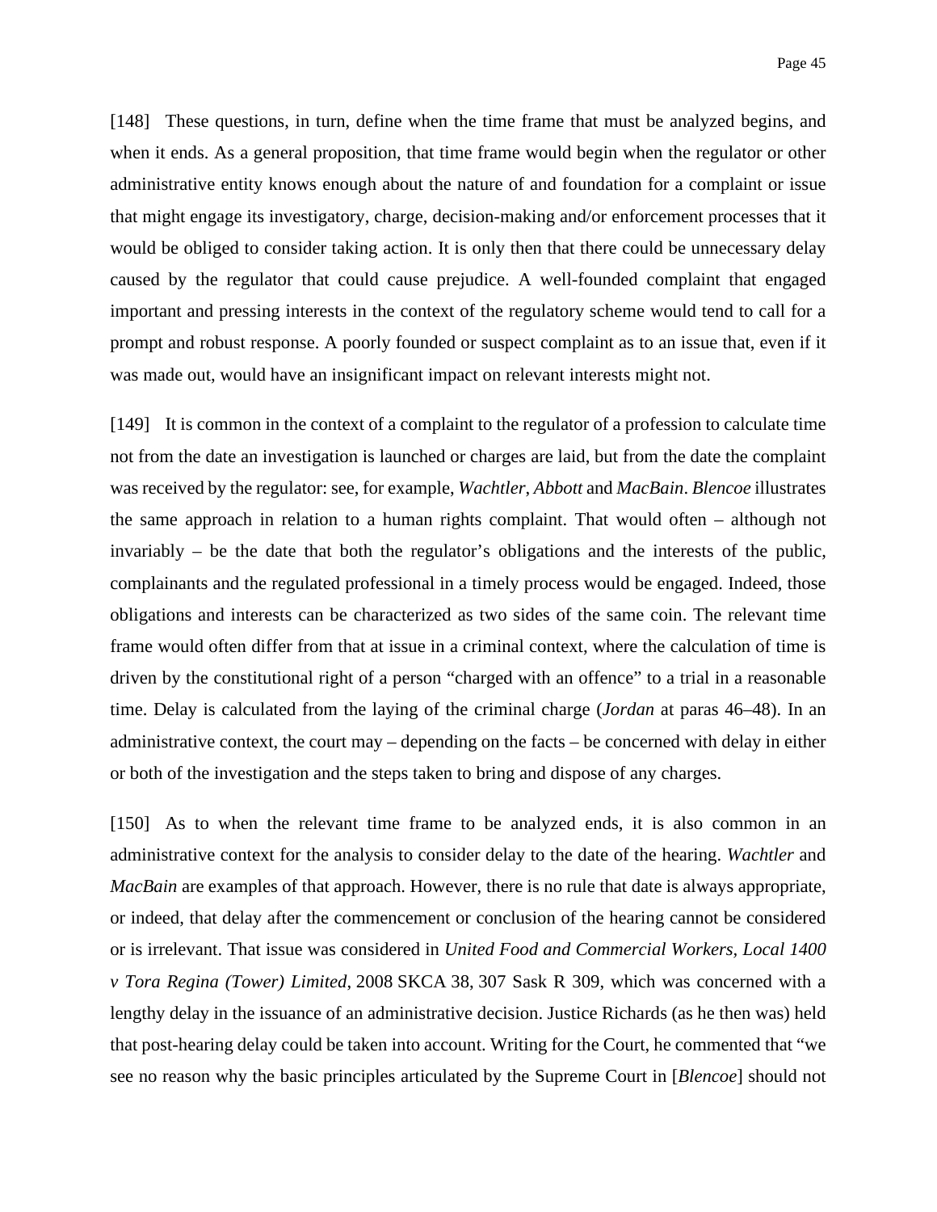[148] These questions, in turn, define when the time frame that must be analyzed begins, and when it ends. As a general proposition, that time frame would begin when the regulator or other administrative entity knows enough about the nature of and foundation for a complaint or issue that might engage its investigatory, charge, decision-making and/or enforcement processes that it would be obliged to consider taking action. It is only then that there could be unnecessary delay caused by the regulator that could cause prejudice. A well-founded complaint that engaged important and pressing interests in the context of the regulatory scheme would tend to call for a prompt and robust response. A poorly founded or suspect complaint as to an issue that, even if it was made out, would have an insignificant impact on relevant interests might not.

[149] It is common in the context of a complaint to the regulator of a profession to calculate time not from the date an investigation is launched or charges are laid, but from the date the complaint was received by the regulator: see, for example, *Wachtler*, *Abbott* and *MacBain*. *Blencoe* illustrates the same approach in relation to a human rights complaint. That would often – although not invariably – be the date that both the regulator's obligations and the interests of the public, complainants and the regulated professional in a timely process would be engaged. Indeed, those obligations and interests can be characterized as two sides of the same coin. The relevant time frame would often differ from that at issue in a criminal context, where the calculation of time is driven by the constitutional right of a person "charged with an offence" to a trial in a reasonable time. Delay is calculated from the laying of the criminal charge (*Jordan* at paras 46–48). In an administrative context, the court may – depending on the facts – be concerned with delay in either or both of the investigation and the steps taken to bring and dispose of any charges.

[150] As to when the relevant time frame to be analyzed ends, it is also common in an administrative context for the analysis to consider delay to the date of the hearing. *Wachtler* and *MacBain* are examples of that approach. However, there is no rule that date is always appropriate, or indeed, that delay after the commencement or conclusion of the hearing cannot be considered or is irrelevant. That issue was considered in *United Food and Commercial Workers, Local 1400 v Tora Regina (Tower) Limited*, 2008 SKCA 38, 307 Sask R 309, which was concerned with a lengthy delay in the issuance of an administrative decision. Justice Richards (as he then was) held that post-hearing delay could be taken into account. Writing for the Court, he commented that "we see no reason why the basic principles articulated by the Supreme Court in [*Blencoe*] should not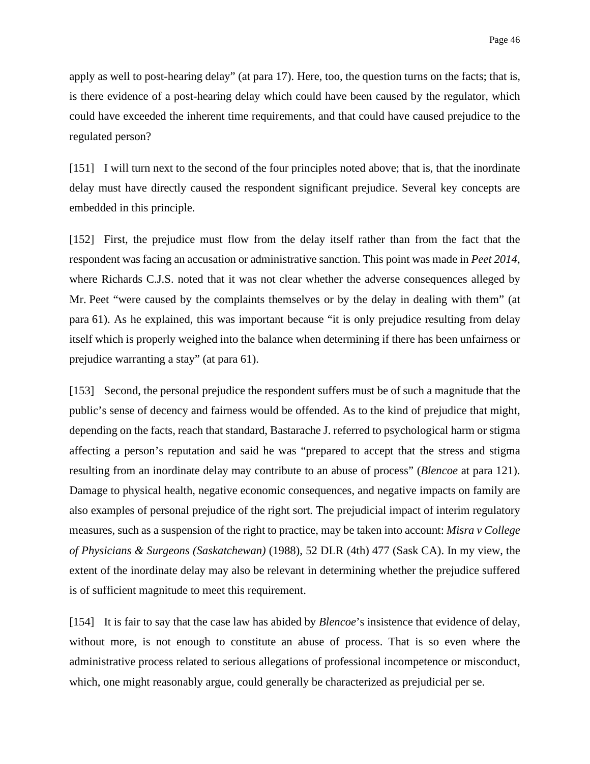apply as well to post-hearing delay" (at para 17). Here, too, the question turns on the facts; that is, is there evidence of a post-hearing delay which could have been caused by the regulator, which could have exceeded the inherent time requirements, and that could have caused prejudice to the regulated person?

[151] I will turn next to the second of the four principles noted above; that is, that the inordinate delay must have directly caused the respondent significant prejudice. Several key concepts are embedded in this principle.

[152] First, the prejudice must flow from the delay itself rather than from the fact that the respondent was facing an accusation or administrative sanction. This point was made in *Peet 2014*, where Richards C.J.S. noted that it was not clear whether the adverse consequences alleged by Mr. Peet "were caused by the complaints themselves or by the delay in dealing with them" (at para 61). As he explained, this was important because "it is only prejudice resulting from delay itself which is properly weighed into the balance when determining if there has been unfairness or prejudice warranting a stay" (at para 61).

[153] Second, the personal prejudice the respondent suffers must be of such a magnitude that the public's sense of decency and fairness would be offended. As to the kind of prejudice that might, depending on the facts, reach that standard, Bastarache J. referred to psychological harm or stigma affecting a person's reputation and said he was "prepared to accept that the stress and stigma resulting from an inordinate delay may contribute to an abuse of process" (*Blencoe* at para 121). Damage to physical health, negative economic consequences, and negative impacts on family are also examples of personal prejudice of the right sort. The prejudicial impact of interim regulatory measures, such as a suspension of the right to practice, may be taken into account: *Misra v College of Physicians & Surgeons (Saskatchewan)* (1988), 52 DLR (4th) 477 (Sask CA). In my view, the extent of the inordinate delay may also be relevant in determining whether the prejudice suffered is of sufficient magnitude to meet this requirement.

[154] It is fair to say that the case law has abided by *Blencoe*'s insistence that evidence of delay, without more, is not enough to constitute an abuse of process. That is so even where the administrative process related to serious allegations of professional incompetence or misconduct, which, one might reasonably argue, could generally be characterized as prejudicial per se.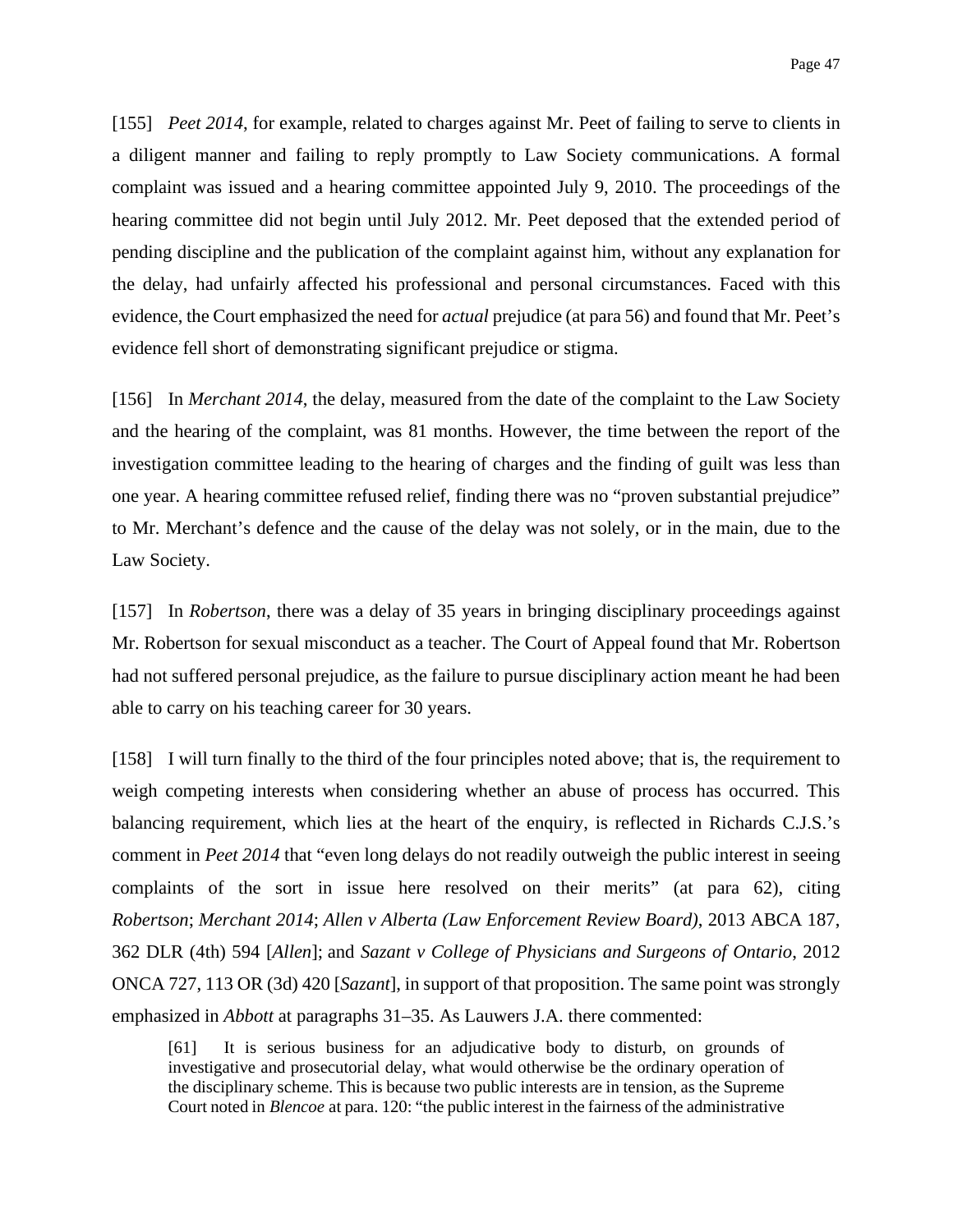[155] *Peet 2014*, for example, related to charges against Mr. Peet of failing to serve to clients in a diligent manner and failing to reply promptly to Law Society communications. A formal complaint was issued and a hearing committee appointed July 9, 2010. The proceedings of the hearing committee did not begin until July 2012. Mr. Peet deposed that the extended period of pending discipline and the publication of the complaint against him, without any explanation for the delay, had unfairly affected his professional and personal circumstances. Faced with this evidence, the Court emphasized the need for *actual* prejudice (at para 56) and found that Mr. Peet's evidence fell short of demonstrating significant prejudice or stigma.

[156] In *Merchant 2014*, the delay, measured from the date of the complaint to the Law Society and the hearing of the complaint, was 81 months. However, the time between the report of the investigation committee leading to the hearing of charges and the finding of guilt was less than one year. A hearing committee refused relief, finding there was no "proven substantial prejudice" to Mr. Merchant's defence and the cause of the delay was not solely, or in the main, due to the Law Society.

[157] In *Robertson*, there was a delay of 35 years in bringing disciplinary proceedings against Mr. Robertson for sexual misconduct as a teacher. The Court of Appeal found that Mr. Robertson had not suffered personal prejudice, as the failure to pursue disciplinary action meant he had been able to carry on his teaching career for 30 years.

[158] I will turn finally to the third of the four principles noted above; that is, the requirement to weigh competing interests when considering whether an abuse of process has occurred. This balancing requirement, which lies at the heart of the enquiry, is reflected in Richards C.J.S.'s comment in *Peet 2014* that "even long delays do not readily outweigh the public interest in seeing complaints of the sort in issue here resolved on their merits" (at para 62), citing *Robertson*; *Merchant 2014*; *Allen v Alberta (Law Enforcement Review Board)*, 2013 ABCA 187, 362 DLR (4th) 594 [*Allen*]; and *Sazant v College of Physicians and Surgeons of Ontario*, 2012 ONCA 727, 113 OR (3d) 420 [*Sazant*], in support of that proposition. The same point was strongly emphasized in *Abbott* at paragraphs 31–35. As Lauwers J.A. there commented:

> [61] It is serious business for an adjudicative body to disturb, on grounds of investigative and prosecutorial delay, what would otherwise be the ordinary operation of the disciplinary scheme. This is because two public interests are in tension, as the Supreme Court noted in *Blencoe* at para. 120: "the public interest in the fairness of the administrative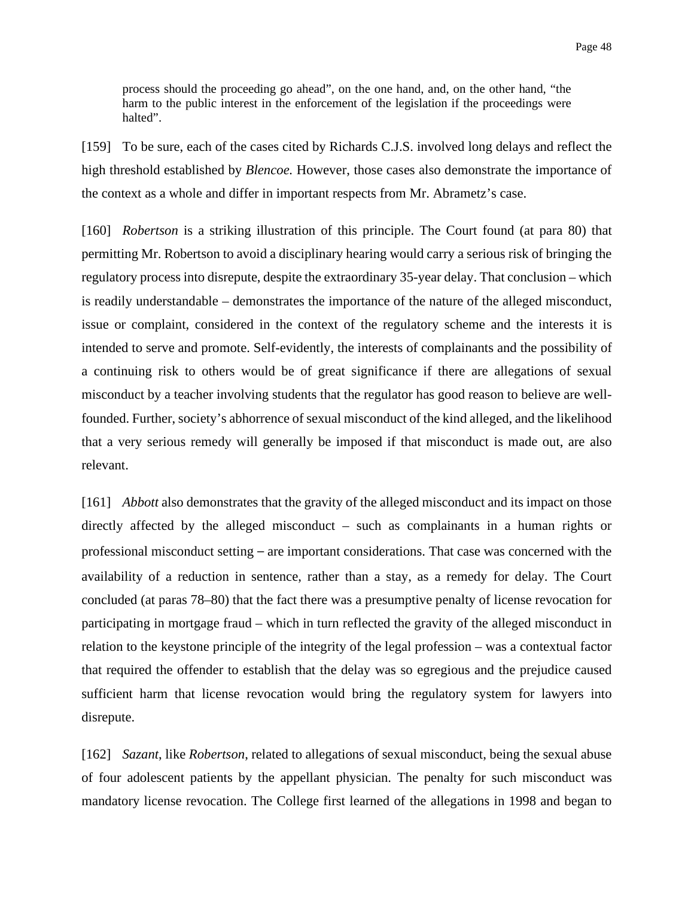> process should the proceeding go ahead", on the one hand, and, on the other hand, "the harm to the public interest in the enforcement of the legislation if the proceedings were halted".

[159] To be sure, each of the cases cited by Richards C.J.S. involved long delays and reflect the high threshold established by *Blencoe.* However, those cases also demonstrate the importance of the context as a whole and differ in important respects from Mr. Abrametz's case.

[160] *Robertson* is a striking illustration of this principle. The Court found (at para 80) that permitting Mr. Robertson to avoid a disciplinary hearing would carry a serious risk of bringing the regulatory process into disrepute, despite the extraordinary 35-year delay. That conclusion – which is readily understandable – demonstrates the importance of the nature of the alleged misconduct, issue or complaint, considered in the context of the regulatory scheme and the interests it is intended to serve and promote. Self-evidently, the interests of complainants and the possibility of a continuing risk to others would be of great significance if there are allegations of sexual misconduct by a teacher involving students that the regulator has good reason to believe are well-founded. Further, society's abhorrence of sexual misconduct of the kind alleged, and the likelihood that a very serious remedy will generally be imposed if that misconduct is made out, are also relevant.

[161] *Abbott* also demonstrates that the gravity of the alleged misconduct and its impact on those directly affected by the alleged misconduct – such as complainants in a human rights or professional misconduct setting – are important considerations. That case was concerned with the availability of a reduction in sentence, rather than a stay, as a remedy for delay. The Court concluded (at paras 78–80) that the fact there was a presumptive penalty of license revocation for participating in mortgage fraud – which in turn reflected the gravity of the alleged misconduct in relation to the keystone principle of the integrity of the legal profession – was a contextual factor that required the offender to establish that the delay was so egregious and the prejudice caused sufficient harm that license revocation would bring the regulatory system for lawyers into disrepute.

[162] *Sazant*, like *Robertson*, related to allegations of sexual misconduct, being the sexual abuse of four adolescent patients by the appellant physician. The penalty for such misconduct was mandatory license revocation. The College first learned of the allegations in 1998 and began to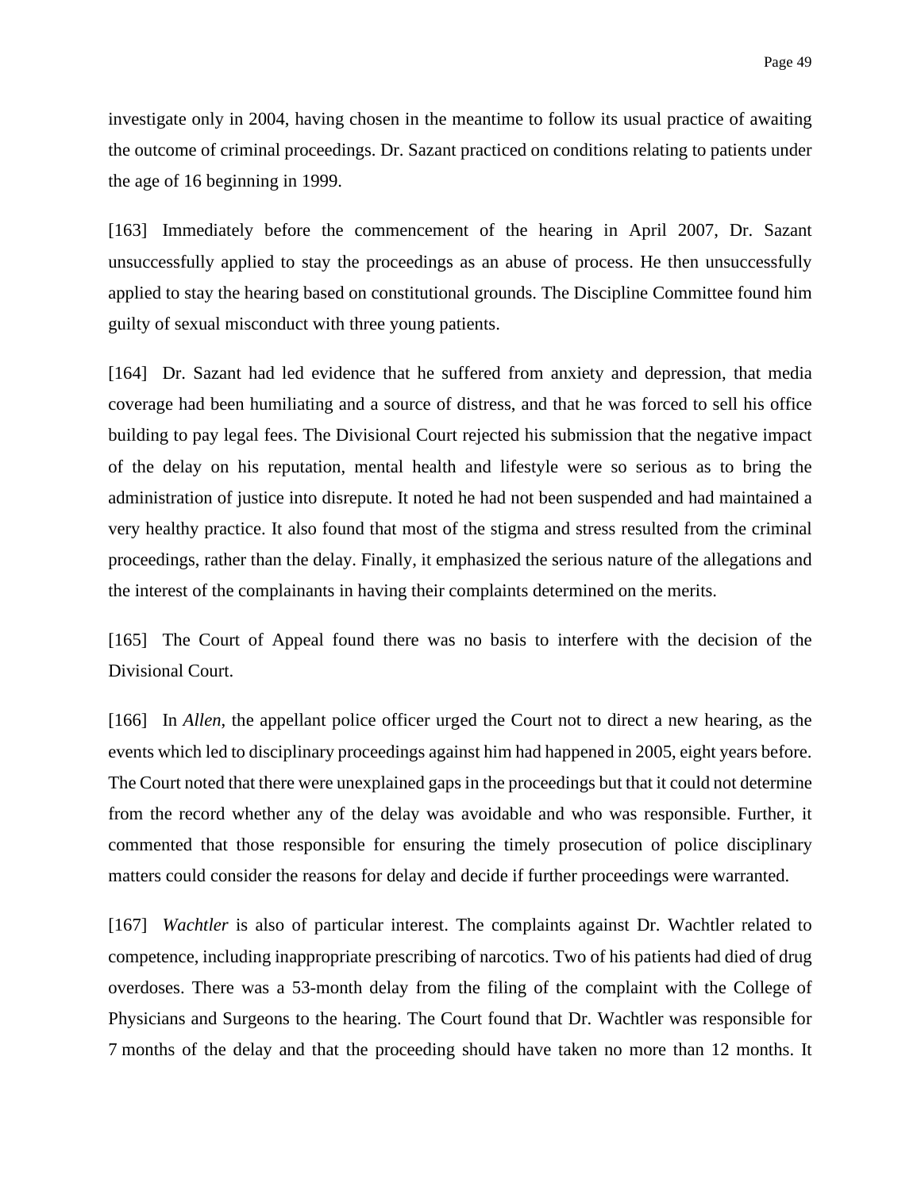investigate only in 2004, having chosen in the meantime to follow its usual practice of awaiting the outcome of criminal proceedings. Dr. Sazant practiced on conditions relating to patients under the age of 16 beginning in 1999.

[163] Immediately before the commencement of the hearing in April 2007, Dr. Sazant unsuccessfully applied to stay the proceedings as an abuse of process. He then unsuccessfully applied to stay the hearing based on constitutional grounds. The Discipline Committee found him guilty of sexual misconduct with three young patients.

[164] Dr. Sazant had led evidence that he suffered from anxiety and depression, that media coverage had been humiliating and a source of distress, and that he was forced to sell his office building to pay legal fees. The Divisional Court rejected his submission that the negative impact of the delay on his reputation, mental health and lifestyle were so serious as to bring the administration of justice into disrepute. It noted he had not been suspended and had maintained a very healthy practice. It also found that most of the stigma and stress resulted from the criminal proceedings, rather than the delay. Finally, it emphasized the serious nature of the allegations and the interest of the complainants in having their complaints determined on the merits.

[165] The Court of Appeal found there was no basis to interfere with the decision of the Divisional Court.

[166] In *Allen*, the appellant police officer urged the Court not to direct a new hearing, as the events which led to disciplinary proceedings against him had happened in 2005, eight years before. The Court noted that there were unexplained gaps in the proceedings but that it could not determine from the record whether any of the delay was avoidable and who was responsible. Further, it commented that those responsible for ensuring the timely prosecution of police disciplinary matters could consider the reasons for delay and decide if further proceedings were warranted.

[167] *Wachtler* is also of particular interest. The complaints against Dr. Wachtler related to competence, including inappropriate prescribing of narcotics. Two of his patients had died of drug overdoses. There was a 53-month delay from the filing of the complaint with the College of Physicians and Surgeons to the hearing. The Court found that Dr. Wachtler was responsible for 7 months of the delay and that the proceeding should have taken no more than 12 months. It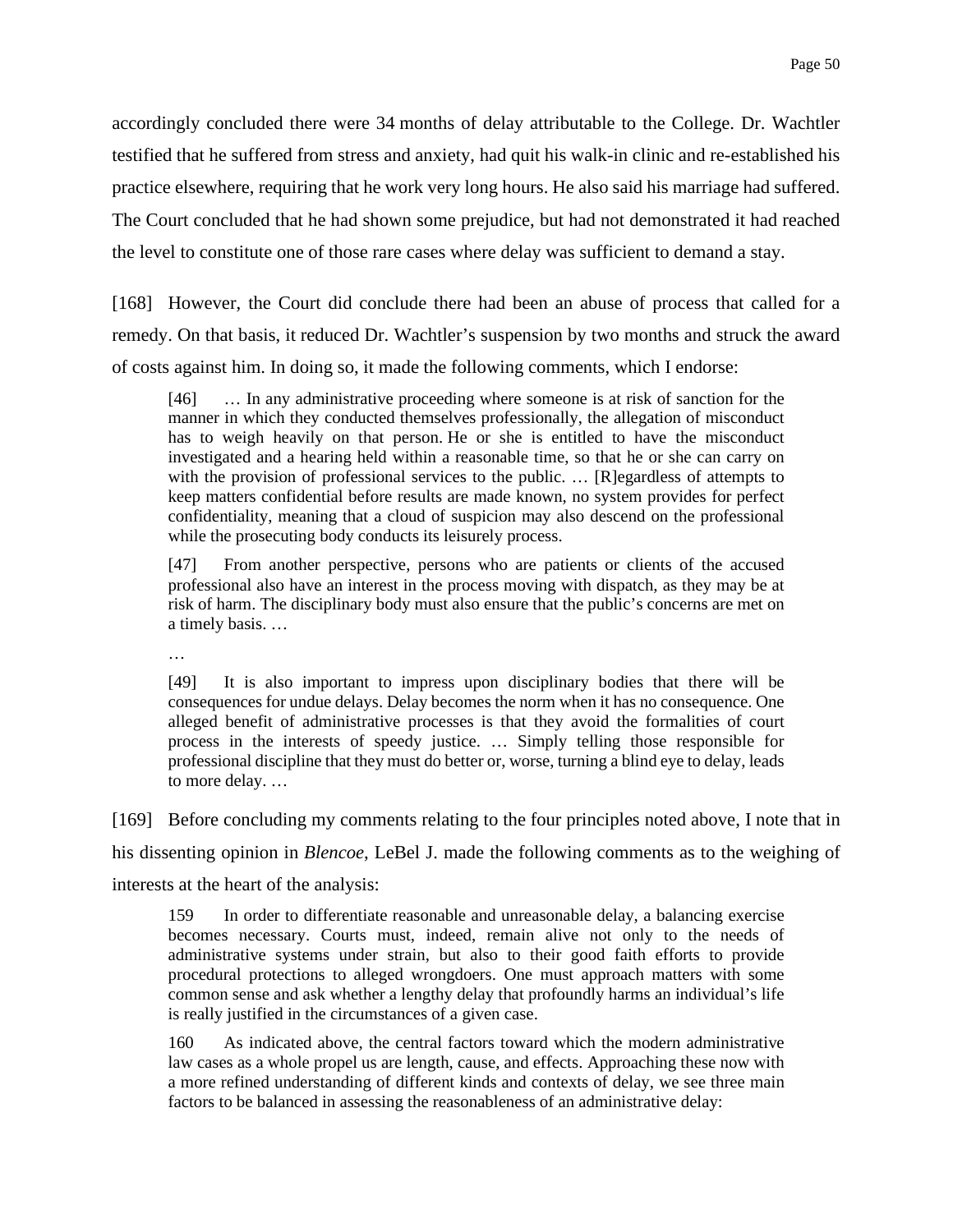accordingly concluded there were 34 months of delay attributable to the College. Dr. Wachtler testified that he suffered from stress and anxiety, had quit his walk-in clinic and re-established his practice elsewhere, requiring that he work very long hours. He also said his marriage had suffered. The Court concluded that he had shown some prejudice, but had not demonstrated it had reached the level to constitute one of those rare cases where delay was sufficient to demand a stay.

[168] However, the Court did conclude there had been an abuse of process that called for a remedy. On that basis, it reduced Dr. Wachtler's suspension by two months and struck the award of costs against him. In doing so, it made the following comments, which I endorse:

> [46] … In any administrative proceeding where someone is at risk of sanction for the manner in which they conducted themselves professionally, the allegation of misconduct has to weigh heavily on that person. He or she is entitled to have the misconduct investigated and a hearing held within a reasonable time, so that he or she can carry on with the provision of professional services to the public. … [R]egardless of attempts to keep matters confidential before results are made known, no system provides for perfect confidentiality, meaning that a cloud of suspicion may also descend on the professional while the prosecuting body conducts its leisurely process.
>
> [47] From another perspective, persons who are patients or clients of the accused professional also have an interest in the process moving with dispatch, as they may be at risk of harm. The disciplinary body must also ensure that the public's concerns are met on a timely basis. …
>
> …
>
> [49] It is also important to impress upon disciplinary bodies that there will be consequences for undue delays. Delay becomes the norm when it has no consequence. One alleged benefit of administrative processes is that they avoid the formalities of court process in the interests of speedy justice. … Simply telling those responsible for professional discipline that they must do better or, worse, turning a blind eye to delay, leads to more delay. …

[169] Before concluding my comments relating to the four principles noted above, I note that in his dissenting opinion in *Blencoe*, LeBel J. made the following comments as to the weighing of interests at the heart of the analysis:

> 159 In order to differentiate reasonable and unreasonable delay, a balancing exercise becomes necessary. Courts must, indeed, remain alive not only to the needs of administrative systems under strain, but also to their good faith efforts to provide procedural protections to alleged wrongdoers. One must approach matters with some common sense and ask whether a lengthy delay that profoundly harms an individual's life is really justified in the circumstances of a given case.
>
> 160 As indicated above, the central factors toward which the modern administrative law cases as a whole propel us are length, cause, and effects. Approaching these now with a more refined understanding of different kinds and contexts of delay, we see three main factors to be balanced in assessing the reasonableness of an administrative delay: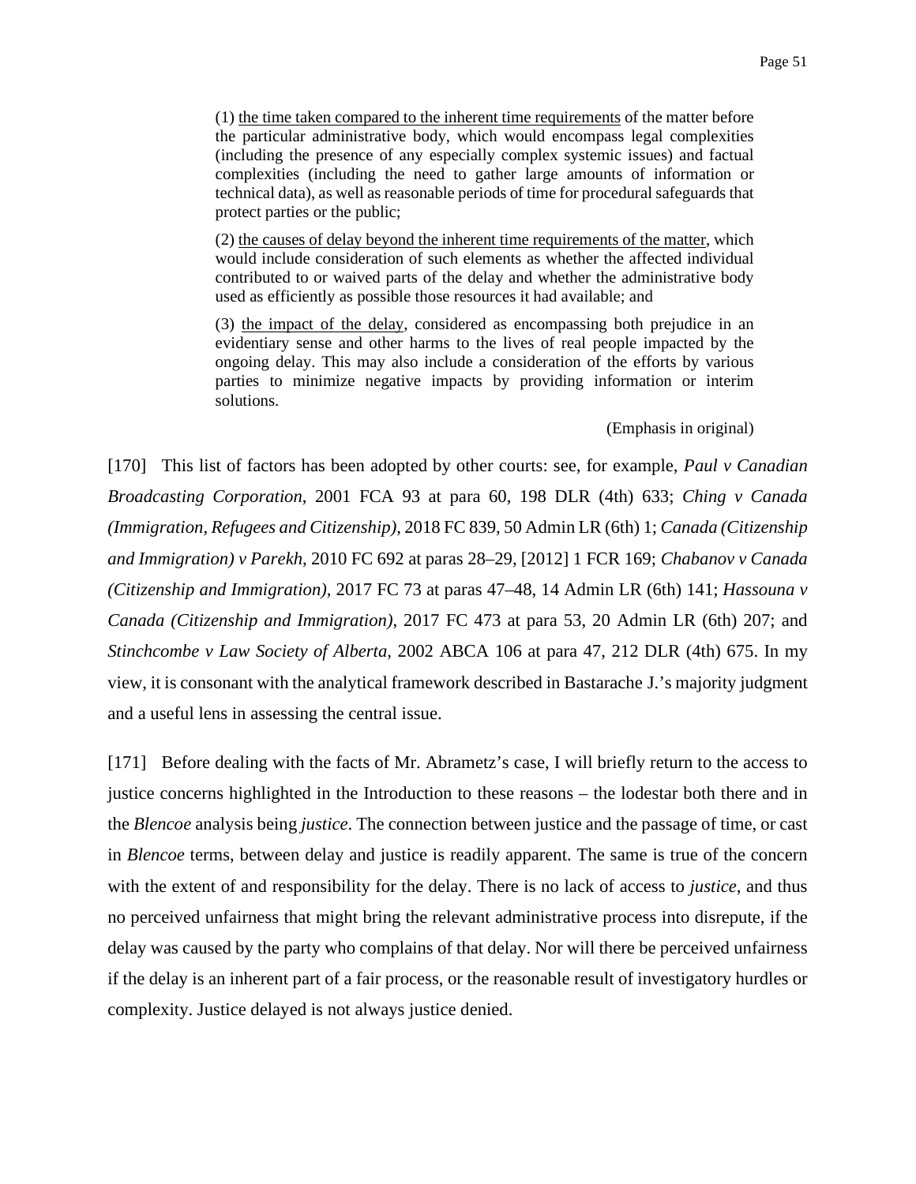> (1) <u>the time taken compared to the inherent time requirements</u> of the matter before the particular administrative body, which would encompass legal complexities (including the presence of any especially complex systemic issues) and factual complexities (including the need to gather large amounts of information or technical data), as well as reasonable periods of time for procedural safeguards that protect parties or the public;
>
> (2) <u>the causes of delay beyond the inherent time requirements of the matter</u>, which would include consideration of such elements as whether the affected individual contributed to or waived parts of the delay and whether the administrative body used as efficiently as possible those resources it had available; and
>
> (3) <u>the impact of the delay</u>, considered as encompassing both prejudice in an evidentiary sense and other harms to the lives of real people impacted by the ongoing delay. This may also include a consideration of the efforts by various parties to minimize negative impacts by providing information or interim solutions.
>
> (Emphasis in original)

[170] This list of factors has been adopted by other courts: see, for example, *Paul v Canadian Broadcasting Corporation*, 2001 FCA 93 at para 60, 198 DLR (4th) 633; *Ching v Canada (Immigration, Refugees and Citizenship)*, 2018 FC 839, 50 Admin LR (6th) 1; *Canada (Citizenship and Immigration) v Parekh*, 2010 FC 692 at paras 28–29, [2012] 1 FCR 169; *Chabanov v Canada (Citizenship and Immigration)*, 2017 FC 73 at paras 47–48, 14 Admin LR (6th) 141; *Hassouna v Canada (Citizenship and Immigration)*, 2017 FC 473 at para 53, 20 Admin LR (6th) 207; and *Stinchcombe v Law Society of Alberta*, 2002 ABCA 106 at para 47, 212 DLR (4th) 675. In my view, it is consonant with the analytical framework described in Bastarache J.'s majority judgment and a useful lens in assessing the central issue.

[171] Before dealing with the facts of Mr. Abrametz's case, I will briefly return to the access to justice concerns highlighted in the Introduction to these reasons – the lodestar both there and in the *Blencoe* analysis being *justice*. The connection between justice and the passage of time, or cast in *Blencoe* terms, between delay and justice is readily apparent. The same is true of the concern with the extent of and responsibility for the delay. There is no lack of access to *justice*, and thus no perceived unfairness that might bring the relevant administrative process into disrepute, if the delay was caused by the party who complains of that delay. Nor will there be perceived unfairness if the delay is an inherent part of a fair process, or the reasonable result of investigatory hurdles or complexity. Justice delayed is not always justice denied.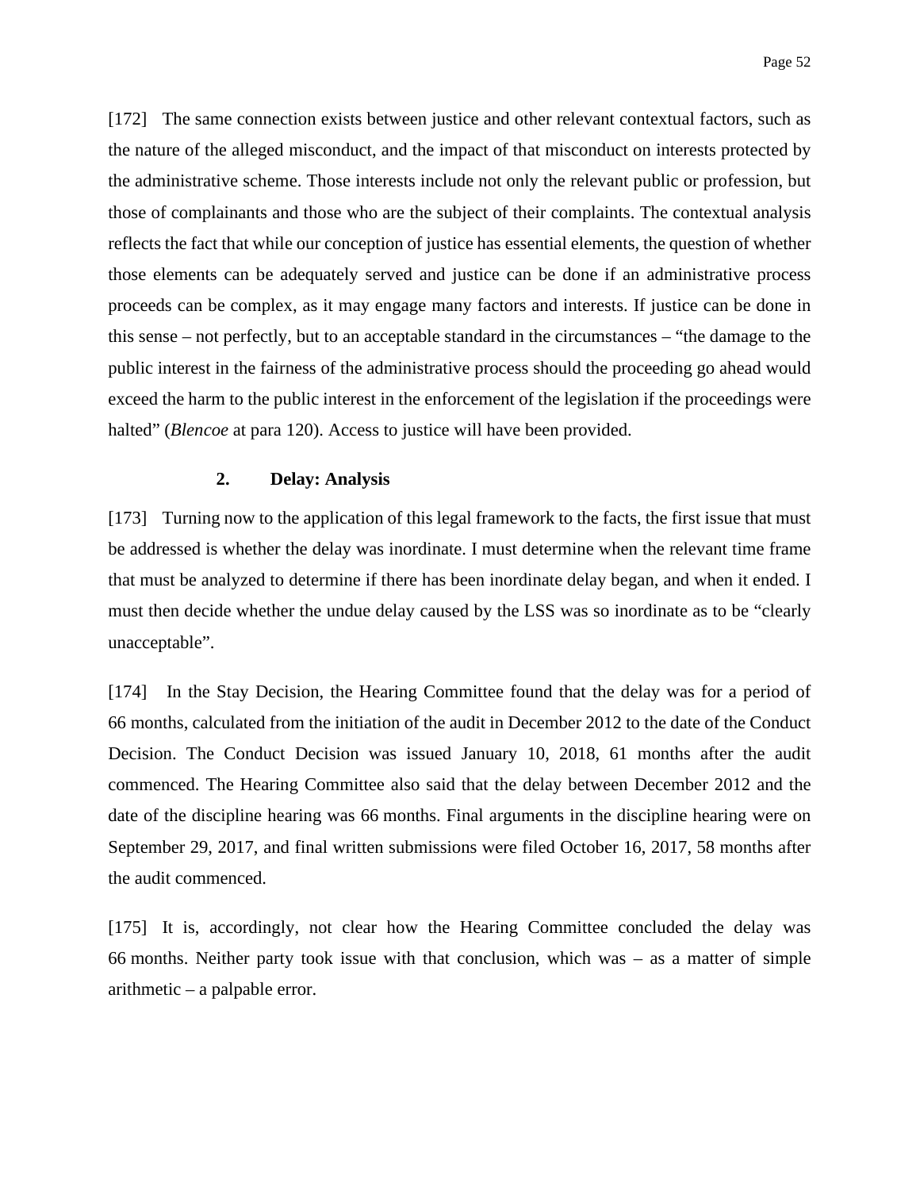[172] The same connection exists between justice and other relevant contextual factors, such as the nature of the alleged misconduct, and the impact of that misconduct on interests protected by the administrative scheme. Those interests include not only the relevant public or profession, but those of complainants and those who are the subject of their complaints. The contextual analysis reflects the fact that while our conception of justice has essential elements, the question of whether those elements can be adequately served and justice can be done if an administrative process proceeds can be complex, as it may engage many factors and interests. If justice can be done in this sense – not perfectly, but to an acceptable standard in the circumstances – "the damage to the public interest in the fairness of the administrative process should the proceeding go ahead would exceed the harm to the public interest in the enforcement of the legislation if the proceedings were halted" (*Blencoe* at para 120). Access to justice will have been provided.

### 2. Delay: Analysis

[173] Turning now to the application of this legal framework to the facts, the first issue that must be addressed is whether the delay was inordinate. I must determine when the relevant time frame that must be analyzed to determine if there has been inordinate delay began, and when it ended. I must then decide whether the undue delay caused by the LSS was so inordinate as to be "clearly unacceptable".

[174] In the Stay Decision, the Hearing Committee found that the delay was for a period of 66 months, calculated from the initiation of the audit in December 2012 to the date of the Conduct Decision. The Conduct Decision was issued January 10, 2018, 61 months after the audit commenced. The Hearing Committee also said that the delay between December 2012 and the date of the discipline hearing was 66 months. Final arguments in the discipline hearing were on September 29, 2017, and final written submissions were filed October 16, 2017, 58 months after the audit commenced.

[175] It is, accordingly, not clear how the Hearing Committee concluded the delay was 66 months. Neither party took issue with that conclusion, which was – as a matter of simple arithmetic – a palpable error.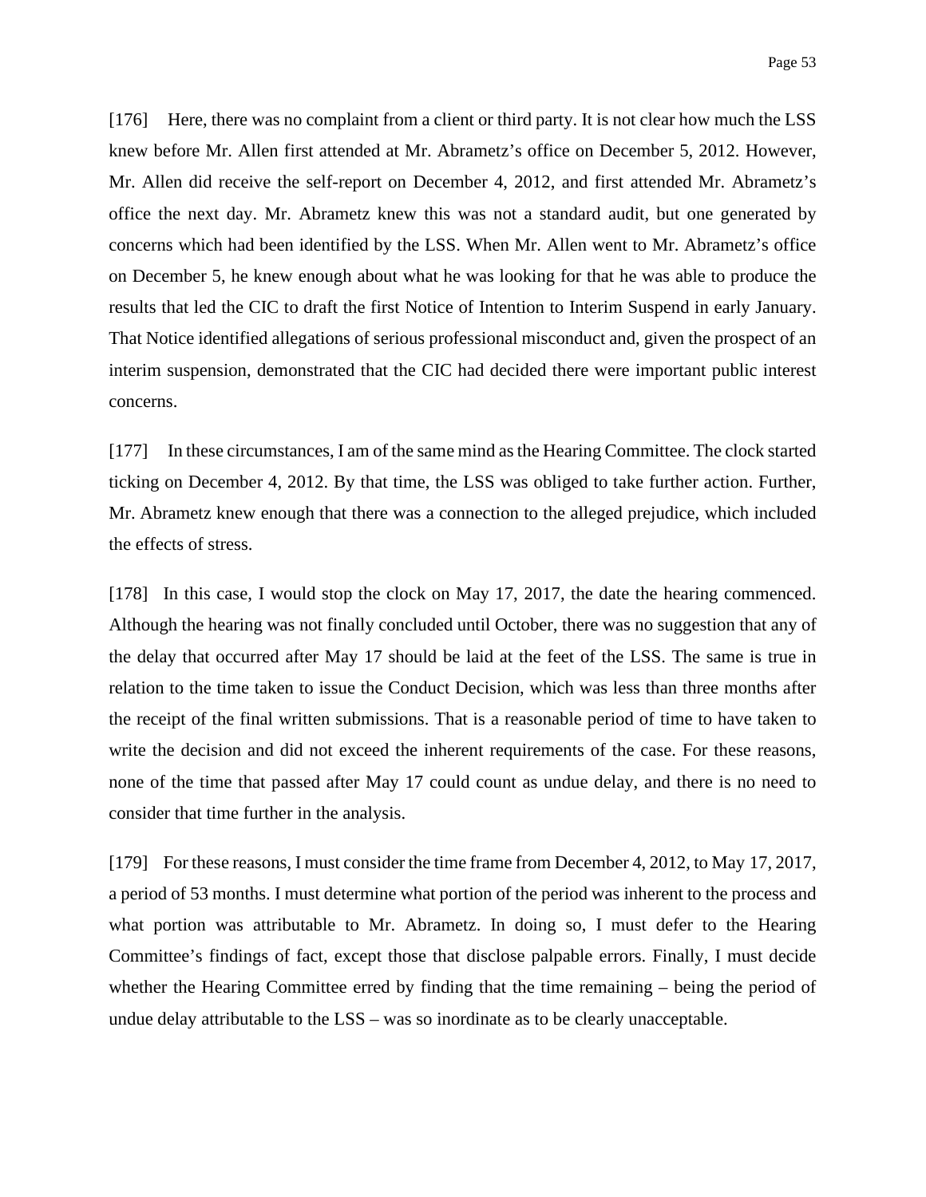[176] Here, there was no complaint from a client or third party. It is not clear how much the LSS knew before Mr. Allen first attended at Mr. Abrametz's office on December 5, 2012. However, Mr. Allen did receive the self-report on December 4, 2012, and first attended Mr. Abrametz's office the next day. Mr. Abrametz knew this was not a standard audit, but one generated by concerns which had been identified by the LSS. When Mr. Allen went to Mr. Abrametz's office on December 5, he knew enough about what he was looking for that he was able to produce the results that led the CIC to draft the first Notice of Intention to Interim Suspend in early January. That Notice identified allegations of serious professional misconduct and, given the prospect of an interim suspension, demonstrated that the CIC had decided there were important public interest concerns.

[177] In these circumstances, I am of the same mind as the Hearing Committee. The clock started ticking on December 4, 2012. By that time, the LSS was obliged to take further action. Further, Mr. Abrametz knew enough that there was a connection to the alleged prejudice, which included the effects of stress.

[178] In this case, I would stop the clock on May 17, 2017, the date the hearing commenced. Although the hearing was not finally concluded until October, there was no suggestion that any of the delay that occurred after May 17 should be laid at the feet of the LSS. The same is true in relation to the time taken to issue the Conduct Decision, which was less than three months after the receipt of the final written submissions. That is a reasonable period of time to have taken to write the decision and did not exceed the inherent requirements of the case. For these reasons, none of the time that passed after May 17 could count as undue delay, and there is no need to consider that time further in the analysis.

[179] For these reasons, I must consider the time frame from December 4, 2012, to May 17, 2017, a period of 53 months. I must determine what portion of the period was inherent to the process and what portion was attributable to Mr. Abrametz. In doing so, I must defer to the Hearing Committee's findings of fact, except those that disclose palpable errors. Finally, I must decide whether the Hearing Committee erred by finding that the time remaining – being the period of undue delay attributable to the LSS – was so inordinate as to be clearly unacceptable.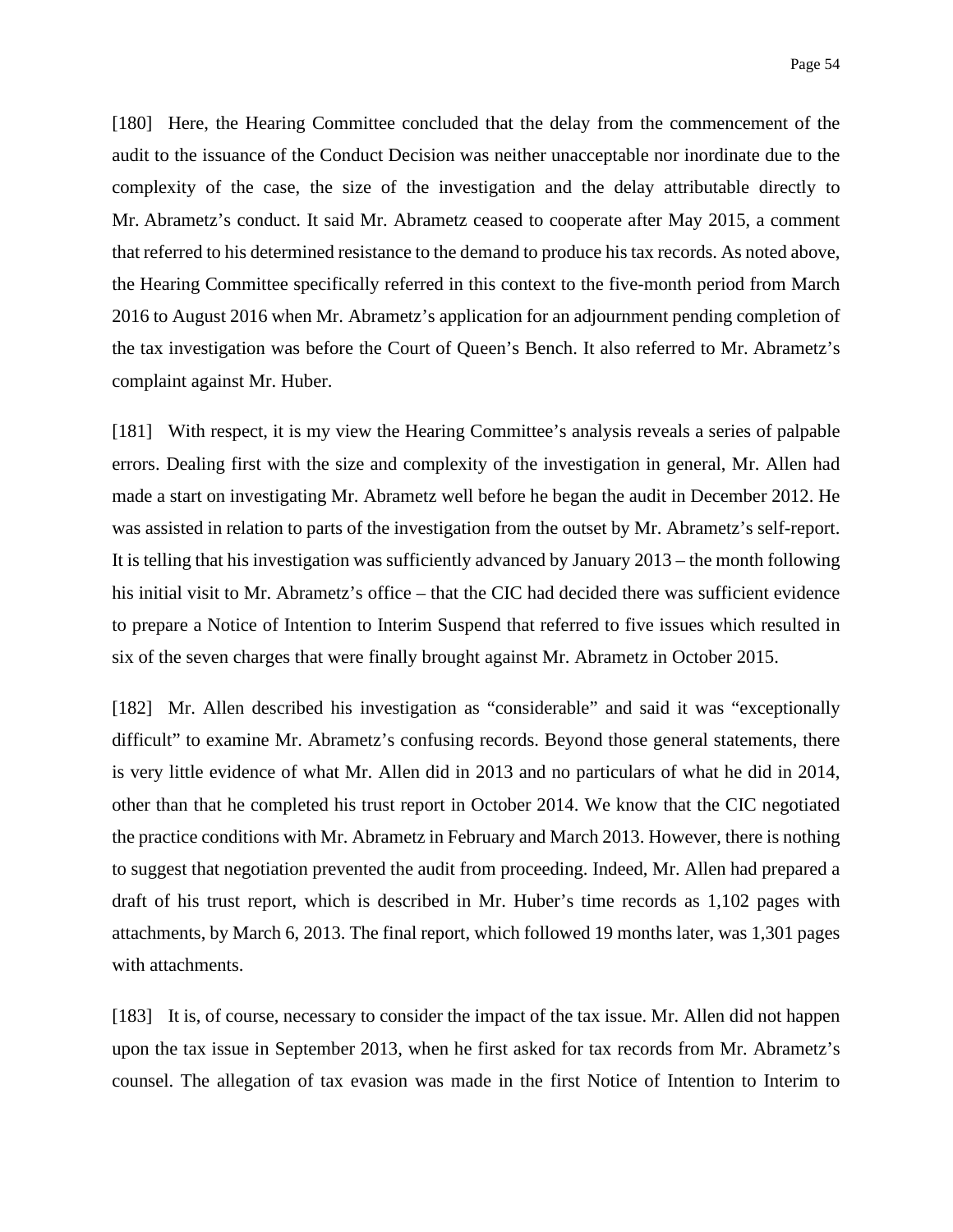[180] Here, the Hearing Committee concluded that the delay from the commencement of the audit to the issuance of the Conduct Decision was neither unacceptable nor inordinate due to the complexity of the case, the size of the investigation and the delay attributable directly to Mr. Abrametz's conduct. It said Mr. Abrametz ceased to cooperate after May 2015, a comment that referred to his determined resistance to the demand to produce his tax records. As noted above, the Hearing Committee specifically referred in this context to the five-month period from March 2016 to August 2016 when Mr. Abrametz's application for an adjournment pending completion of the tax investigation was before the Court of Queen's Bench. It also referred to Mr. Abrametz's complaint against Mr. Huber.

[181] With respect, it is my view the Hearing Committee's analysis reveals a series of palpable errors. Dealing first with the size and complexity of the investigation in general, Mr. Allen had made a start on investigating Mr. Abrametz well before he began the audit in December 2012. He was assisted in relation to parts of the investigation from the outset by Mr. Abrametz's self-report. It is telling that his investigation was sufficiently advanced by January 2013 – the month following his initial visit to Mr. Abrametz's office – that the CIC had decided there was sufficient evidence to prepare a Notice of Intention to Interim Suspend that referred to five issues which resulted in six of the seven charges that were finally brought against Mr. Abrametz in October 2015.

[182] Mr. Allen described his investigation as "considerable" and said it was "exceptionally difficult" to examine Mr. Abrametz's confusing records. Beyond those general statements, there is very little evidence of what Mr. Allen did in 2013 and no particulars of what he did in 2014, other than that he completed his trust report in October 2014. We know that the CIC negotiated the practice conditions with Mr. Abrametz in February and March 2013. However, there is nothing to suggest that negotiation prevented the audit from proceeding. Indeed, Mr. Allen had prepared a draft of his trust report, which is described in Mr. Huber's time records as 1,102 pages with attachments, by March 6, 2013. The final report, which followed 19 months later, was 1,301 pages with attachments.

[183] It is, of course, necessary to consider the impact of the tax issue. Mr. Allen did not happen upon the tax issue in September 2013, when he first asked for tax records from Mr. Abrametz's counsel. The allegation of tax evasion was made in the first Notice of Intention to Interim to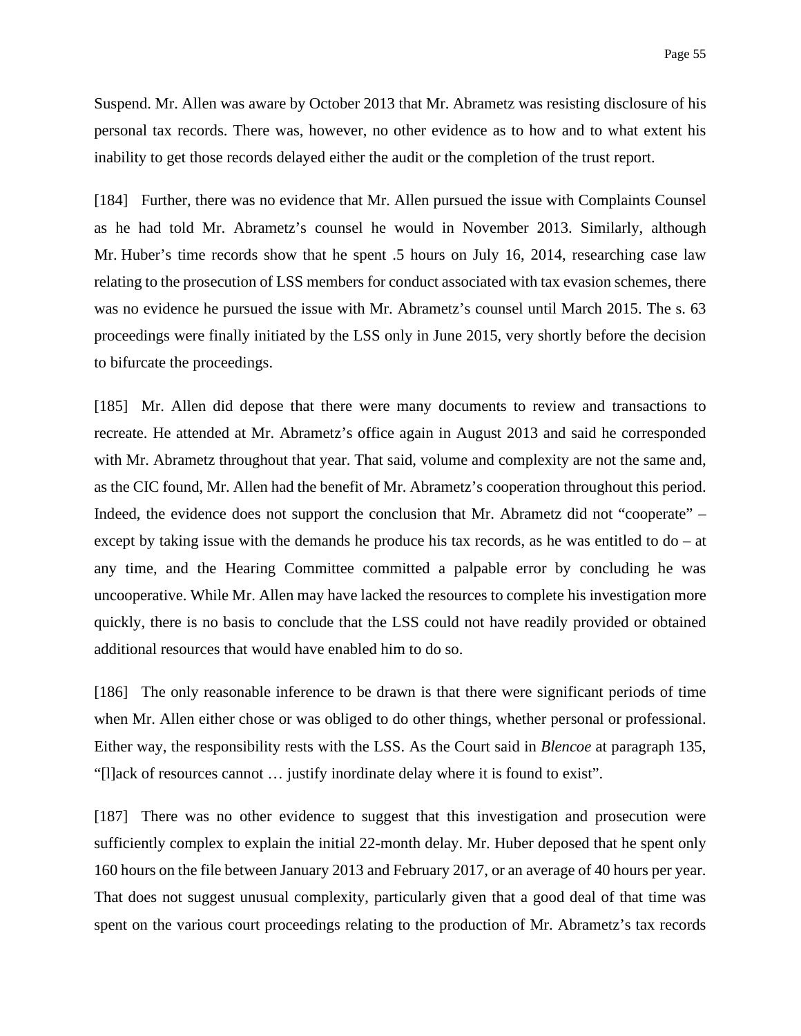Suspend. Mr. Allen was aware by October 2013 that Mr. Abrametz was resisting disclosure of his personal tax records. There was, however, no other evidence as to how and to what extent his inability to get those records delayed either the audit or the completion of the trust report.

[184] Further, there was no evidence that Mr. Allen pursued the issue with Complaints Counsel as he had told Mr. Abrametz's counsel he would in November 2013. Similarly, although Mr. Huber's time records show that he spent .5 hours on July 16, 2014, researching case law relating to the prosecution of LSS members for conduct associated with tax evasion schemes, there was no evidence he pursued the issue with Mr. Abrametz's counsel until March 2015. The s. 63 proceedings were finally initiated by the LSS only in June 2015, very shortly before the decision to bifurcate the proceedings.

[185] Mr. Allen did depose that there were many documents to review and transactions to recreate. He attended at Mr. Abrametz's office again in August 2013 and said he corresponded with Mr. Abrametz throughout that year. That said, volume and complexity are not the same and, as the CIC found, Mr. Allen had the benefit of Mr. Abrametz's cooperation throughout this period. Indeed, the evidence does not support the conclusion that Mr. Abrametz did not "cooperate" – except by taking issue with the demands he produce his tax records, as he was entitled to do – at any time, and the Hearing Committee committed a palpable error by concluding he was uncooperative. While Mr. Allen may have lacked the resources to complete his investigation more quickly, there is no basis to conclude that the LSS could not have readily provided or obtained additional resources that would have enabled him to do so.

[186] The only reasonable inference to be drawn is that there were significant periods of time when Mr. Allen either chose or was obliged to do other things, whether personal or professional. Either way, the responsibility rests with the LSS. As the Court said in *Blencoe* at paragraph 135, "[l]ack of resources cannot … justify inordinate delay where it is found to exist".

[187] There was no other evidence to suggest that this investigation and prosecution were sufficiently complex to explain the initial 22-month delay. Mr. Huber deposed that he spent only 160 hours on the file between January 2013 and February 2017, or an average of 40 hours per year. That does not suggest unusual complexity, particularly given that a good deal of that time was spent on the various court proceedings relating to the production of Mr. Abrametz's tax records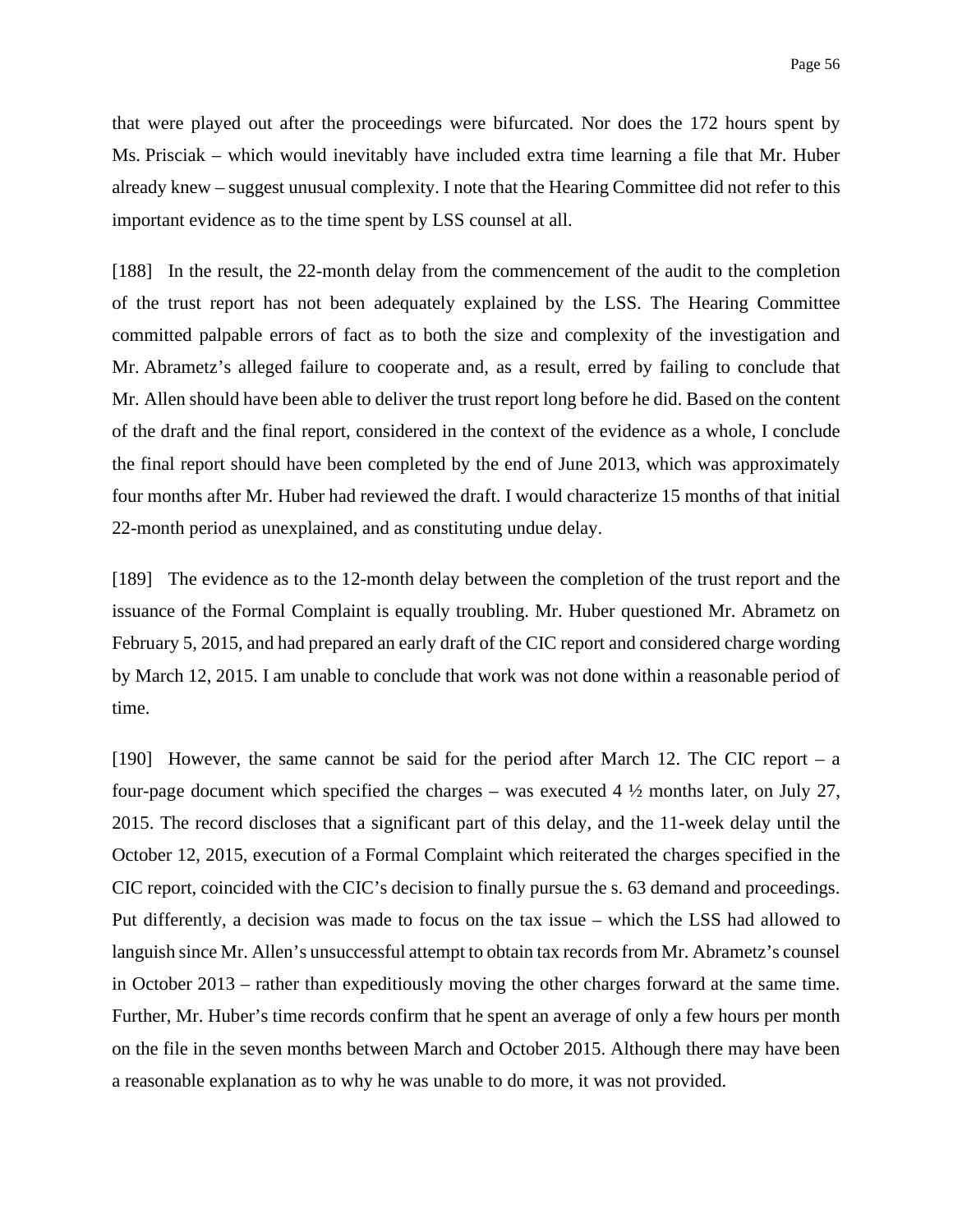that were played out after the proceedings were bifurcated. Nor does the 172 hours spent by Ms. Prisciak – which would inevitably have included extra time learning a file that Mr. Huber already knew – suggest unusual complexity. I note that the Hearing Committee did not refer to this important evidence as to the time spent by LSS counsel at all.

[188] In the result, the 22-month delay from the commencement of the audit to the completion of the trust report has not been adequately explained by the LSS. The Hearing Committee committed palpable errors of fact as to both the size and complexity of the investigation and Mr. Abrametz's alleged failure to cooperate and, as a result, erred by failing to conclude that Mr. Allen should have been able to deliver the trust report long before he did. Based on the content of the draft and the final report, considered in the context of the evidence as a whole, I conclude the final report should have been completed by the end of June 2013, which was approximately four months after Mr. Huber had reviewed the draft. I would characterize 15 months of that initial 22-month period as unexplained, and as constituting undue delay.

[189] The evidence as to the 12-month delay between the completion of the trust report and the issuance of the Formal Complaint is equally troubling. Mr. Huber questioned Mr. Abrametz on February 5, 2015, and had prepared an early draft of the CIC report and considered charge wording by March 12, 2015. I am unable to conclude that work was not done within a reasonable period of time.

[190] However, the same cannot be said for the period after March 12. The CIC report – a four-page document which specified the charges – was executed 4 ½ months later, on July 27, 2015. The record discloses that a significant part of this delay, and the 11-week delay until the October 12, 2015, execution of a Formal Complaint which reiterated the charges specified in the CIC report, coincided with the CIC's decision to finally pursue the s. 63 demand and proceedings. Put differently, a decision was made to focus on the tax issue – which the LSS had allowed to languish since Mr. Allen's unsuccessful attempt to obtain tax records from Mr. Abrametz's counsel in October 2013 – rather than expeditiously moving the other charges forward at the same time. Further, Mr. Huber's time records confirm that he spent an average of only a few hours per month on the file in the seven months between March and October 2015. Although there may have been a reasonable explanation as to why he was unable to do more, it was not provided.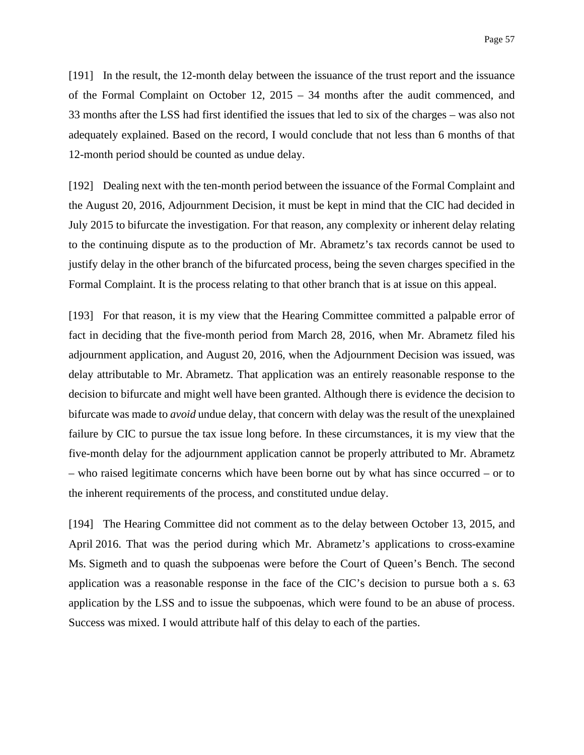[191] In the result, the 12-month delay between the issuance of the trust report and the issuance of the Formal Complaint on October 12, 2015 – 34 months after the audit commenced, and 33 months after the LSS had first identified the issues that led to six of the charges – was also not adequately explained. Based on the record, I would conclude that not less than 6 months of that 12-month period should be counted as undue delay.

[192] Dealing next with the ten-month period between the issuance of the Formal Complaint and the August 20, 2016, Adjournment Decision, it must be kept in mind that the CIC had decided in July 2015 to bifurcate the investigation. For that reason, any complexity or inherent delay relating to the continuing dispute as to the production of Mr. Abrametz's tax records cannot be used to justify delay in the other branch of the bifurcated process, being the seven charges specified in the Formal Complaint. It is the process relating to that other branch that is at issue on this appeal.

[193] For that reason, it is my view that the Hearing Committee committed a palpable error of fact in deciding that the five-month period from March 28, 2016, when Mr. Abrametz filed his adjournment application, and August 20, 2016, when the Adjournment Decision was issued, was delay attributable to Mr. Abrametz. That application was an entirely reasonable response to the decision to bifurcate and might well have been granted. Although there is evidence the decision to bifurcate was made to *avoid* undue delay, that concern with delay was the result of the unexplained failure by CIC to pursue the tax issue long before. In these circumstances, it is my view that the five-month delay for the adjournment application cannot be properly attributed to Mr. Abrametz – who raised legitimate concerns which have been borne out by what has since occurred – or to the inherent requirements of the process, and constituted undue delay.

[194] The Hearing Committee did not comment as to the delay between October 13, 2015, and April 2016. That was the period during which Mr. Abrametz's applications to cross-examine Ms. Sigmeth and to quash the subpoenas were before the Court of Queen's Bench. The second application was a reasonable response in the face of the CIC's decision to pursue both a s. 63 application by the LSS and to issue the subpoenas, which were found to be an abuse of process. Success was mixed. I would attribute half of this delay to each of the parties.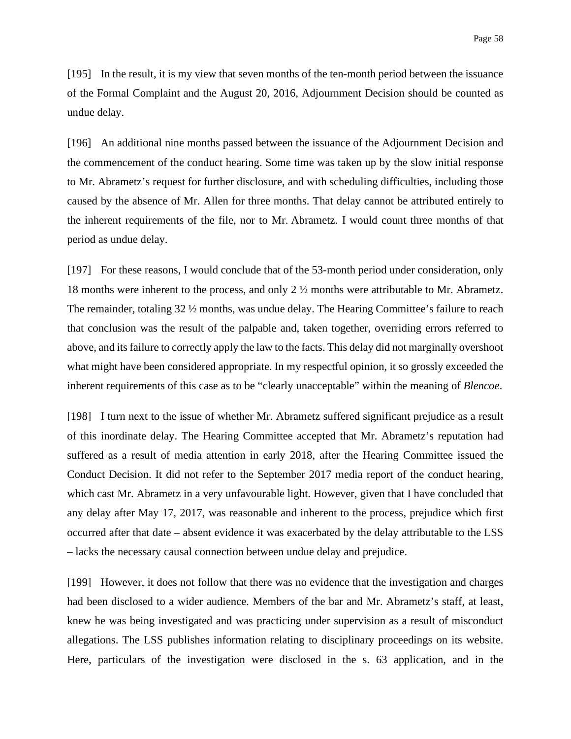[195] In the result, it is my view that seven months of the ten-month period between the issuance of the Formal Complaint and the August 20, 2016, Adjournment Decision should be counted as undue delay.

[196] An additional nine months passed between the issuance of the Adjournment Decision and the commencement of the conduct hearing. Some time was taken up by the slow initial response to Mr. Abrametz's request for further disclosure, and with scheduling difficulties, including those caused by the absence of Mr. Allen for three months. That delay cannot be attributed entirely to the inherent requirements of the file, nor to Mr. Abrametz. I would count three months of that period as undue delay.

[197] For these reasons, I would conclude that of the 53-month period under consideration, only 18 months were inherent to the process, and only 2 ½ months were attributable to Mr. Abrametz. The remainder, totaling 32 ½ months, was undue delay. The Hearing Committee's failure to reach that conclusion was the result of the palpable and, taken together, overriding errors referred to above, and its failure to correctly apply the law to the facts. This delay did not marginally overshoot what might have been considered appropriate. In my respectful opinion, it so grossly exceeded the inherent requirements of this case as to be "clearly unacceptable" within the meaning of *Blencoe*.

[198] I turn next to the issue of whether Mr. Abrametz suffered significant prejudice as a result of this inordinate delay. The Hearing Committee accepted that Mr. Abrametz's reputation had suffered as a result of media attention in early 2018, after the Hearing Committee issued the Conduct Decision. It did not refer to the September 2017 media report of the conduct hearing, which cast Mr. Abrametz in a very unfavourable light. However, given that I have concluded that any delay after May 17, 2017, was reasonable and inherent to the process, prejudice which first occurred after that date – absent evidence it was exacerbated by the delay attributable to the LSS – lacks the necessary causal connection between undue delay and prejudice.

[199] However, it does not follow that there was no evidence that the investigation and charges had been disclosed to a wider audience. Members of the bar and Mr. Abrametz's staff, at least, knew he was being investigated and was practicing under supervision as a result of misconduct allegations. The LSS publishes information relating to disciplinary proceedings on its website. Here, particulars of the investigation were disclosed in the s. 63 application, and in the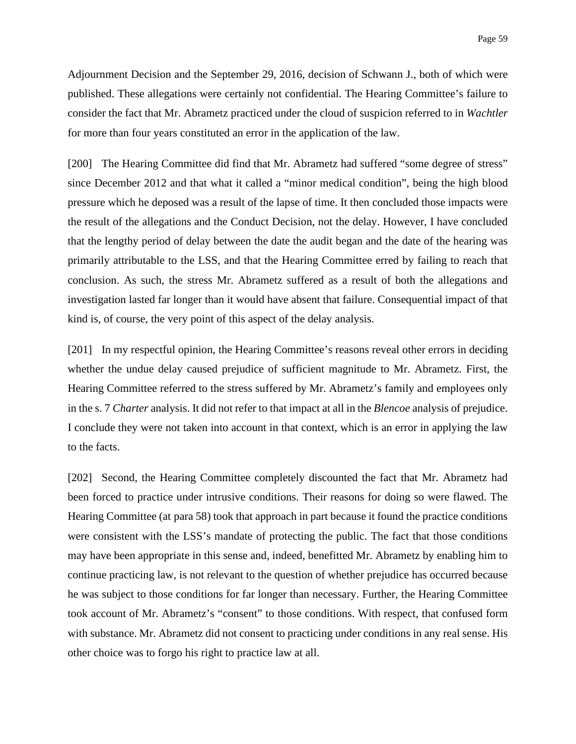Adjournment Decision and the September 29, 2016, decision of Schwann J., both of which were published. These allegations were certainly not confidential. The Hearing Committee's failure to consider the fact that Mr. Abrametz practiced under the cloud of suspicion referred to in *Wachtler* for more than four years constituted an error in the application of the law.

[200] The Hearing Committee did find that Mr. Abrametz had suffered "some degree of stress" since December 2012 and that what it called a "minor medical condition", being the high blood pressure which he deposed was a result of the lapse of time. It then concluded those impacts were the result of the allegations and the Conduct Decision, not the delay. However, I have concluded that the lengthy period of delay between the date the audit began and the date of the hearing was primarily attributable to the LSS, and that the Hearing Committee erred by failing to reach that conclusion. As such, the stress Mr. Abrametz suffered as a result of both the allegations and investigation lasted far longer than it would have absent that failure. Consequential impact of that kind is, of course, the very point of this aspect of the delay analysis.

[201] In my respectful opinion, the Hearing Committee's reasons reveal other errors in deciding whether the undue delay caused prejudice of sufficient magnitude to Mr. Abrametz. First, the Hearing Committee referred to the stress suffered by Mr. Abrametz's family and employees only in the s. 7 *Charter* analysis. It did not refer to that impact at all in the *Blencoe* analysis of prejudice. I conclude they were not taken into account in that context, which is an error in applying the law to the facts.

[202] Second, the Hearing Committee completely discounted the fact that Mr. Abrametz had been forced to practice under intrusive conditions. Their reasons for doing so were flawed. The Hearing Committee (at para 58) took that approach in part because it found the practice conditions were consistent with the LSS's mandate of protecting the public. The fact that those conditions may have been appropriate in this sense and, indeed, benefitted Mr. Abrametz by enabling him to continue practicing law, is not relevant to the question of whether prejudice has occurred because he was subject to those conditions for far longer than necessary. Further, the Hearing Committee took account of Mr. Abrametz's "consent" to those conditions. With respect, that confused form with substance. Mr. Abrametz did not consent to practicing under conditions in any real sense. His other choice was to forgo his right to practice law at all.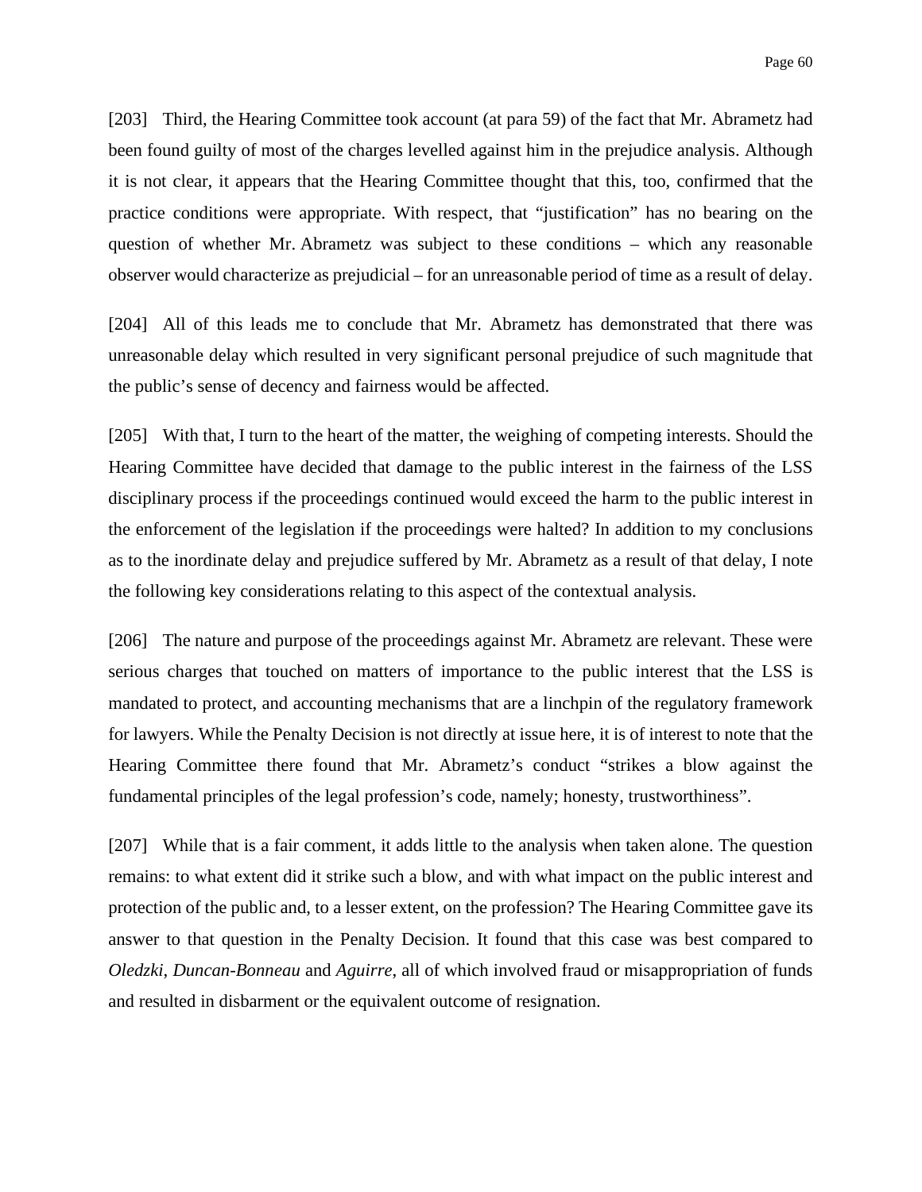[203] Third, the Hearing Committee took account (at para 59) of the fact that Mr. Abrametz had been found guilty of most of the charges levelled against him in the prejudice analysis. Although it is not clear, it appears that the Hearing Committee thought that this, too, confirmed that the practice conditions were appropriate. With respect, that "justification" has no bearing on the question of whether Mr. Abrametz was subject to these conditions – which any reasonable observer would characterize as prejudicial – for an unreasonable period of time as a result of delay.

[204] All of this leads me to conclude that Mr. Abrametz has demonstrated that there was unreasonable delay which resulted in very significant personal prejudice of such magnitude that the public's sense of decency and fairness would be affected.

[205] With that, I turn to the heart of the matter, the weighing of competing interests. Should the Hearing Committee have decided that damage to the public interest in the fairness of the LSS disciplinary process if the proceedings continued would exceed the harm to the public interest in the enforcement of the legislation if the proceedings were halted? In addition to my conclusions as to the inordinate delay and prejudice suffered by Mr. Abrametz as a result of that delay, I note the following key considerations relating to this aspect of the contextual analysis.

[206] The nature and purpose of the proceedings against Mr. Abrametz are relevant. These were serious charges that touched on matters of importance to the public interest that the LSS is mandated to protect, and accounting mechanisms that are a linchpin of the regulatory framework for lawyers. While the Penalty Decision is not directly at issue here, it is of interest to note that the Hearing Committee there found that Mr. Abrametz's conduct "strikes a blow against the fundamental principles of the legal profession's code, namely; honesty, trustworthiness".

[207] While that is a fair comment, it adds little to the analysis when taken alone. The question remains: to what extent did it strike such a blow, and with what impact on the public interest and protection of the public and, to a lesser extent, on the profession? The Hearing Committee gave its answer to that question in the Penalty Decision. It found that this case was best compared to *Oledzki*, *Duncan-Bonneau* and *Aguirre*, all of which involved fraud or misappropriation of funds and resulted in disbarment or the equivalent outcome of resignation.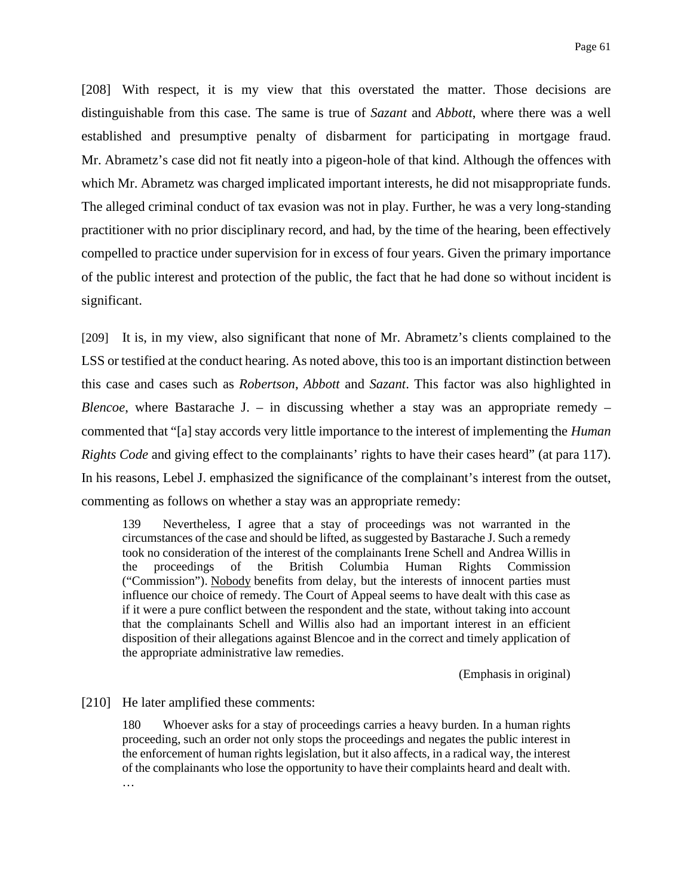[208] With respect, it is my view that this overstated the matter. Those decisions are distinguishable from this case. The same is true of *Sazant* and *Abbott*, where there was a well established and presumptive penalty of disbarment for participating in mortgage fraud. Mr. Abrametz's case did not fit neatly into a pigeon-hole of that kind. Although the offences with which Mr. Abrametz was charged implicated important interests, he did not misappropriate funds. The alleged criminal conduct of tax evasion was not in play. Further, he was a very long-standing practitioner with no prior disciplinary record, and had, by the time of the hearing, been effectively compelled to practice under supervision for in excess of four years. Given the primary importance of the public interest and protection of the public, the fact that he had done so without incident is significant.

[209] It is, in my view, also significant that none of Mr. Abrametz's clients complained to the LSS or testified at the conduct hearing. As noted above, this too is an important distinction between this case and cases such as *Robertson*, *Abbott* and *Sazant*. This factor was also highlighted in *Blencoe*, where Bastarache J. – in discussing whether a stay was an appropriate remedy – commented that "[a] stay accords very little importance to the interest of implementing the *Human Rights Code* and giving effect to the complainants' rights to have their cases heard" (at para 117). In his reasons, Lebel J. emphasized the significance of the complainant's interest from the outset, commenting as follows on whether a stay was an appropriate remedy:

> 139 Nevertheless, I agree that a stay of proceedings was not warranted in the circumstances of the case and should be lifted, as suggested by Bastarache J. Such a remedy took no consideration of the interest of the complainants Irene Schell and Andrea Willis in the proceedings of the British Columbia Human Rights Commission ("Commission"). <u>Nobody</u> benefits from delay, but the interests of innocent parties must influence our choice of remedy. The Court of Appeal seems to have dealt with this case as if it were a pure conflict between the respondent and the state, without taking into account that the complainants Schell and Willis also had an important interest in an efficient disposition of their allegations against Blencoe and in the correct and timely application of the appropriate administrative law remedies.
>
> (Emphasis in original)

[210] He later amplified these comments:

> 180 Whoever asks for a stay of proceedings carries a heavy burden. In a human rights proceeding, such an order not only stops the proceedings and negates the public interest in the enforcement of human rights legislation, but it also affects, in a radical way, the interest of the complainants who lose the opportunity to have their complaints heard and dealt with.
>
> …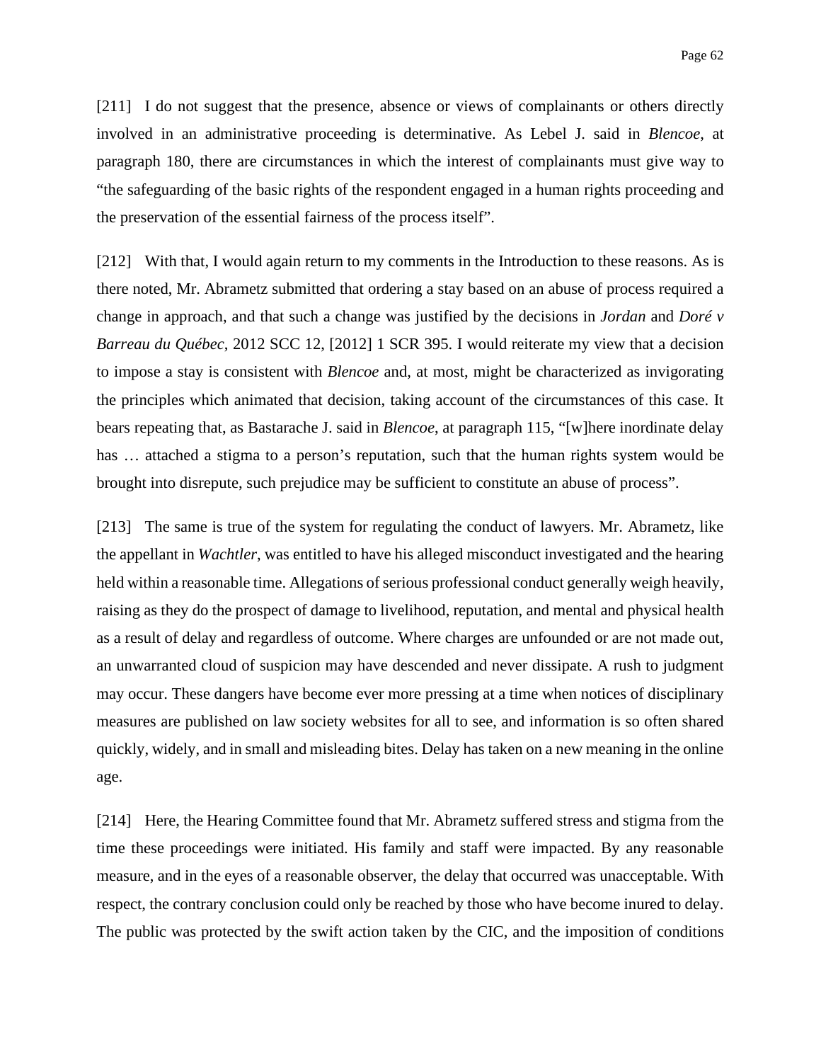[211] I do not suggest that the presence, absence or views of complainants or others directly involved in an administrative proceeding is determinative. As Lebel J. said in *Blencoe*, at paragraph 180, there are circumstances in which the interest of complainants must give way to "the safeguarding of the basic rights of the respondent engaged in a human rights proceeding and the preservation of the essential fairness of the process itself".

[212] With that, I would again return to my comments in the Introduction to these reasons. As is there noted, Mr. Abrametz submitted that ordering a stay based on an abuse of process required a change in approach, and that such a change was justified by the decisions in *Jordan* and *Doré v Barreau du Québec*, 2012 SCC 12, [2012] 1 SCR 395. I would reiterate my view that a decision to impose a stay is consistent with *Blencoe* and, at most, might be characterized as invigorating the principles which animated that decision, taking account of the circumstances of this case. It bears repeating that, as Bastarache J. said in *Blencoe*, at paragraph 115, "[w]here inordinate delay has … attached a stigma to a person's reputation, such that the human rights system would be brought into disrepute, such prejudice may be sufficient to constitute an abuse of process".

[213] The same is true of the system for regulating the conduct of lawyers. Mr. Abrametz, like the appellant in *Wachtler*, was entitled to have his alleged misconduct investigated and the hearing held within a reasonable time. Allegations of serious professional conduct generally weigh heavily, raising as they do the prospect of damage to livelihood, reputation, and mental and physical health as a result of delay and regardless of outcome. Where charges are unfounded or are not made out, an unwarranted cloud of suspicion may have descended and never dissipate. A rush to judgment may occur. These dangers have become ever more pressing at a time when notices of disciplinary measures are published on law society websites for all to see, and information is so often shared quickly, widely, and in small and misleading bites. Delay has taken on a new meaning in the online age.

[214] Here, the Hearing Committee found that Mr. Abrametz suffered stress and stigma from the time these proceedings were initiated. His family and staff were impacted. By any reasonable measure, and in the eyes of a reasonable observer, the delay that occurred was unacceptable. With respect, the contrary conclusion could only be reached by those who have become inured to delay. The public was protected by the swift action taken by the CIC, and the imposition of conditions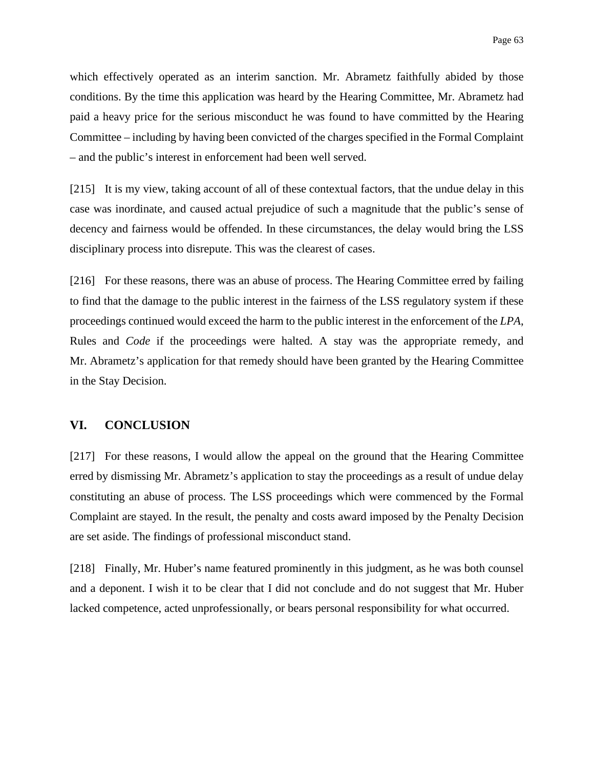which effectively operated as an interim sanction. Mr. Abrametz faithfully abided by those conditions. By the time this application was heard by the Hearing Committee, Mr. Abrametz had paid a heavy price for the serious misconduct he was found to have committed by the Hearing Committee – including by having been convicted of the charges specified in the Formal Complaint – and the public's interest in enforcement had been well served.

[215] It is my view, taking account of all of these contextual factors, that the undue delay in this case was inordinate, and caused actual prejudice of such a magnitude that the public's sense of decency and fairness would be offended. In these circumstances, the delay would bring the LSS disciplinary process into disrepute. This was the clearest of cases.

[216] For these reasons, there was an abuse of process. The Hearing Committee erred by failing to find that the damage to the public interest in the fairness of the LSS regulatory system if these proceedings continued would exceed the harm to the public interest in the enforcement of the *LPA*, Rules and *Code* if the proceedings were halted. A stay was the appropriate remedy, and Mr. Abrametz's application for that remedy should have been granted by the Hearing Committee in the Stay Decision.

## VI. CONCLUSION

[217] For these reasons, I would allow the appeal on the ground that the Hearing Committee erred by dismissing Mr. Abrametz's application to stay the proceedings as a result of undue delay constituting an abuse of process. The LSS proceedings which were commenced by the Formal Complaint are stayed. In the result, the penalty and costs award imposed by the Penalty Decision are set aside. The findings of professional misconduct stand.

[218] Finally, Mr. Huber's name featured prominently in this judgment, as he was both counsel and a deponent. I wish it to be clear that I did not conclude and do not suggest that Mr. Huber lacked competence, acted unprofessionally, or bears personal responsibility for what occurred.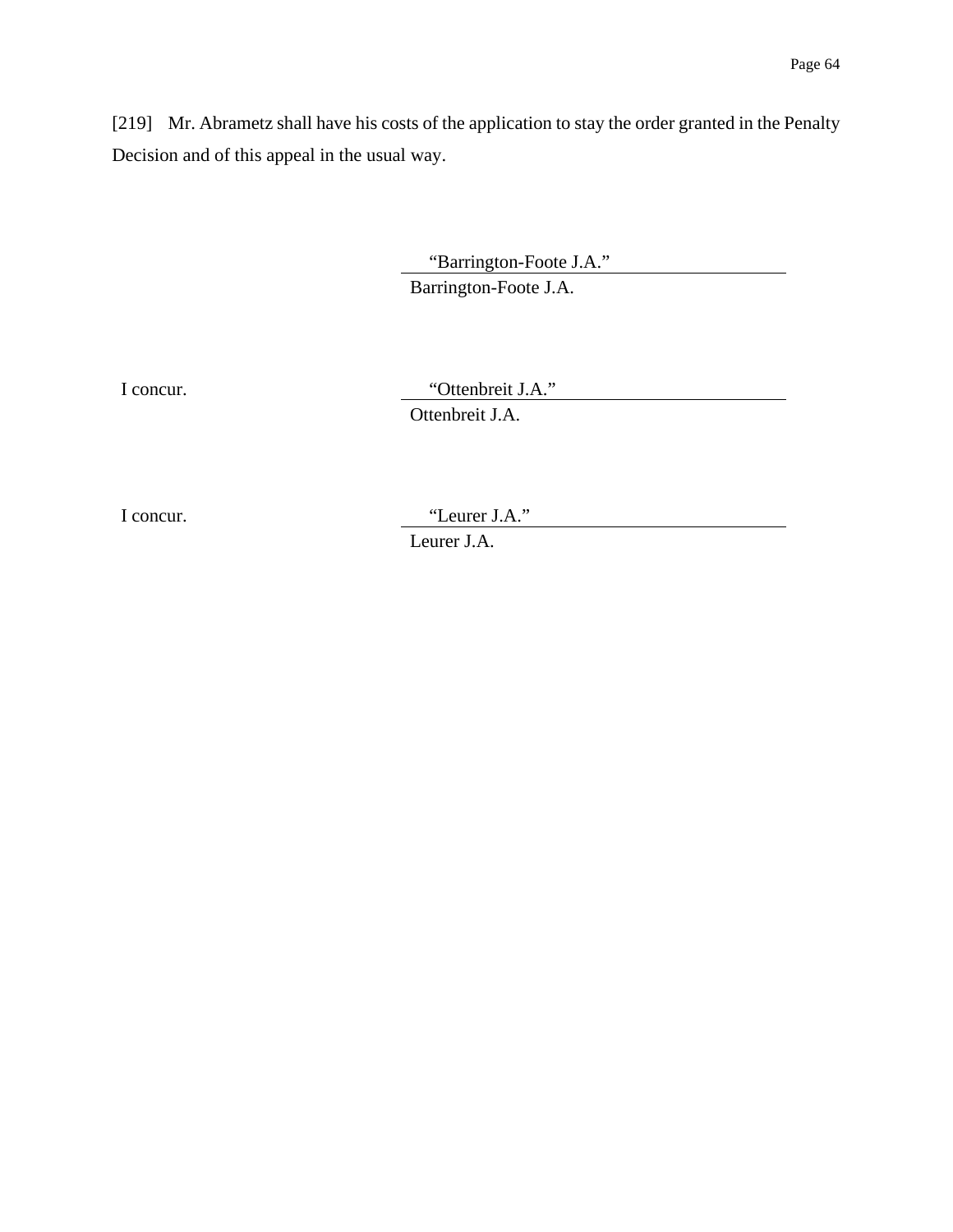[219] Mr. Abrametz shall have his costs of the application to stay the order granted in the Penalty Decision and of this appeal in the usual way.

"Barrington-Foote J.A."
Barrington-Foote J.A.

I concur. "Ottenbreit J.A."
Ottenbreit J.A.

I concur. "Leurer J.A."
Leurer J.A.